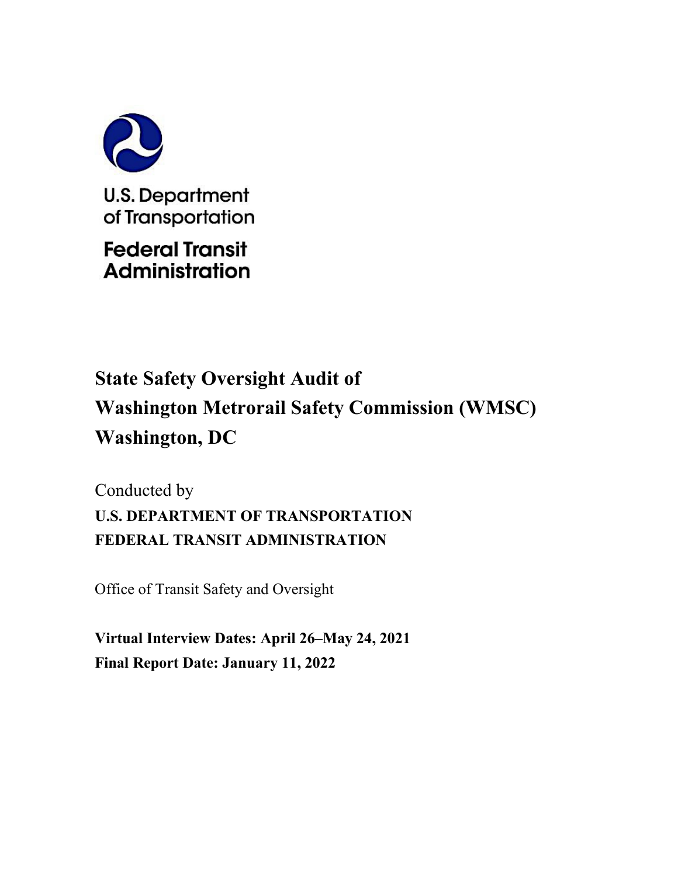U.S. Department of Transportation

Federal Transit Administration

# State Safety Oversight Audit of Washington Metrorail Safety Commission (WMSC) Washington, DC

Conducted by

**U.S. DEPARTMENT OF TRANSPORTATION**
**FEDERAL TRANSIT ADMINISTRATION**

Office of Transit Safety and Oversight

**Virtual Interview Dates: April 26–May 24, 2021**
**Final Report Date: January 11, 2022**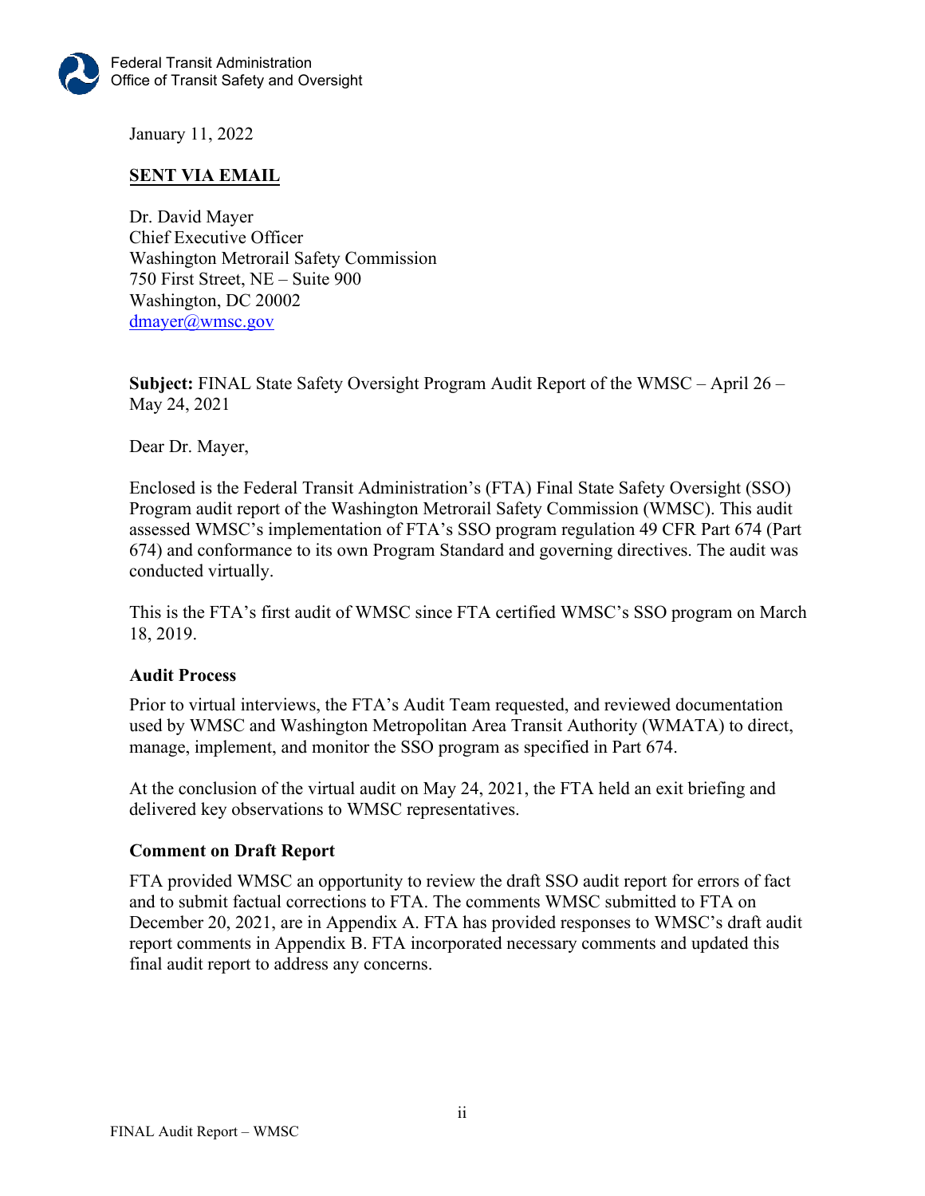Federal Transit Administration
Office of Transit Safety and Oversight

January 11, 2022

**SENT VIA EMAIL**

Dr. David Mayer
Chief Executive Officer
Washington Metrorail Safety Commission
750 First Street, NE – Suite 900
Washington, DC 20002
dmayer@wmsc.gov

**Subject:** FINAL State Safety Oversight Program Audit Report of the WMSC – April 26 – May 24, 2021

Dear Dr. Mayer,

Enclosed is the Federal Transit Administration's (FTA) Final State Safety Oversight (SSO) Program audit report of the Washington Metrorail Safety Commission (WMSC). This audit assessed WMSC's implementation of FTA's SSO program regulation 49 CFR Part 674 (Part 674) and conformance to its own Program Standard and governing directives. The audit was conducted virtually.

This is the FTA's first audit of WMSC since FTA certified WMSC's SSO program on March 18, 2019.

### Audit Process

Prior to virtual interviews, the FTA's Audit Team requested, and reviewed documentation used by WMSC and Washington Metropolitan Area Transit Authority (WMATA) to direct, manage, implement, and monitor the SSO program as specified in Part 674.

At the conclusion of the virtual audit on May 24, 2021, the FTA held an exit briefing and delivered key observations to WMSC representatives.

### Comment on Draft Report

FTA provided WMSC an opportunity to review the draft SSO audit report for errors of fact and to submit factual corrections to FTA. The comments WMSC submitted to FTA on December 20, 2021, are in Appendix A. FTA has provided responses to WMSC's draft audit report comments in Appendix B. FTA incorporated necessary comments and updated this final audit report to address any concerns.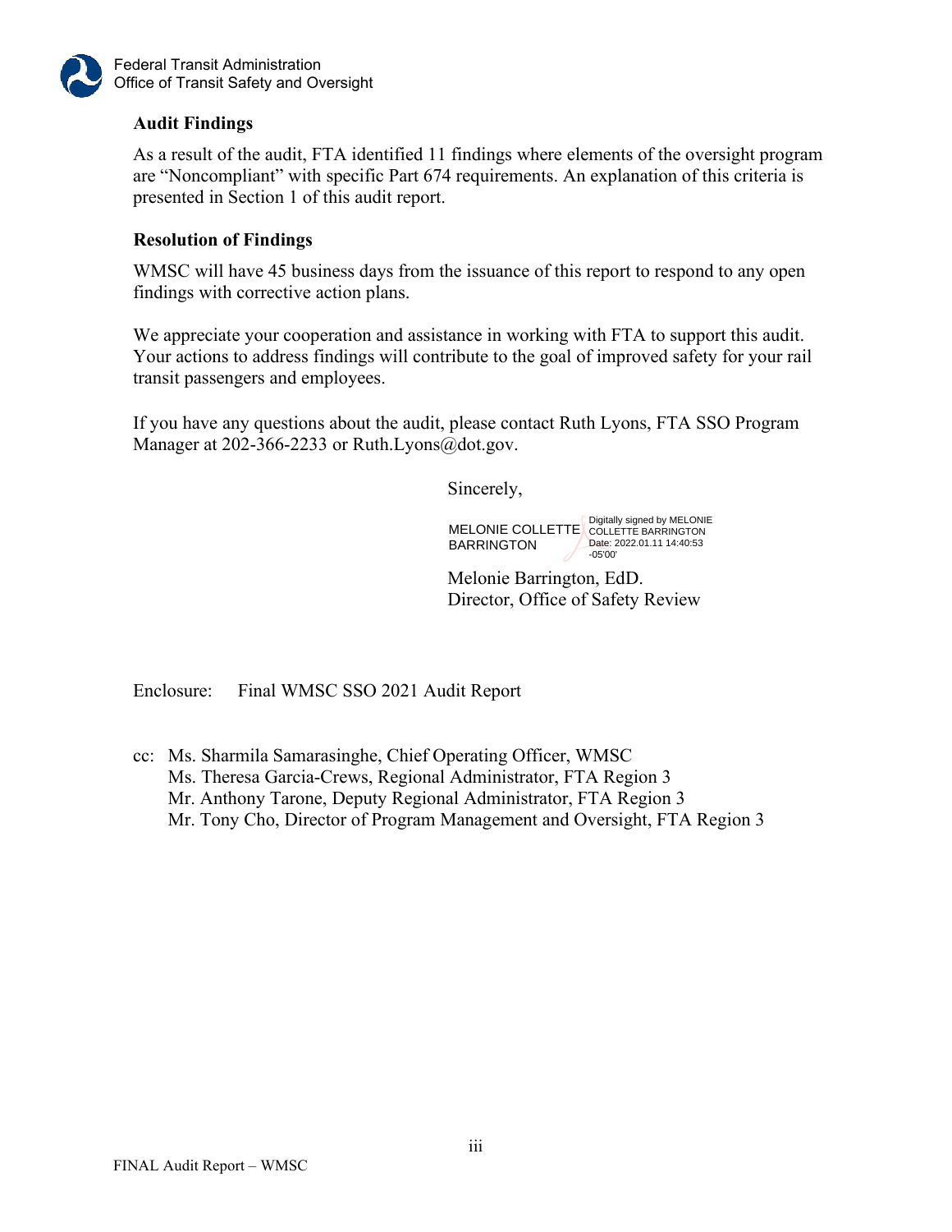### Audit Findings

As a result of the audit, FTA identified 11 findings where elements of the oversight program are "Noncompliant" with specific Part 674 requirements. An explanation of this criteria is presented in Section 1 of this audit report.

### Resolution of Findings

WMSC will have 45 business days from the issuance of this report to respond to any open findings with corrective action plans.

We appreciate your cooperation and assistance in working with FTA to support this audit. Your actions to address findings will contribute to the goal of improved safety for your rail transit passengers and employees.

If you have any questions about the audit, please contact Ruth Lyons, FTA SSO Program Manager at 202-366-2233 or Ruth.Lyons@dot.gov.

Sincerely,

MELONIE COLLETTE BARRINGTON — Digitally signed by MELONIE COLLETTE BARRINGTON Date: 2022.01.11 14:40:53 -05'00'

Melonie Barrington, EdD.
Director, Office of Safety Review

Enclosure: Final WMSC SSO 2021 Audit Report

cc: Ms. Sharmila Samarasinghe, Chief Operating Officer, WMSC
Ms. Theresa Garcia-Crews, Regional Administrator, FTA Region 3
Mr. Anthony Tarone, Deputy Regional Administrator, FTA Region 3
Mr. Tony Cho, Director of Program Management and Oversight, FTA Region 3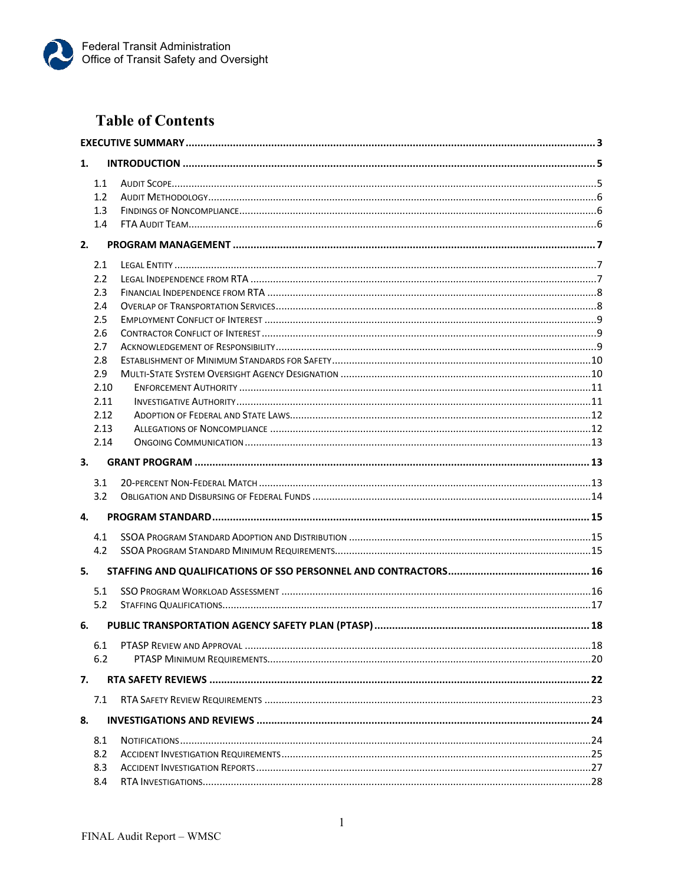# Table of Contents

EXECUTIVE SUMMARY ........................................................ 3

1. INTRODUCTION ........................................................ 5
   - 1.1 AUDIT SCOPE ........................................................ 5
   - 1.2 AUDIT METHODOLOGY ........................................................ 6
   - 1.3 FINDINGS OF NONCOMPLIANCE ........................................................ 6
   - 1.4 FTA AUDIT TEAM ........................................................ 6

2. PROGRAM MANAGEMENT ........................................................ 7
   - 2.1 LEGAL ENTITY ........................................................ 7
   - 2.2 LEGAL INDEPENDENCE FROM RTA ........................................................ 7
   - 2.3 FINANCIAL INDEPENDENCE FROM RTA ........................................................ 8
   - 2.4 OVERLAP OF TRANSPORTATION SERVICES ........................................................ 8
   - 2.5 EMPLOYMENT CONFLICT OF INTEREST ........................................................ 9
   - 2.6 CONTRACTOR CONFLICT OF INTEREST ........................................................ 9
   - 2.7 ACKNOWLEDGEMENT OF RESPONSIBILITY ........................................................ 9
   - 2.8 ESTABLISHMENT OF MINIMUM STANDARDS FOR SAFETY ........................................................ 10
   - 2.9 MULTI-STATE SYSTEM OVERSIGHT AGENCY DESIGNATION ........................................................ 10
   - 2.10 ENFORCEMENT AUTHORITY ........................................................ 11
   - 2.11 INVESTIGATIVE AUTHORITY ........................................................ 11
   - 2.12 ADOPTION OF FEDERAL AND STATE LAWS ........................................................ 12
   - 2.13 ALLEGATIONS OF NONCOMPLIANCE ........................................................ 12
   - 2.14 ONGOING COMMUNICATION ........................................................ 13

3. GRANT PROGRAM ........................................................ 13
   - 3.1 20-PERCENT NON-FEDERAL MATCH ........................................................ 13
   - 3.2 OBLIGATION AND DISBURSING OF FEDERAL FUNDS ........................................................ 14

4. PROGRAM STANDARD ........................................................ 15
   - 4.1 SSOA PROGRAM STANDARD ADOPTION AND DISTRIBUTION ........................................................ 15
   - 4.2 SSOA PROGRAM STANDARD MINIMUM REQUIREMENTS ........................................................ 15

5. STAFFING AND QUALIFICATIONS OF SSO PERSONNEL AND CONTRACTORS ........................................................ 16
   - 5.1 SSO PROGRAM WORKLOAD ASSESSMENT ........................................................ 16
   - 5.2 STAFFING QUALIFICATIONS ........................................................ 17

6. PUBLIC TRANSPORTATION AGENCY SAFETY PLAN (PTASP) ........................................................ 18
   - 6.1 PTASP REVIEW AND APPROVAL ........................................................ 18
   - 6.2 PTASP MINIMUM REQUIREMENTS ........................................................ 20

7. RTA SAFETY REVIEWS ........................................................ 22
   - 7.1 RTA SAFETY REVIEW REQUIREMENTS ........................................................ 23

8. INVESTIGATIONS AND REVIEWS ........................................................ 24
   - 8.1 NOTIFICATIONS ........................................................ 24
   - 8.2 ACCIDENT INVESTIGATION REQUIREMENTS ........................................................ 25
   - 8.3 ACCIDENT INVESTIGATION REPORTS ........................................................ 27
   - 8.4 RTA INVESTIGATIONS ........................................................ 28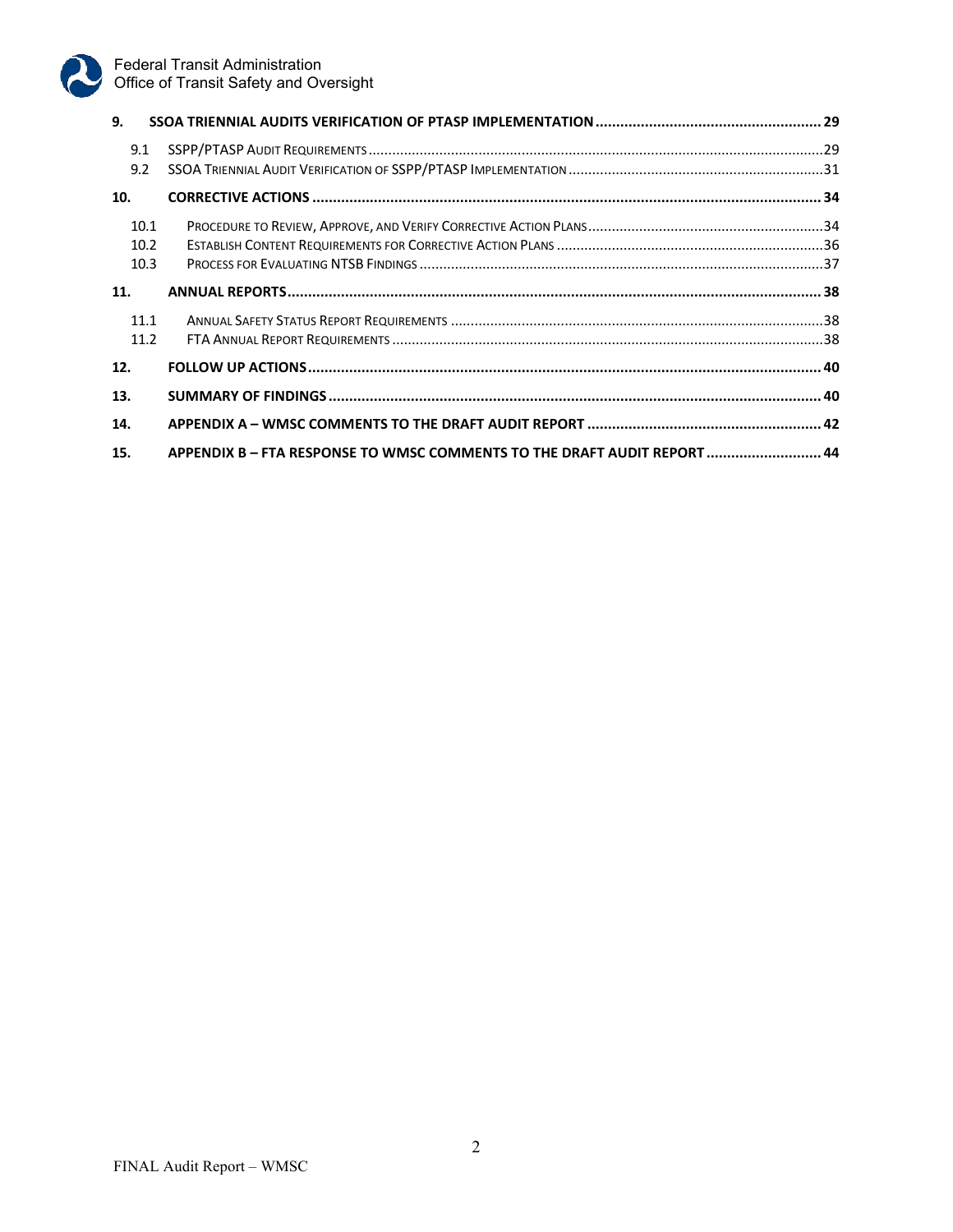| | | |
|---|---|---|
| **9.** | **SSOA TRIENNIAL AUDITS VERIFICATION OF PTASP IMPLEMENTATION** | **29** |
| 9.1 | SSPP/PTASP AUDIT REQUIREMENTS | 29 |
| 9.2 | SSOA TRIENNIAL AUDIT VERIFICATION OF SSPP/PTASP IMPLEMENTATION | 31 |
| **10.** | **CORRECTIVE ACTIONS** | **34** |
| 10.1 | PROCEDURE TO REVIEW, APPROVE, AND VERIFY CORRECTIVE ACTION PLANS | 34 |
| 10.2 | ESTABLISH CONTENT REQUIREMENTS FOR CORRECTIVE ACTION PLANS | 36 |
| 10.3 | PROCESS FOR EVALUATING NTSB FINDINGS | 37 |
| **11.** | **ANNUAL REPORTS** | **38** |
| 11.1 | ANNUAL SAFETY STATUS REPORT REQUIREMENTS | 38 |
| 11.2 | FTA ANNUAL REPORT REQUIREMENTS | 38 |
| **12.** | **FOLLOW UP ACTIONS** | **40** |
| **13.** | **SUMMARY OF FINDINGS** | **40** |
| **14.** | **APPENDIX A – WMSC COMMENTS TO THE DRAFT AUDIT REPORT** | **42** |
| **15.** | **APPENDIX B – FTA RESPONSE TO WMSC COMMENTS TO THE DRAFT AUDIT REPORT** | **44** |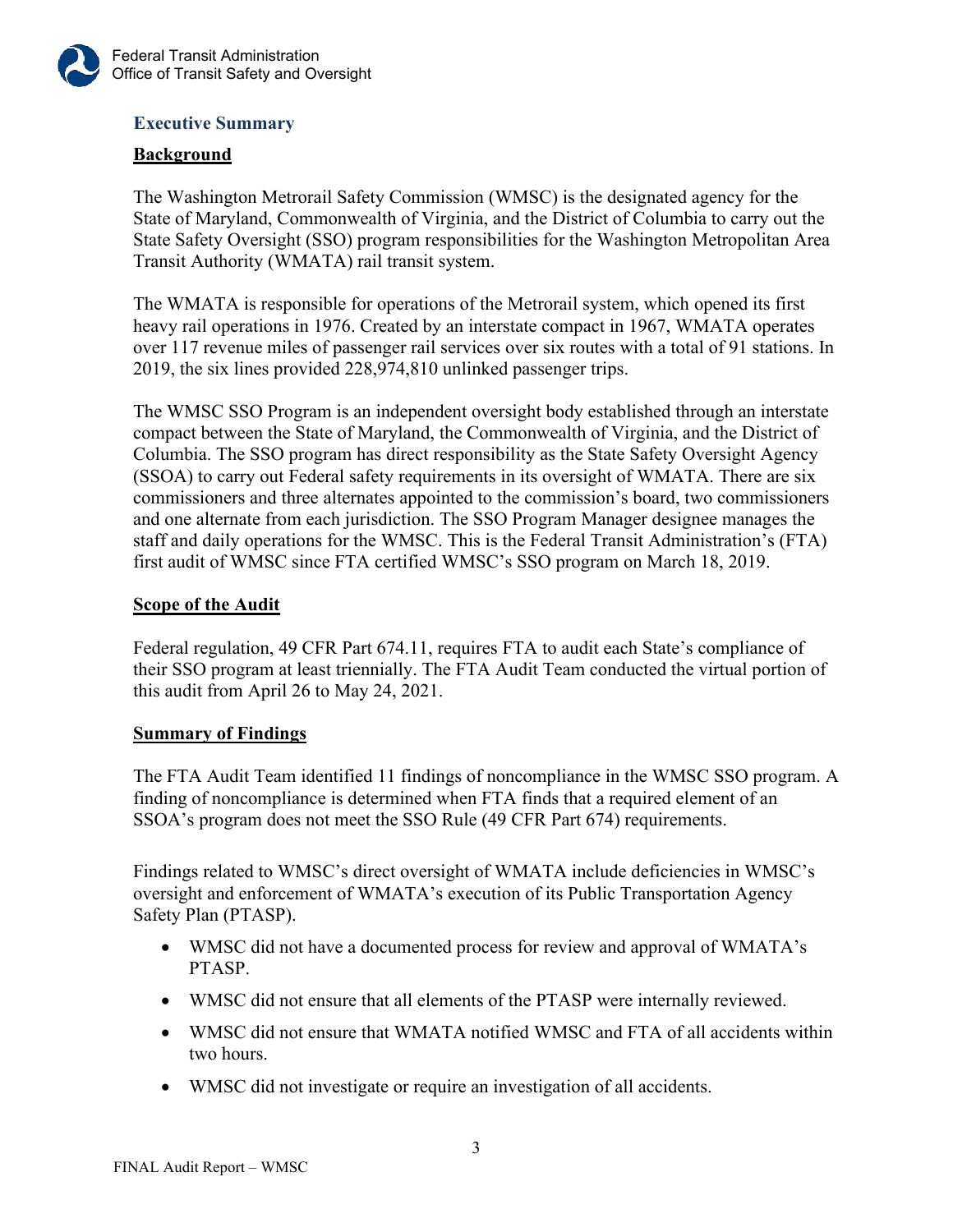## Executive Summary

### Background

The Washington Metrorail Safety Commission (WMSC) is the designated agency for the State of Maryland, Commonwealth of Virginia, and the District of Columbia to carry out the State Safety Oversight (SSO) program responsibilities for the Washington Metropolitan Area Transit Authority (WMATA) rail transit system.

The WMATA is responsible for operations of the Metrorail system, which opened its first heavy rail operations in 1976. Created by an interstate compact in 1967, WMATA operates over 117 revenue miles of passenger rail services over six routes with a total of 91 stations. In 2019, the six lines provided 228,974,810 unlinked passenger trips.

The WMSC SSO Program is an independent oversight body established through an interstate compact between the State of Maryland, the Commonwealth of Virginia, and the District of Columbia. The SSO program has direct responsibility as the State Safety Oversight Agency (SSOA) to carry out Federal safety requirements in its oversight of WMATA. There are six commissioners and three alternates appointed to the commission's board, two commissioners and one alternate from each jurisdiction. The SSO Program Manager designee manages the staff and daily operations for the WMSC. This is the Federal Transit Administration's (FTA) first audit of WMSC since FTA certified WMSC's SSO program on March 18, 2019.

### Scope of the Audit

Federal regulation, 49 CFR Part 674.11, requires FTA to audit each State's compliance of their SSO program at least triennially. The FTA Audit Team conducted the virtual portion of this audit from April 26 to May 24, 2021.

### Summary of Findings

The FTA Audit Team identified 11 findings of noncompliance in the WMSC SSO program. A finding of noncompliance is determined when FTA finds that a required element of an SSOA's program does not meet the SSO Rule (49 CFR Part 674) requirements.

Findings related to WMSC's direct oversight of WMATA include deficiencies in WMSC's oversight and enforcement of WMATA's execution of its Public Transportation Agency Safety Plan (PTASP).

- WMSC did not have a documented process for review and approval of WMATA's PTASP.
- WMSC did not ensure that all elements of the PTASP were internally reviewed.
- WMSC did not ensure that WMATA notified WMSC and FTA of all accidents within two hours.
- WMSC did not investigate or require an investigation of all accidents.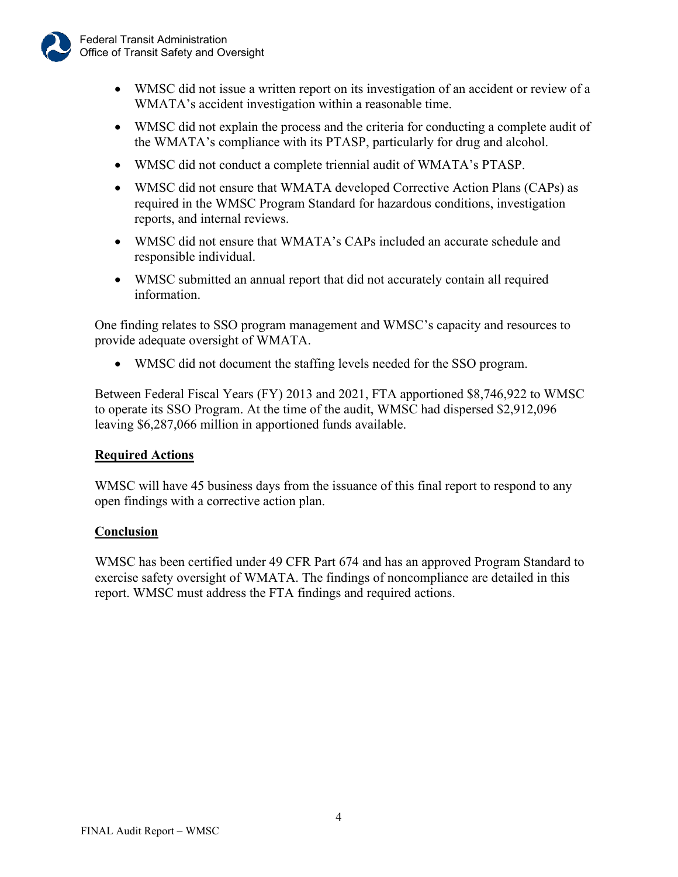- WMSC did not issue a written report on its investigation of an accident or review of a WMATA's accident investigation within a reasonable time.
- WMSC did not explain the process and the criteria for conducting a complete audit of the WMATA's compliance with its PTASP, particularly for drug and alcohol.
- WMSC did not conduct a complete triennial audit of WMATA's PTASP.
- WMSC did not ensure that WMATA developed Corrective Action Plans (CAPs) as required in the WMSC Program Standard for hazardous conditions, investigation reports, and internal reviews.
- WMSC did not ensure that WMATA's CAPs included an accurate schedule and responsible individual.
- WMSC submitted an annual report that did not accurately contain all required information.

One finding relates to SSO program management and WMSC's capacity and resources to provide adequate oversight of WMATA.

- WMSC did not document the staffing levels needed for the SSO program.

Between Federal Fiscal Years (FY) 2013 and 2021, FTA apportioned $8,746,922 to WMSC to operate its SSO Program. At the time of the audit, WMSC had dispersed $2,912,096 leaving $6,287,066 million in apportioned funds available.

## Required Actions

WMSC will have 45 business days from the issuance of this final report to respond to any open findings with a corrective action plan.

## Conclusion

WMSC has been certified under 49 CFR Part 674 and has an approved Program Standard to exercise safety oversight of WMATA. The findings of noncompliance are detailed in this report. WMSC must address the FTA findings and required actions.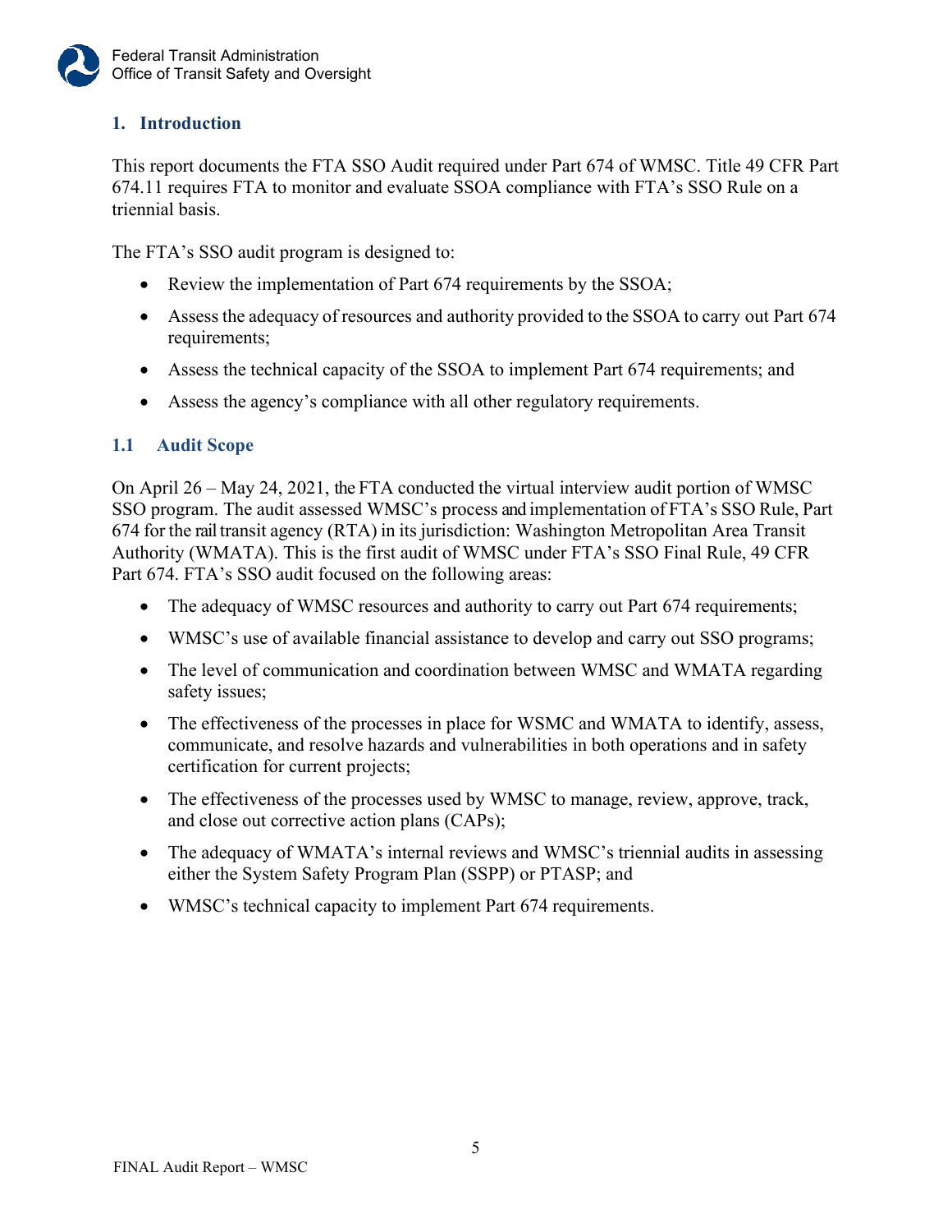## 1. Introduction

This report documents the FTA SSO Audit required under Part 674 of WMSC. Title 49 CFR Part 674.11 requires FTA to monitor and evaluate SSOA compliance with FTA's SSO Rule on a triennial basis.

The FTA's SSO audit program is designed to:

- Review the implementation of Part 674 requirements by the SSOA;
- Assess the adequacy of resources and authority provided to the SSOA to carry out Part 674 requirements;
- Assess the technical capacity of the SSOA to implement Part 674 requirements; and
- Assess the agency's compliance with all other regulatory requirements.

### 1.1 Audit Scope

On April 26 – May 24, 2021, the FTA conducted the virtual interview audit portion of WMSC SSO program. The audit assessed WMSC's process and implementation of FTA's SSO Rule, Part 674 for the rail transit agency (RTA) in its jurisdiction: Washington Metropolitan Area Transit Authority (WMATA). This is the first audit of WMSC under FTA's SSO Final Rule, 49 CFR Part 674. FTA's SSO audit focused on the following areas:

- The adequacy of WMSC resources and authority to carry out Part 674 requirements;
- WMSC's use of available financial assistance to develop and carry out SSO programs;
- The level of communication and coordination between WMSC and WMATA regarding safety issues;
- The effectiveness of the processes in place for WSMC and WMATA to identify, assess, communicate, and resolve hazards and vulnerabilities in both operations and in safety certification for current projects;
- The effectiveness of the processes used by WMSC to manage, review, approve, track, and close out corrective action plans (CAPs);
- The adequacy of WMATA's internal reviews and WMSC's triennial audits in assessing either the System Safety Program Plan (SSPP) or PTASP; and
- WMSC's technical capacity to implement Part 674 requirements.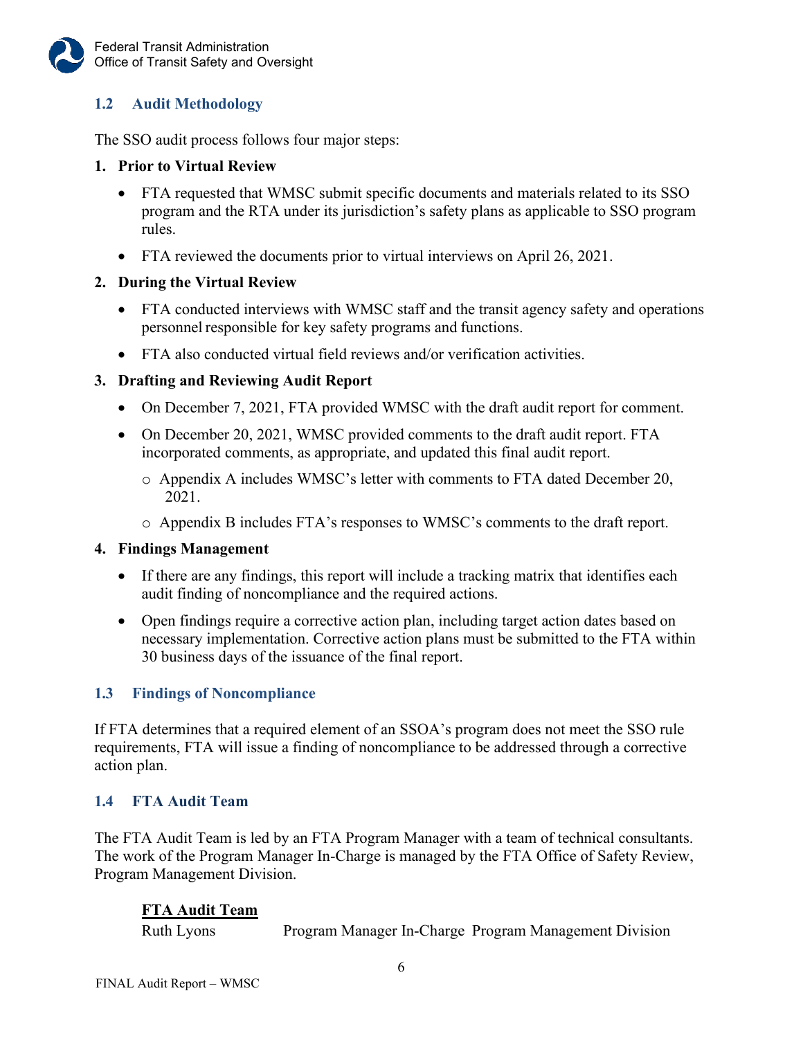## 1.2 Audit Methodology

The SSO audit process follows four major steps:

1. **Prior to Virtual Review**
   - FTA requested that WMSC submit specific documents and materials related to its SSO program and the RTA under its jurisdiction's safety plans as applicable to SSO program rules.
   - FTA reviewed the documents prior to virtual interviews on April 26, 2021.

2. **During the Virtual Review**
   - FTA conducted interviews with WMSC staff and the transit agency safety and operations personnel responsible for key safety programs and functions.
   - FTA also conducted virtual field reviews and/or verification activities.

3. **Drafting and Reviewing Audit Report**
   - On December 7, 2021, FTA provided WMSC with the draft audit report for comment.
   - On December 20, 2021, WMSC provided comments to the draft audit report. FTA incorporated comments, as appropriate, and updated this final audit report.
     - Appendix A includes WMSC's letter with comments to FTA dated December 20, 2021.
     - Appendix B includes FTA's responses to WMSC's comments to the draft report.

4. **Findings Management**
   - If there are any findings, this report will include a tracking matrix that identifies each audit finding of noncompliance and the required actions.
   - Open findings require a corrective action plan, including target action dates based on necessary implementation. Corrective action plans must be submitted to the FTA within 30 business days of the issuance of the final report.

## 1.3 Findings of Noncompliance

If FTA determines that a required element of an SSOA's program does not meet the SSO rule requirements, FTA will issue a finding of noncompliance to be addressed through a corrective action plan.

## 1.4 FTA Audit Team

The FTA Audit Team is led by an FTA Program Manager with a team of technical consultants. The work of the Program Manager In-Charge is managed by the FTA Office of Safety Review, Program Management Division.

**FTA Audit Team**

| | |
|---|---|
| Ruth Lyons | Program Manager In-Charge Program Management Division |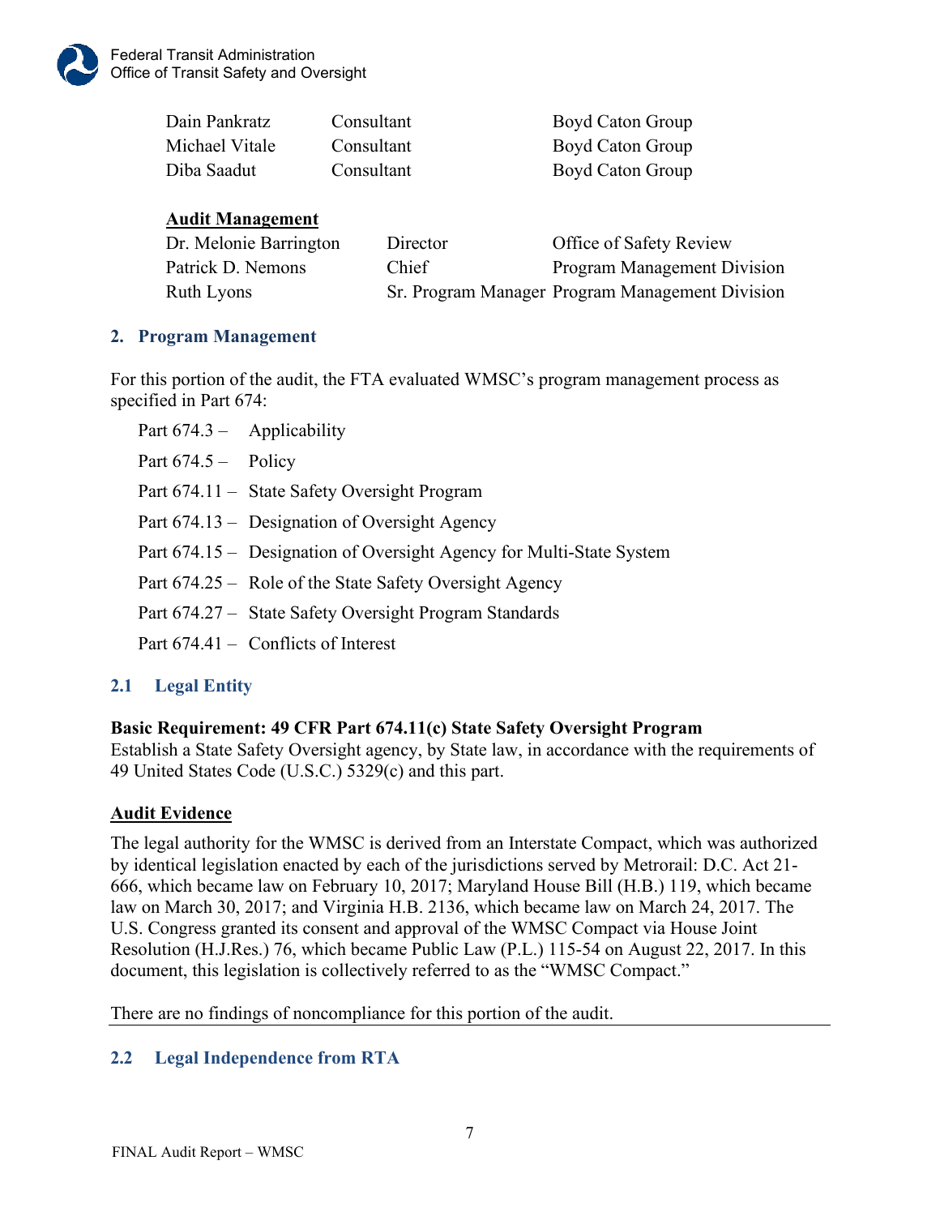| | | |
|---|---|---|
| Dain Pankratz | Consultant | Boyd Caton Group |
| Michael Vitale | Consultant | Boyd Caton Group |
| Diba Saadut | Consultant | Boyd Caton Group |

**Audit Management**

| | | |
|---|---|---|
| Dr. Melonie Barrington | Director | Office of Safety Review |
| Patrick D. Nemons | Chief | Program Management Division |
| Ruth Lyons | Sr. Program Manager | Program Management Division |

## 2. Program Management

For this portion of the audit, the FTA evaluated WMSC's program management process as specified in Part 674:

- Part 674.3 – Applicability
- Part 674.5 – Policy
- Part 674.11 – State Safety Oversight Program
- Part 674.13 – Designation of Oversight Agency
- Part 674.15 – Designation of Oversight Agency for Multi-State System
- Part 674.25 – Role of the State Safety Oversight Agency
- Part 674.27 – State Safety Oversight Program Standards
- Part 674.41 – Conflicts of Interest

### 2.1 Legal Entity

**Basic Requirement: 49 CFR Part 674.11(c) State Safety Oversight Program**
Establish a State Safety Oversight agency, by State law, in accordance with the requirements of 49 United States Code (U.S.C.) 5329(c) and this part.

**Audit Evidence**

The legal authority for the WMSC is derived from an Interstate Compact, which was authorized by identical legislation enacted by each of the jurisdictions served by Metrorail: D.C. Act 21-666, which became law on February 10, 2017; Maryland House Bill (H.B.) 119, which became law on March 30, 2017; and Virginia H.B. 2136, which became law on March 24, 2017. The U.S. Congress granted its consent and approval of the WMSC Compact via House Joint Resolution (H.J.Res.) 76, which became Public Law (P.L.) 115-54 on August 22, 2017. In this document, this legislation is collectively referred to as the "WMSC Compact."

There are no findings of noncompliance for this portion of the audit.

### 2.2 Legal Independence from RTA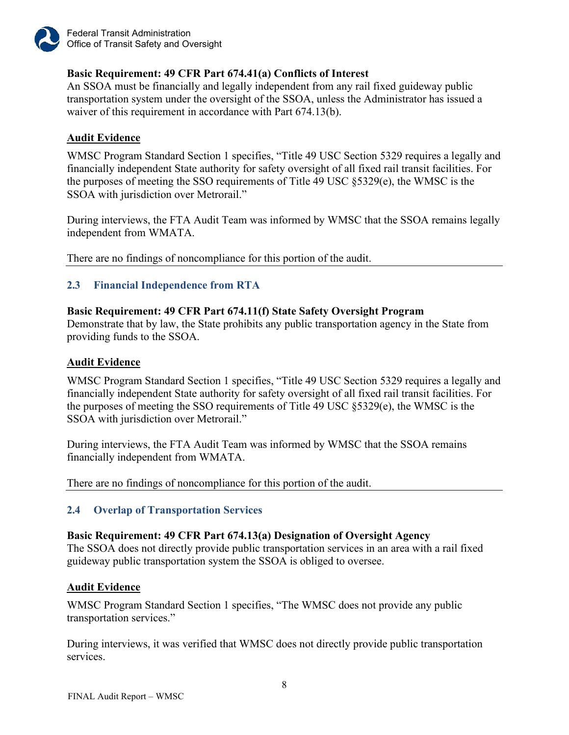**Basic Requirement: 49 CFR Part 674.41(a) Conflicts of Interest**
An SSOA must be financially and legally independent from any rail fixed guideway public transportation system under the oversight of the SSOA, unless the Administrator has issued a waiver of this requirement in accordance with Part 674.13(b).

**Audit Evidence**

WMSC Program Standard Section 1 specifies, "Title 49 USC Section 5329 requires a legally and financially independent State authority for safety oversight of all fixed rail transit facilities. For the purposes of meeting the SSO requirements of Title 49 USC §5329(e), the WMSC is the SSOA with jurisdiction over Metrorail."

During interviews, the FTA Audit Team was informed by WMSC that the SSOA remains legally independent from WMATA.

There are no findings of noncompliance for this portion of the audit.

---

## 2.3 Financial Independence from RTA

**Basic Requirement: 49 CFR Part 674.11(f) State Safety Oversight Program**
Demonstrate that by law, the State prohibits any public transportation agency in the State from providing funds to the SSOA.

**Audit Evidence**

WMSC Program Standard Section 1 specifies, "Title 49 USC Section 5329 requires a legally and financially independent State authority for safety oversight of all fixed rail transit facilities. For the purposes of meeting the SSO requirements of Title 49 USC §5329(e), the WMSC is the SSOA with jurisdiction over Metrorail."

During interviews, the FTA Audit Team was informed by WMSC that the SSOA remains financially independent from WMATA.

There are no findings of noncompliance for this portion of the audit.

---

## 2.4 Overlap of Transportation Services

**Basic Requirement: 49 CFR Part 674.13(a) Designation of Oversight Agency**
The SSOA does not directly provide public transportation services in an area with a rail fixed guideway public transportation system the SSOA is obliged to oversee.

**Audit Evidence**

WMSC Program Standard Section 1 specifies, "The WMSC does not provide any public transportation services."

During interviews, it was verified that WMSC does not directly provide public transportation services.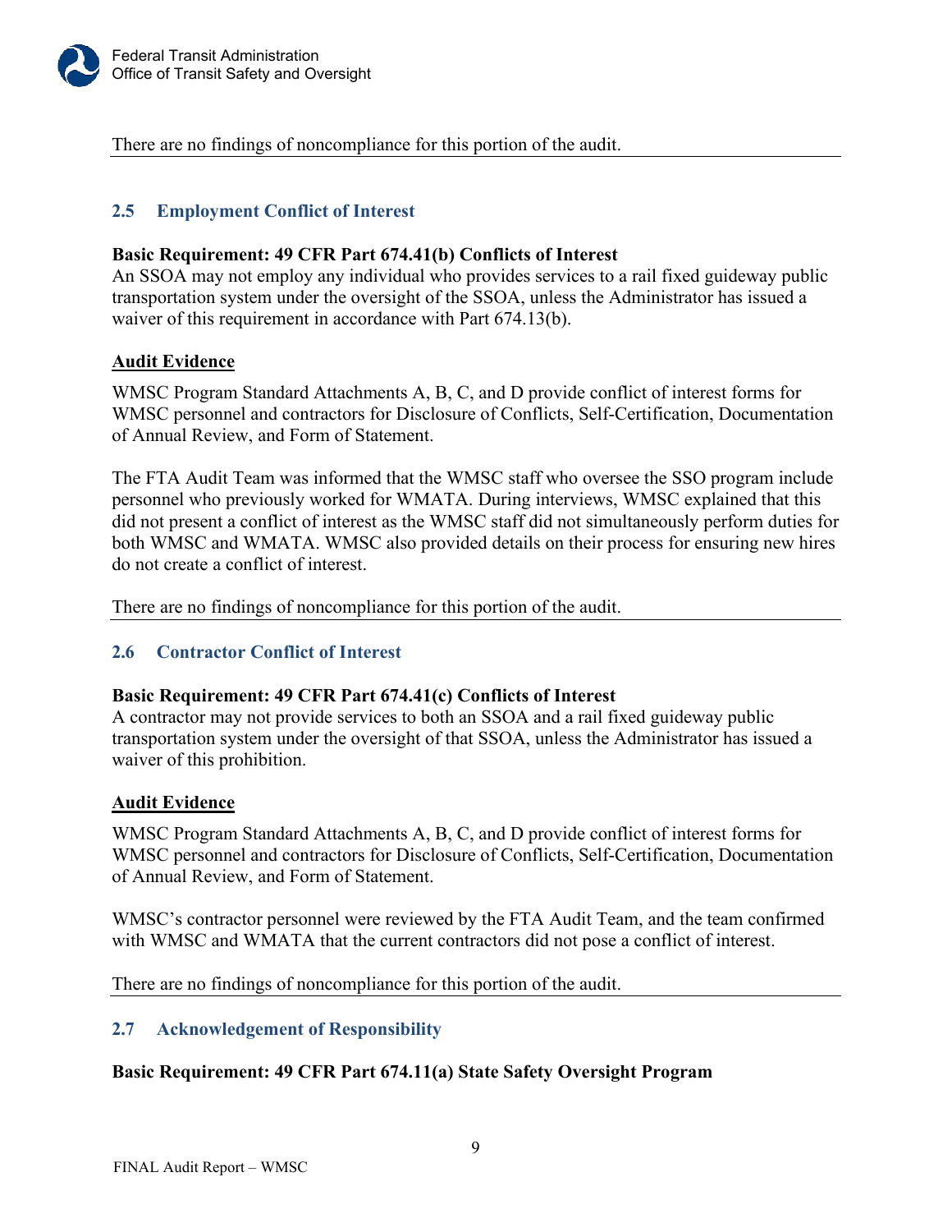There are no findings of noncompliance for this portion of the audit.

## 2.5 Employment Conflict of Interest

**Basic Requirement: 49 CFR Part 674.41(b) Conflicts of Interest**
An SSOA may not employ any individual who provides services to a rail fixed guideway public transportation system under the oversight of the SSOA, unless the Administrator has issued a waiver of this requirement in accordance with Part 674.13(b).

**Audit Evidence**

WMSC Program Standard Attachments A, B, C, and D provide conflict of interest forms for WMSC personnel and contractors for Disclosure of Conflicts, Self-Certification, Documentation of Annual Review, and Form of Statement.

The FTA Audit Team was informed that the WMSC staff who oversee the SSO program include personnel who previously worked for WMATA. During interviews, WMSC explained that this did not present a conflict of interest as the WMSC staff did not simultaneously perform duties for both WMSC and WMATA. WMSC also provided details on their process for ensuring new hires do not create a conflict of interest.

There are no findings of noncompliance for this portion of the audit.

## 2.6 Contractor Conflict of Interest

**Basic Requirement: 49 CFR Part 674.41(c) Conflicts of Interest**
A contractor may not provide services to both an SSOA and a rail fixed guideway public transportation system under the oversight of that SSOA, unless the Administrator has issued a waiver of this prohibition.

**Audit Evidence**

WMSC Program Standard Attachments A, B, C, and D provide conflict of interest forms for WMSC personnel and contractors for Disclosure of Conflicts, Self-Certification, Documentation of Annual Review, and Form of Statement.

WMSC's contractor personnel were reviewed by the FTA Audit Team, and the team confirmed with WMSC and WMATA that the current contractors did not pose a conflict of interest.

There are no findings of noncompliance for this portion of the audit.

## 2.7 Acknowledgement of Responsibility

**Basic Requirement: 49 CFR Part 674.11(a) State Safety Oversight Program**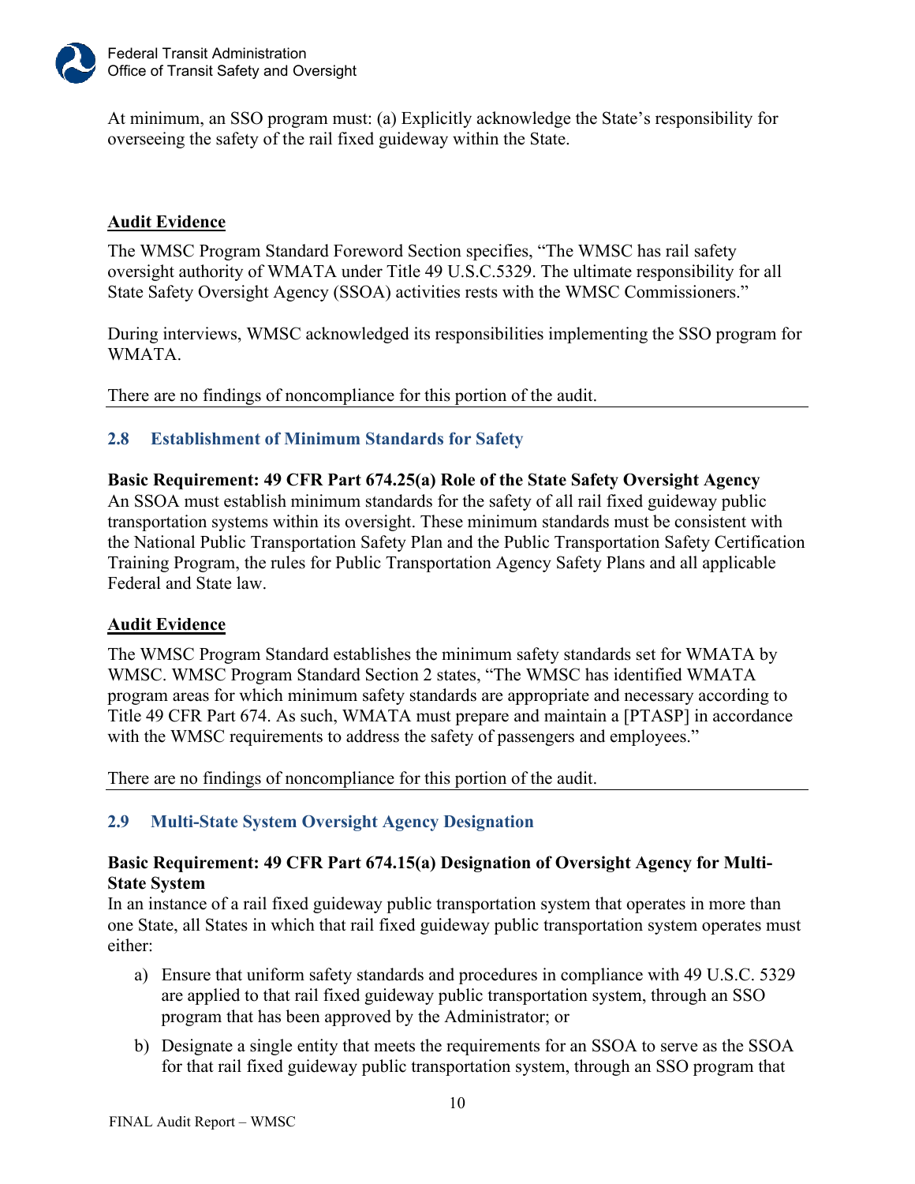At minimum, an SSO program must: (a) Explicitly acknowledge the State's responsibility for overseeing the safety of the rail fixed guideway within the State.

**Audit Evidence**

The WMSC Program Standard Foreword Section specifies, "The WMSC has rail safety oversight authority of WMATA under Title 49 U.S.C.5329. The ultimate responsibility for all State Safety Oversight Agency (SSOA) activities rests with the WMSC Commissioners."

During interviews, WMSC acknowledged its responsibilities implementing the SSO program for WMATA.

There are no findings of noncompliance for this portion of the audit.

---

## 2.8 Establishment of Minimum Standards for Safety

**Basic Requirement: 49 CFR Part 674.25(a) Role of the State Safety Oversight Agency**

An SSOA must establish minimum standards for the safety of all rail fixed guideway public transportation systems within its oversight. These minimum standards must be consistent with the National Public Transportation Safety Plan and the Public Transportation Safety Certification Training Program, the rules for Public Transportation Agency Safety Plans and all applicable Federal and State law.

**Audit Evidence**

The WMSC Program Standard establishes the minimum safety standards set for WMATA by WMSC. WMSC Program Standard Section 2 states, "The WMSC has identified WMATA program areas for which minimum safety standards are appropriate and necessary according to Title 49 CFR Part 674. As such, WMATA must prepare and maintain a [PTASP] in accordance with the WMSC requirements to address the safety of passengers and employees."

There are no findings of noncompliance for this portion of the audit.

---

## 2.9 Multi-State System Oversight Agency Designation

**Basic Requirement: 49 CFR Part 674.15(a) Designation of Oversight Agency for Multi-State System**

In an instance of a rail fixed guideway public transportation system that operates in more than one State, all States in which that rail fixed guideway public transportation system operates must either:

a) Ensure that uniform safety standards and procedures in compliance with 49 U.S.C. 5329 are applied to that rail fixed guideway public transportation system, through an SSO program that has been approved by the Administrator; or

b) Designate a single entity that meets the requirements for an SSOA to serve as the SSOA for that rail fixed guideway public transportation system, through an SSO program that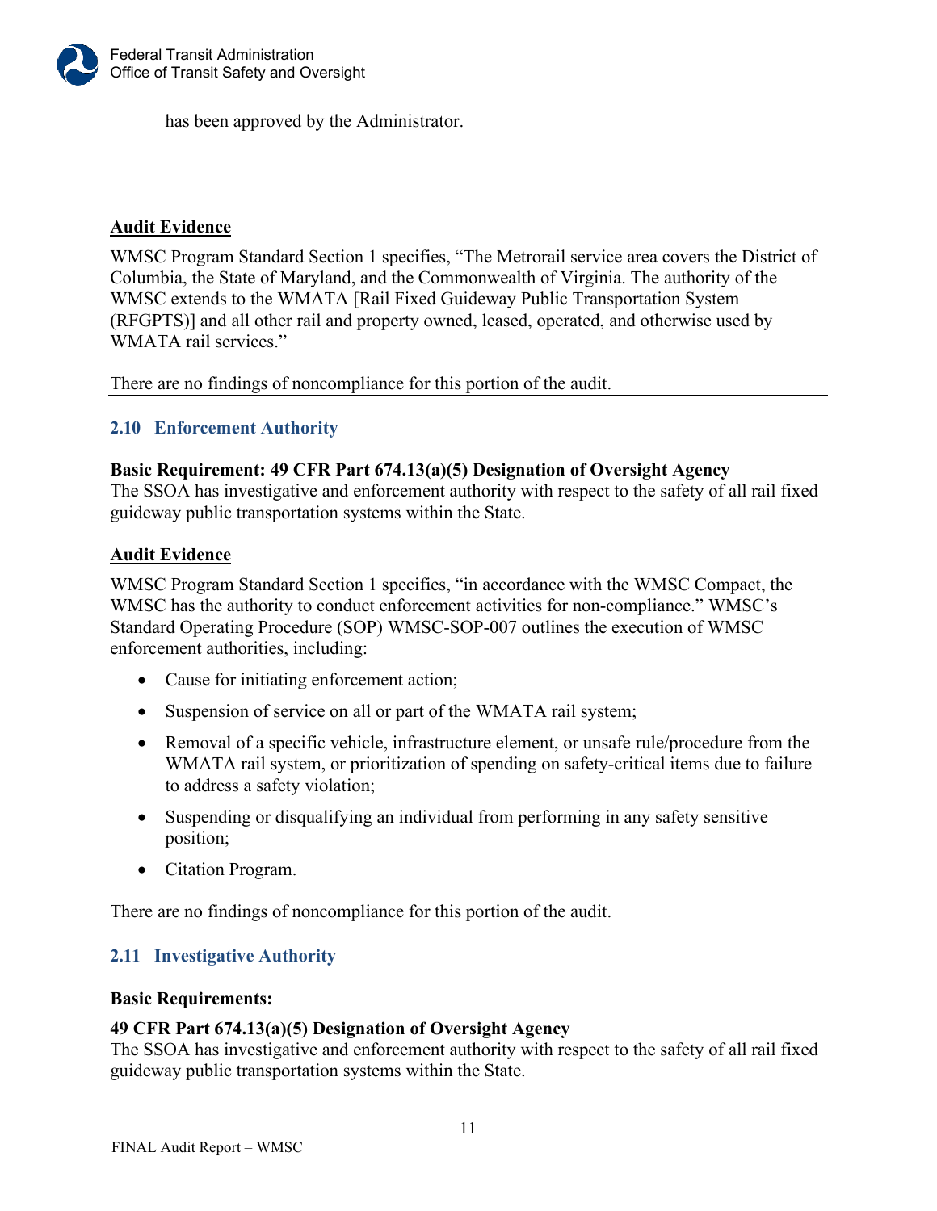has been approved by the Administrator.

**Audit Evidence**

WMSC Program Standard Section 1 specifies, "The Metrorail service area covers the District of Columbia, the State of Maryland, and the Commonwealth of Virginia. The authority of the WMSC extends to the WMATA [Rail Fixed Guideway Public Transportation System (RFGPTS)] and all other rail and property owned, leased, operated, and otherwise used by WMATA rail services."

There are no findings of noncompliance for this portion of the audit.

---

### 2.10 Enforcement Authority

**Basic Requirement: 49 CFR Part 674.13(a)(5) Designation of Oversight Agency**
The SSOA has investigative and enforcement authority with respect to the safety of all rail fixed guideway public transportation systems within the State.

**Audit Evidence**

WMSC Program Standard Section 1 specifies, "in accordance with the WMSC Compact, the WMSC has the authority to conduct enforcement activities for non-compliance." WMSC's Standard Operating Procedure (SOP) WMSC-SOP-007 outlines the execution of WMSC enforcement authorities, including:

- Cause for initiating enforcement action;
- Suspension of service on all or part of the WMATA rail system;
- Removal of a specific vehicle, infrastructure element, or unsafe rule/procedure from the WMATA rail system, or prioritization of spending on safety-critical items due to failure to address a safety violation;
- Suspending or disqualifying an individual from performing in any safety sensitive position;
- Citation Program.

There are no findings of noncompliance for this portion of the audit.

---

### 2.11 Investigative Authority

**Basic Requirements:**

**49 CFR Part 674.13(a)(5) Designation of Oversight Agency**
The SSOA has investigative and enforcement authority with respect to the safety of all rail fixed guideway public transportation systems within the State.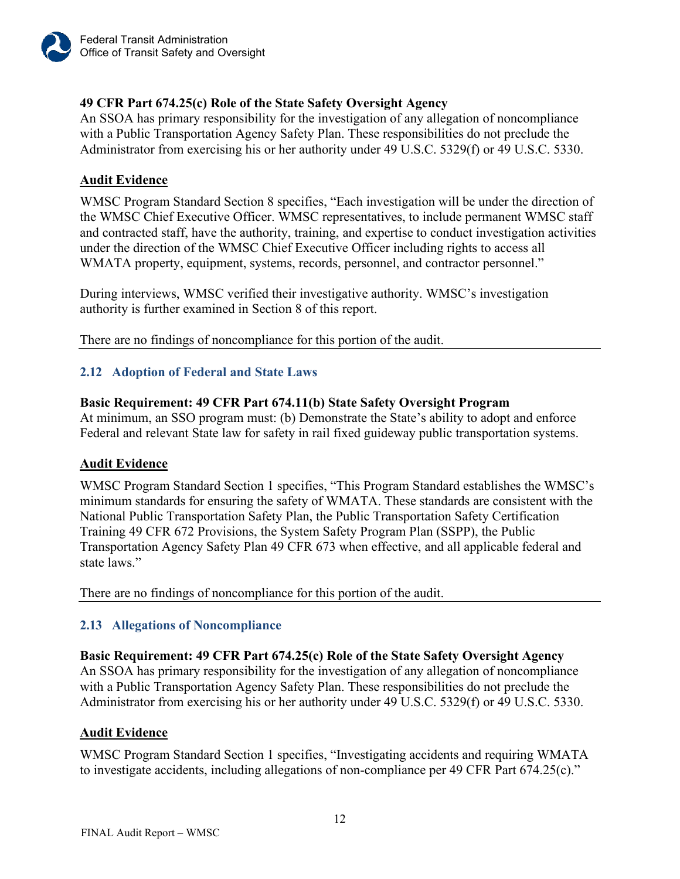**49 CFR Part 674.25(c) Role of the State Safety Oversight Agency**
An SSOA has primary responsibility for the investigation of any allegation of noncompliance with a Public Transportation Agency Safety Plan. These responsibilities do not preclude the Administrator from exercising his or her authority under 49 U.S.C. 5329(f) or 49 U.S.C. 5330.

**Audit Evidence**

WMSC Program Standard Section 8 specifies, "Each investigation will be under the direction of the WMSC Chief Executive Officer. WMSC representatives, to include permanent WMSC staff and contracted staff, have the authority, training, and expertise to conduct investigation activities under the direction of the WMSC Chief Executive Officer including rights to access all WMATA property, equipment, systems, records, personnel, and contractor personnel."

During interviews, WMSC verified their investigative authority. WMSC's investigation authority is further examined in Section 8 of this report.

There are no findings of noncompliance for this portion of the audit.

---

### 2.12 Adoption of Federal and State Laws

**Basic Requirement: 49 CFR Part 674.11(b) State Safety Oversight Program**
At minimum, an SSO program must: (b) Demonstrate the State's ability to adopt and enforce Federal and relevant State law for safety in rail fixed guideway public transportation systems.

**Audit Evidence**

WMSC Program Standard Section 1 specifies, "This Program Standard establishes the WMSC's minimum standards for ensuring the safety of WMATA. These standards are consistent with the National Public Transportation Safety Plan, the Public Transportation Safety Certification Training 49 CFR 672 Provisions, the System Safety Program Plan (SSPP), the Public Transportation Agency Safety Plan 49 CFR 673 when effective, and all applicable federal and state laws."

There are no findings of noncompliance for this portion of the audit.

---

### 2.13 Allegations of Noncompliance

**Basic Requirement: 49 CFR Part 674.25(c) Role of the State Safety Oversight Agency**
An SSOA has primary responsibility for the investigation of any allegation of noncompliance with a Public Transportation Agency Safety Plan. These responsibilities do not preclude the Administrator from exercising his or her authority under 49 U.S.C. 5329(f) or 49 U.S.C. 5330.

**Audit Evidence**

WMSC Program Standard Section 1 specifies, "Investigating accidents and requiring WMATA to investigate accidents, including allegations of non-compliance per 49 CFR Part 674.25(c)."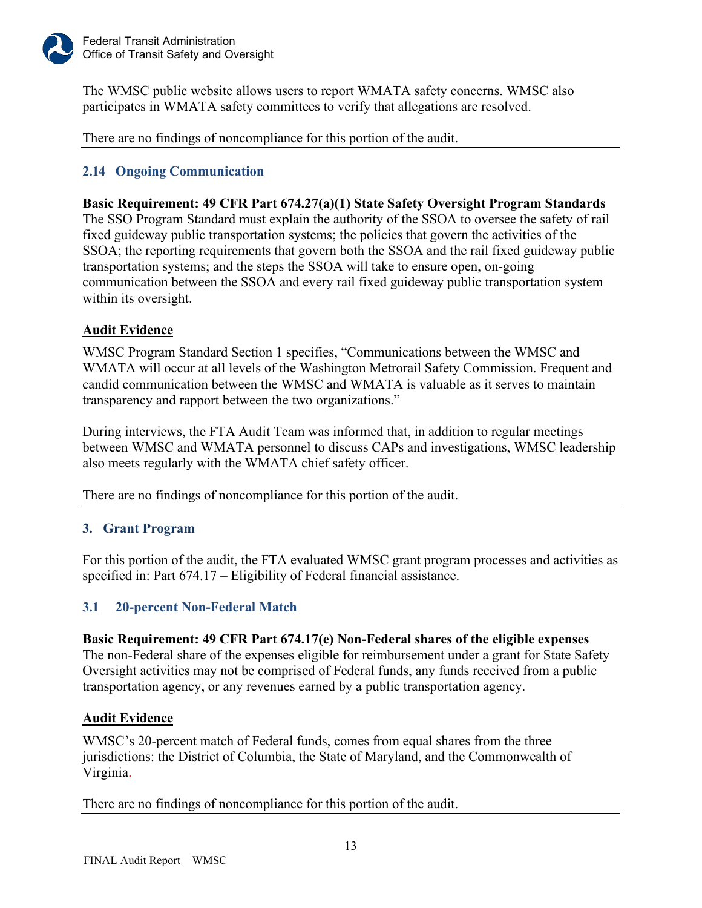The WMSC public website allows users to report WMATA safety concerns. WMSC also participates in WMATA safety committees to verify that allegations are resolved.

There are no findings of noncompliance for this portion of the audit.

### 2.14 Ongoing Communication

**Basic Requirement: 49 CFR Part 674.27(a)(1) State Safety Oversight Program Standards**
The SSO Program Standard must explain the authority of the SSOA to oversee the safety of rail fixed guideway public transportation systems; the policies that govern the activities of the SSOA; the reporting requirements that govern both the SSOA and the rail fixed guideway public transportation systems; and the steps the SSOA will take to ensure open, on-going communication between the SSOA and every rail fixed guideway public transportation system within its oversight.

**Audit Evidence**

WMSC Program Standard Section 1 specifies, "Communications between the WMSC and WMATA will occur at all levels of the Washington Metrorail Safety Commission. Frequent and candid communication between the WMSC and WMATA is valuable as it serves to maintain transparency and rapport between the two organizations."

During interviews, the FTA Audit Team was informed that, in addition to regular meetings between WMSC and WMATA personnel to discuss CAPs and investigations, WMSC leadership also meets regularly with the WMATA chief safety officer.

There are no findings of noncompliance for this portion of the audit.

## 3. Grant Program

For this portion of the audit, the FTA evaluated WMSC grant program processes and activities as specified in: Part 674.17 – Eligibility of Federal financial assistance.

### 3.1 20-percent Non-Federal Match

**Basic Requirement: 49 CFR Part 674.17(e) Non-Federal shares of the eligible expenses**
The non-Federal share of the expenses eligible for reimbursement under a grant for State Safety Oversight activities may not be comprised of Federal funds, any funds received from a public transportation agency, or any revenues earned by a public transportation agency.

**Audit Evidence**

WMSC's 20-percent match of Federal funds, comes from equal shares from the three jurisdictions: the District of Columbia, the State of Maryland, and the Commonwealth of Virginia.

There are no findings of noncompliance for this portion of the audit.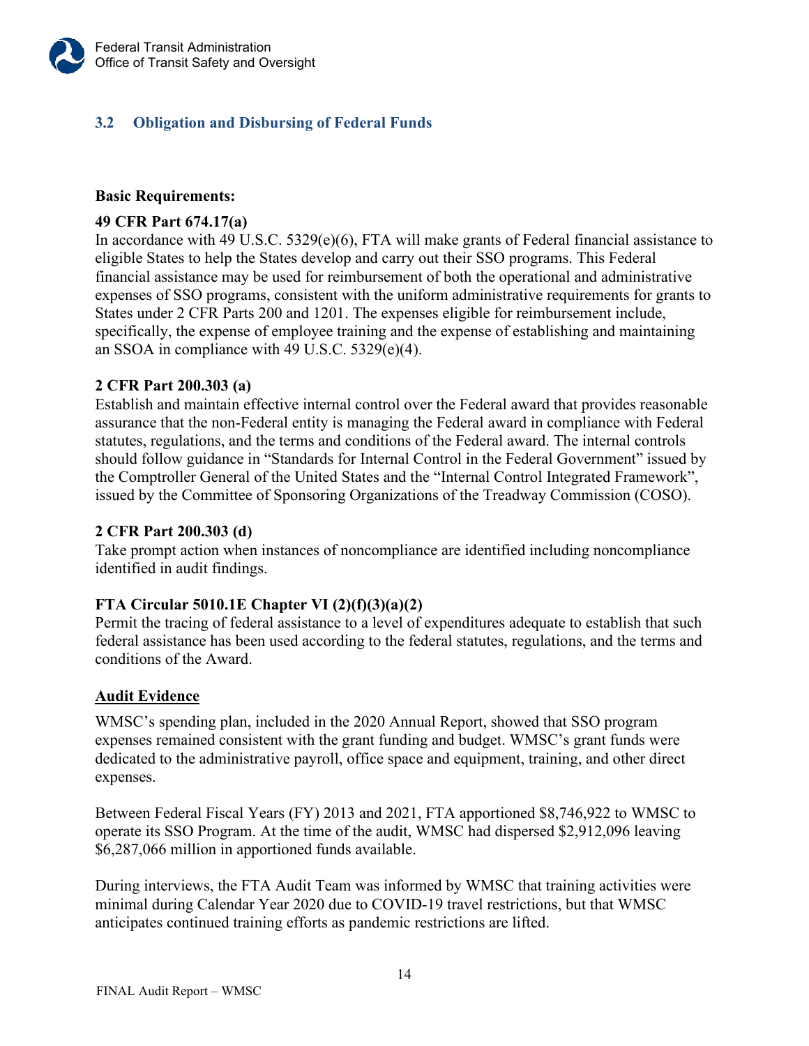## 3.2 Obligation and Disbursing of Federal Funds

**Basic Requirements:**

**49 CFR Part 674.17(a)**
In accordance with 49 U.S.C. 5329(e)(6), FTA will make grants of Federal financial assistance to eligible States to help the States develop and carry out their SSO programs. This Federal financial assistance may be used for reimbursement of both the operational and administrative expenses of SSO programs, consistent with the uniform administrative requirements for grants to States under 2 CFR Parts 200 and 1201. The expenses eligible for reimbursement include, specifically, the expense of employee training and the expense of establishing and maintaining an SSOA in compliance with 49 U.S.C. 5329(e)(4).

**2 CFR Part 200.303 (a)**
Establish and maintain effective internal control over the Federal award that provides reasonable assurance that the non-Federal entity is managing the Federal award in compliance with Federal statutes, regulations, and the terms and conditions of the Federal award. The internal controls should follow guidance in "Standards for Internal Control in the Federal Government" issued by the Comptroller General of the United States and the "Internal Control Integrated Framework", issued by the Committee of Sponsoring Organizations of the Treadway Commission (COSO).

**2 CFR Part 200.303 (d)**
Take prompt action when instances of noncompliance are identified including noncompliance identified in audit findings.

**FTA Circular 5010.1E Chapter VI (2)(f)(3)(a)(2)**
Permit the tracing of federal assistance to a level of expenditures adequate to establish that such federal assistance has been used according to the federal statutes, regulations, and the terms and conditions of the Award.

**Audit Evidence**

WMSC's spending plan, included in the 2020 Annual Report, showed that SSO program expenses remained consistent with the grant funding and budget. WMSC's grant funds were dedicated to the administrative payroll, office space and equipment, training, and other direct expenses.

Between Federal Fiscal Years (FY) 2013 and 2021, FTA apportioned $8,746,922 to WMSC to operate its SSO Program. At the time of the audit, WMSC had dispersed $2,912,096 leaving $6,287,066 million in apportioned funds available.

During interviews, the FTA Audit Team was informed by WMSC that training activities were minimal during Calendar Year 2020 due to COVID-19 travel restrictions, but that WMSC anticipates continued training efforts as pandemic restrictions are lifted.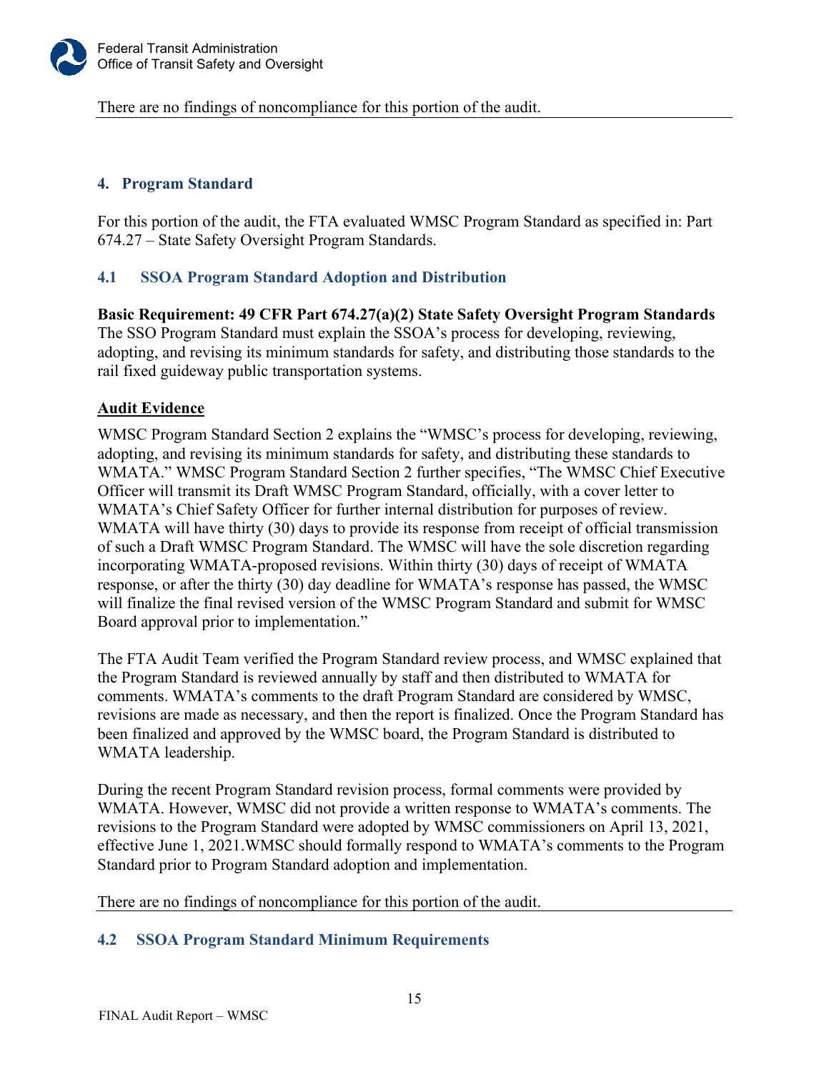There are no findings of noncompliance for this portion of the audit.

## 4. Program Standard

For this portion of the audit, the FTA evaluated WMSC Program Standard as specified in: Part 674.27 – State Safety Oversight Program Standards.

### 4.1 SSOA Program Standard Adoption and Distribution

**Basic Requirement: 49 CFR Part 674.27(a)(2) State Safety Oversight Program Standards**
The SSO Program Standard must explain the SSOA's process for developing, reviewing, adopting, and revising its minimum standards for safety, and distributing those standards to the rail fixed guideway public transportation systems.

**Audit Evidence**

WMSC Program Standard Section 2 explains the "WMSC's process for developing, reviewing, adopting, and revising its minimum standards for safety, and distributing these standards to WMATA." WMSC Program Standard Section 2 further specifies, "The WMSC Chief Executive Officer will transmit its Draft WMSC Program Standard, officially, with a cover letter to WMATA's Chief Safety Officer for further internal distribution for purposes of review. WMATA will have thirty (30) days to provide its response from receipt of official transmission of such a Draft WMSC Program Standard. The WMSC will have the sole discretion regarding incorporating WMATA-proposed revisions. Within thirty (30) days of receipt of WMATA response, or after the thirty (30) day deadline for WMATA's response has passed, the WMSC will finalize the final revised version of the WMSC Program Standard and submit for WMSC Board approval prior to implementation."

The FTA Audit Team verified the Program Standard review process, and WMSC explained that the Program Standard is reviewed annually by staff and then distributed to WMATA for comments. WMATA's comments to the draft Program Standard are considered by WMSC, revisions are made as necessary, and then the report is finalized. Once the Program Standard has been finalized and approved by the WMSC board, the Program Standard is distributed to WMATA leadership.

During the recent Program Standard revision process, formal comments were provided by WMATA. However, WMSC did not provide a written response to WMATA's comments. The revisions to the Program Standard were adopted by WMSC commissioners on April 13, 2021, effective June 1, 2021.WMSC should formally respond to WMATA's comments to the Program Standard prior to Program Standard adoption and implementation.

There are no findings of noncompliance for this portion of the audit.

### 4.2 SSOA Program Standard Minimum Requirements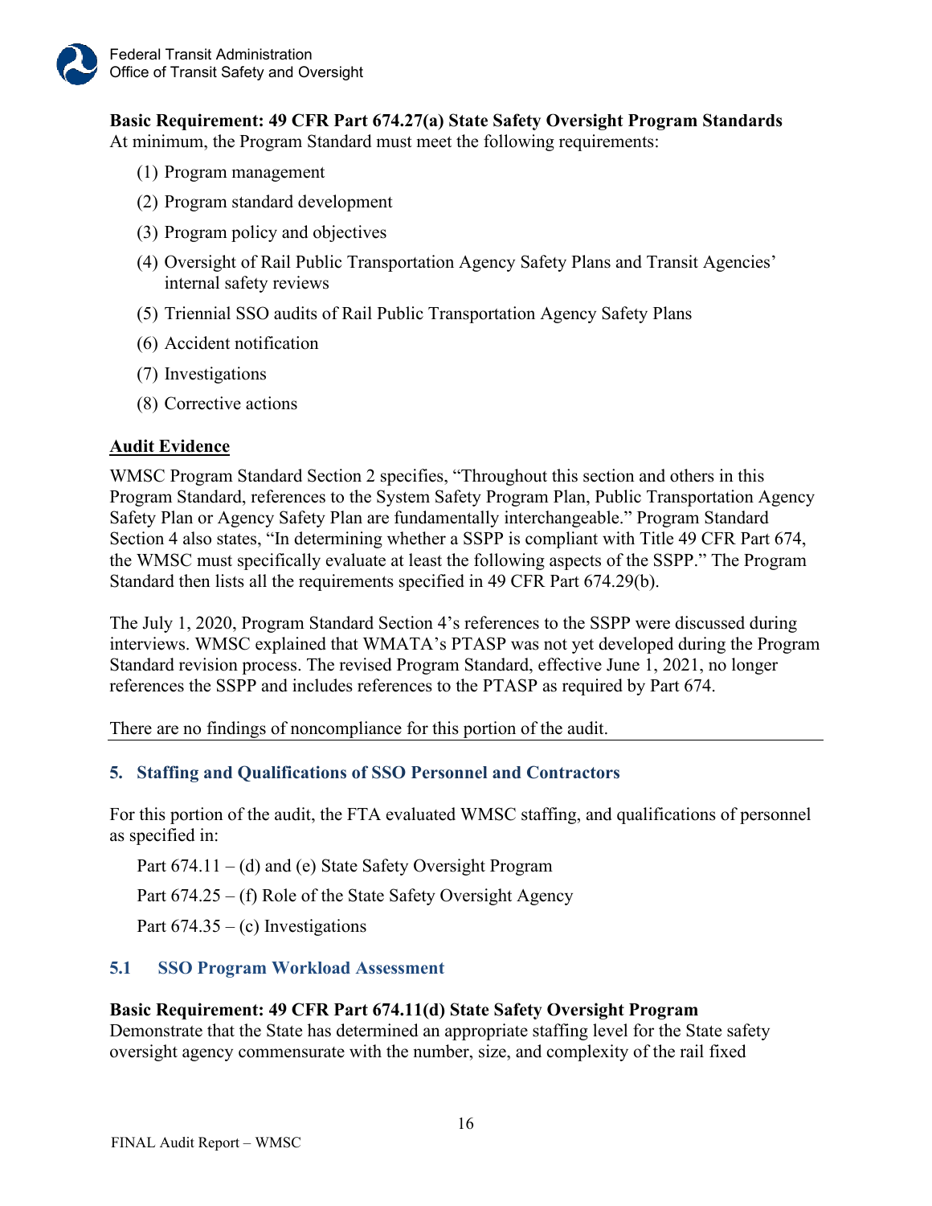**Basic Requirement: 49 CFR Part 674.27(a) State Safety Oversight Program Standards**
At minimum, the Program Standard must meet the following requirements:

(1) Program management

(2) Program standard development

(3) Program policy and objectives

(4) Oversight of Rail Public Transportation Agency Safety Plans and Transit Agencies' internal safety reviews

(5) Triennial SSO audits of Rail Public Transportation Agency Safety Plans

(6) Accident notification

(7) Investigations

(8) Corrective actions

**Audit Evidence**

WMSC Program Standard Section 2 specifies, "Throughout this section and others in this Program Standard, references to the System Safety Program Plan, Public Transportation Agency Safety Plan or Agency Safety Plan are fundamentally interchangeable." Program Standard Section 4 also states, "In determining whether a SSPP is compliant with Title 49 CFR Part 674, the WMSC must specifically evaluate at least the following aspects of the SSPP." The Program Standard then lists all the requirements specified in 49 CFR Part 674.29(b).

The July 1, 2020, Program Standard Section 4's references to the SSPP were discussed during interviews. WMSC explained that WMATA's PTASP was not yet developed during the Program Standard revision process. The revised Program Standard, effective June 1, 2021, no longer references the SSPP and includes references to the PTASP as required by Part 674.

There are no findings of noncompliance for this portion of the audit.

## 5. Staffing and Qualifications of SSO Personnel and Contractors

For this portion of the audit, the FTA evaluated WMSC staffing, and qualifications of personnel as specified in:

Part 674.11 – (d) and (e) State Safety Oversight Program

Part 674.25 – (f) Role of the State Safety Oversight Agency

Part 674.35 – (c) Investigations

### 5.1 SSO Program Workload Assessment

**Basic Requirement: 49 CFR Part 674.11(d) State Safety Oversight Program**
Demonstrate that the State has determined an appropriate staffing level for the State safety oversight agency commensurate with the number, size, and complexity of the rail fixed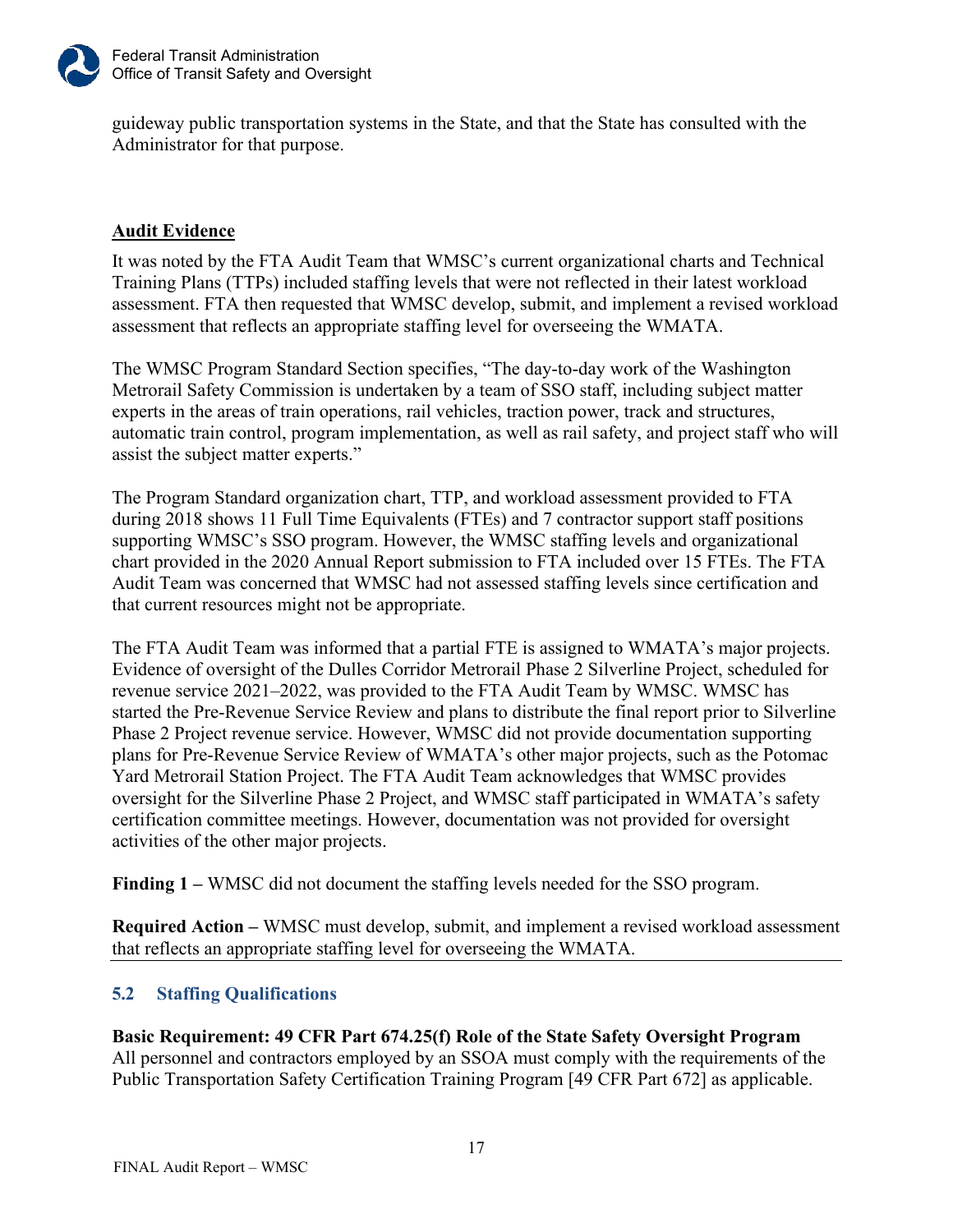guideway public transportation systems in the State, and that the State has consulted with the Administrator for that purpose.

**Audit Evidence**

It was noted by the FTA Audit Team that WMSC's current organizational charts and Technical Training Plans (TTPs) included staffing levels that were not reflected in their latest workload assessment. FTA then requested that WMSC develop, submit, and implement a revised workload assessment that reflects an appropriate staffing level for overseeing the WMATA.

The WMSC Program Standard Section specifies, "The day-to-day work of the Washington Metrorail Safety Commission is undertaken by a team of SSO staff, including subject matter experts in the areas of train operations, rail vehicles, traction power, track and structures, automatic train control, program implementation, as well as rail safety, and project staff who will assist the subject matter experts."

The Program Standard organization chart, TTP, and workload assessment provided to FTA during 2018 shows 11 Full Time Equivalents (FTEs) and 7 contractor support staff positions supporting WMSC's SSO program. However, the WMSC staffing levels and organizational chart provided in the 2020 Annual Report submission to FTA included over 15 FTEs. The FTA Audit Team was concerned that WMSC had not assessed staffing levels since certification and that current resources might not be appropriate.

The FTA Audit Team was informed that a partial FTE is assigned to WMATA's major projects. Evidence of oversight of the Dulles Corridor Metrorail Phase 2 Silverline Project, scheduled for revenue service 2021–2022, was provided to the FTA Audit Team by WMSC. WMSC has started the Pre-Revenue Service Review and plans to distribute the final report prior to Silverline Phase 2 Project revenue service. However, WMSC did not provide documentation supporting plans for Pre-Revenue Service Review of WMATA's other major projects, such as the Potomac Yard Metrorail Station Project. The FTA Audit Team acknowledges that WMSC provides oversight for the Silverline Phase 2 Project, and WMSC staff participated in WMATA's safety certification committee meetings. However, documentation was not provided for oversight activities of the other major projects.

**Finding 1 –** WMSC did not document the staffing levels needed for the SSO program.

**Required Action –** WMSC must develop, submit, and implement a revised workload assessment that reflects an appropriate staffing level for overseeing the WMATA.

### 5.2 Staffing Qualifications

**Basic Requirement: 49 CFR Part 674.25(f) Role of the State Safety Oversight Program**
All personnel and contractors employed by an SSOA must comply with the requirements of the Public Transportation Safety Certification Training Program [49 CFR Part 672] as applicable.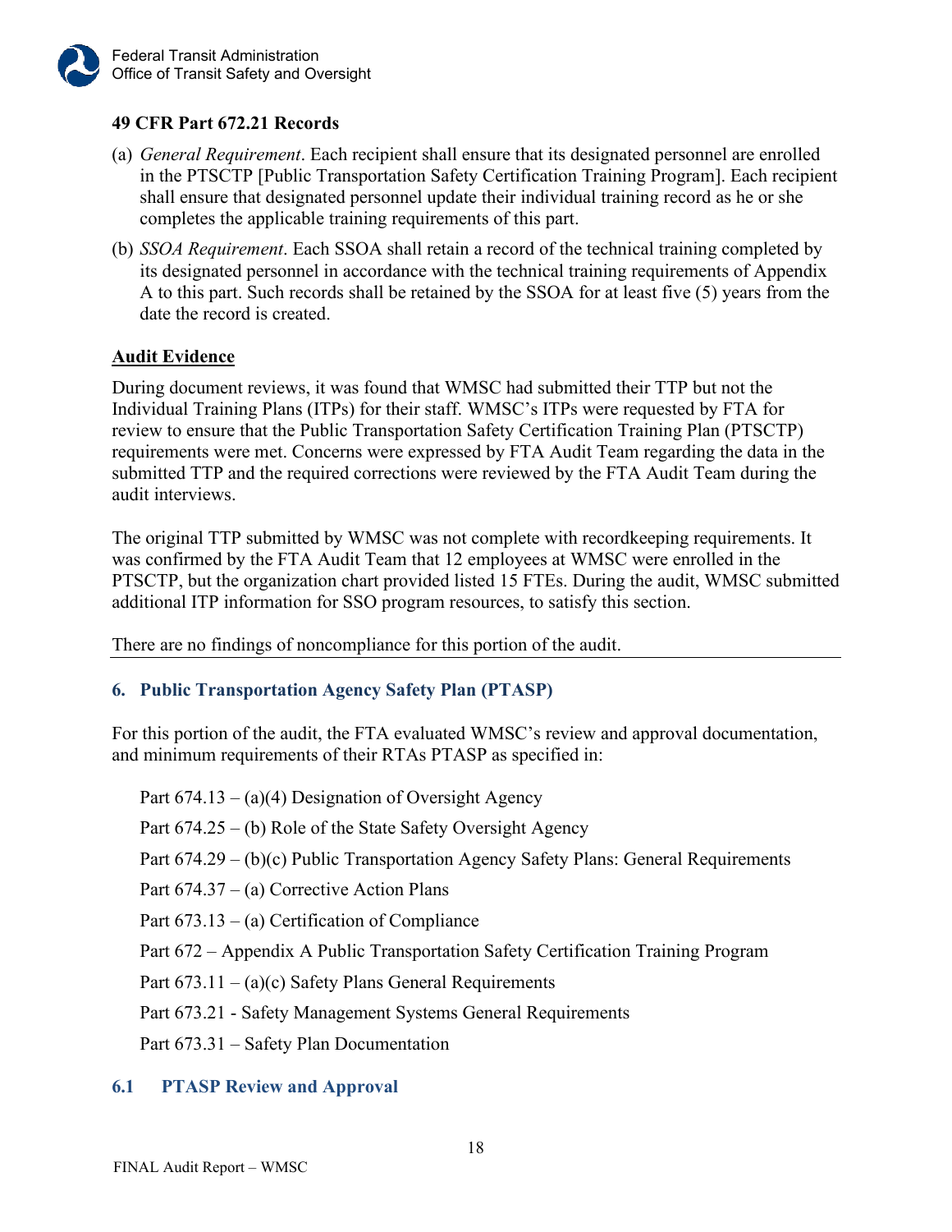**49 CFR Part 672.21 Records**

(a) *General Requirement*. Each recipient shall ensure that its designated personnel are enrolled in the PTSCTP [Public Transportation Safety Certification Training Program]. Each recipient shall ensure that designated personnel update their individual training record as he or she completes the applicable training requirements of this part.

(b) *SSOA Requirement*. Each SSOA shall retain a record of the technical training completed by its designated personnel in accordance with the technical training requirements of Appendix A to this part. Such records shall be retained by the SSOA for at least five (5) years from the date the record is created.

**Audit Evidence**

During document reviews, it was found that WMSC had submitted their TTP but not the Individual Training Plans (ITPs) for their staff. WMSC's ITPs were requested by FTA for review to ensure that the Public Transportation Safety Certification Training Plan (PTSCTP) requirements were met. Concerns were expressed by FTA Audit Team regarding the data in the submitted TTP and the required corrections were reviewed by the FTA Audit Team during the audit interviews.

The original TTP submitted by WMSC was not complete with recordkeeping requirements. It was confirmed by the FTA Audit Team that 12 employees at WMSC were enrolled in the PTSCTP, but the organization chart provided listed 15 FTEs. During the audit, WMSC submitted additional ITP information for SSO program resources, to satisfy this section.

There are no findings of noncompliance for this portion of the audit.

## 6. Public Transportation Agency Safety Plan (PTASP)

For this portion of the audit, the FTA evaluated WMSC's review and approval documentation, and minimum requirements of their RTAs PTASP as specified in:

Part 674.13 – (a)(4) Designation of Oversight Agency

Part 674.25 – (b) Role of the State Safety Oversight Agency

Part 674.29 – (b)(c) Public Transportation Agency Safety Plans: General Requirements

Part 674.37 – (a) Corrective Action Plans

Part 673.13 – (a) Certification of Compliance

Part 672 – Appendix A Public Transportation Safety Certification Training Program

Part 673.11 – (a)(c) Safety Plans General Requirements

Part 673.21 - Safety Management Systems General Requirements

Part 673.31 – Safety Plan Documentation

### 6.1 PTASP Review and Approval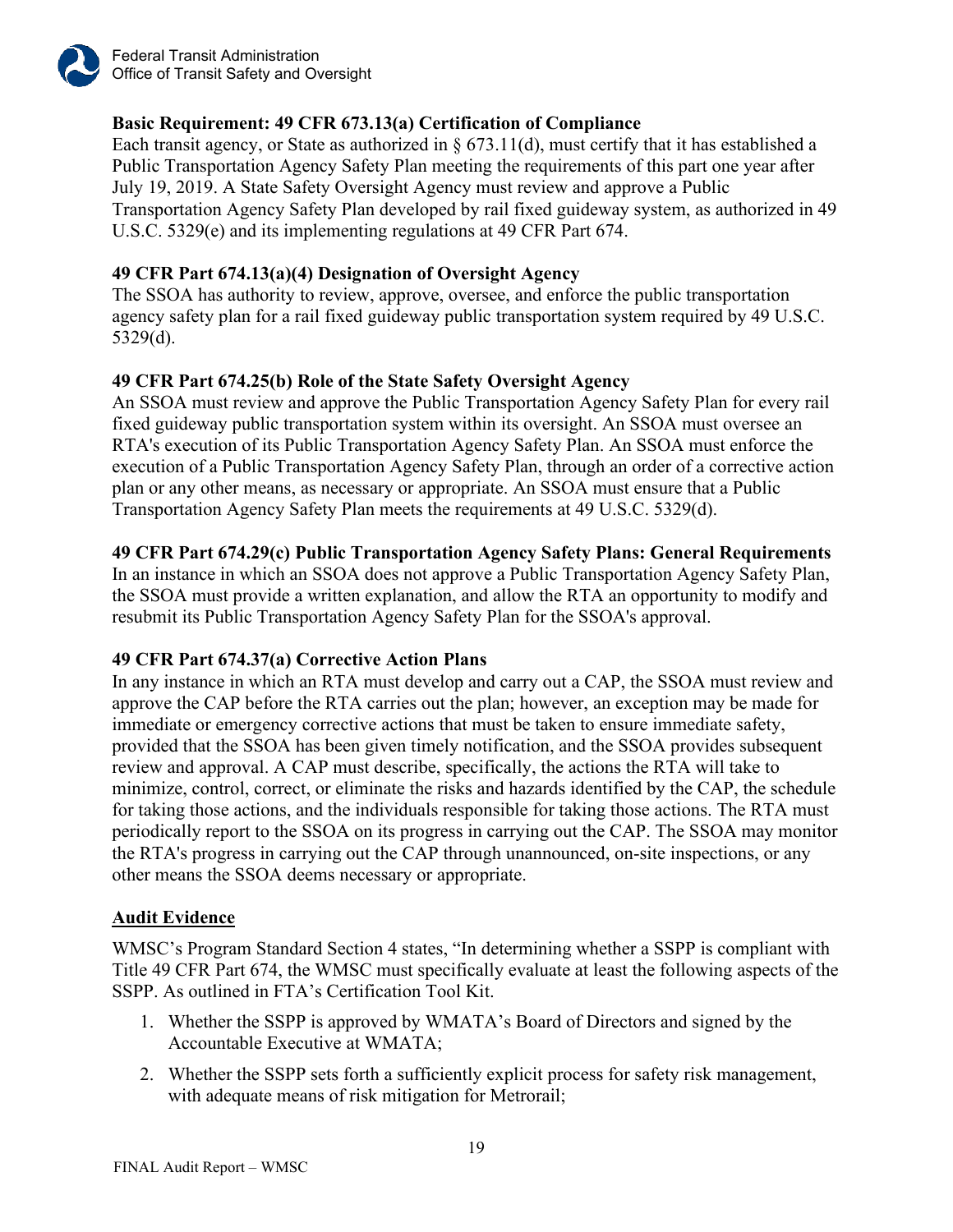**Basic Requirement: 49 CFR 673.13(a) Certification of Compliance**

Each transit agency, or State as authorized in § 673.11(d), must certify that it has established a Public Transportation Agency Safety Plan meeting the requirements of this part one year after July 19, 2019. A State Safety Oversight Agency must review and approve a Public Transportation Agency Safety Plan developed by rail fixed guideway system, as authorized in 49 U.S.C. 5329(e) and its implementing regulations at 49 CFR Part 674.

**49 CFR Part 674.13(a)(4) Designation of Oversight Agency**

The SSOA has authority to review, approve, oversee, and enforce the public transportation agency safety plan for a rail fixed guideway public transportation system required by 49 U.S.C. 5329(d).

**49 CFR Part 674.25(b) Role of the State Safety Oversight Agency**

An SSOA must review and approve the Public Transportation Agency Safety Plan for every rail fixed guideway public transportation system within its oversight. An SSOA must oversee an RTA's execution of its Public Transportation Agency Safety Plan. An SSOA must enforce the execution of a Public Transportation Agency Safety Plan, through an order of a corrective action plan or any other means, as necessary or appropriate. An SSOA must ensure that a Public Transportation Agency Safety Plan meets the requirements at 49 U.S.C. 5329(d).

**49 CFR Part 674.29(c) Public Transportation Agency Safety Plans: General Requirements**

In an instance in which an SSOA does not approve a Public Transportation Agency Safety Plan, the SSOA must provide a written explanation, and allow the RTA an opportunity to modify and resubmit its Public Transportation Agency Safety Plan for the SSOA's approval.

**49 CFR Part 674.37(a) Corrective Action Plans**

In any instance in which an RTA must develop and carry out a CAP, the SSOA must review and approve the CAP before the RTA carries out the plan; however, an exception may be made for immediate or emergency corrective actions that must be taken to ensure immediate safety, provided that the SSOA has been given timely notification, and the SSOA provides subsequent review and approval. A CAP must describe, specifically, the actions the RTA will take to minimize, control, correct, or eliminate the risks and hazards identified by the CAP, the schedule for taking those actions, and the individuals responsible for taking those actions. The RTA must periodically report to the SSOA on its progress in carrying out the CAP. The SSOA may monitor the RTA's progress in carrying out the CAP through unannounced, on-site inspections, or any other means the SSOA deems necessary or appropriate.

**Audit Evidence**

WMSC's Program Standard Section 4 states, "In determining whether a SSPP is compliant with Title 49 CFR Part 674, the WMSC must specifically evaluate at least the following aspects of the SSPP. As outlined in FTA's Certification Tool Kit.

1. Whether the SSPP is approved by WMATA's Board of Directors and signed by the Accountable Executive at WMATA;
2. Whether the SSPP sets forth a sufficiently explicit process for safety risk management, with adequate means of risk mitigation for Metrorail;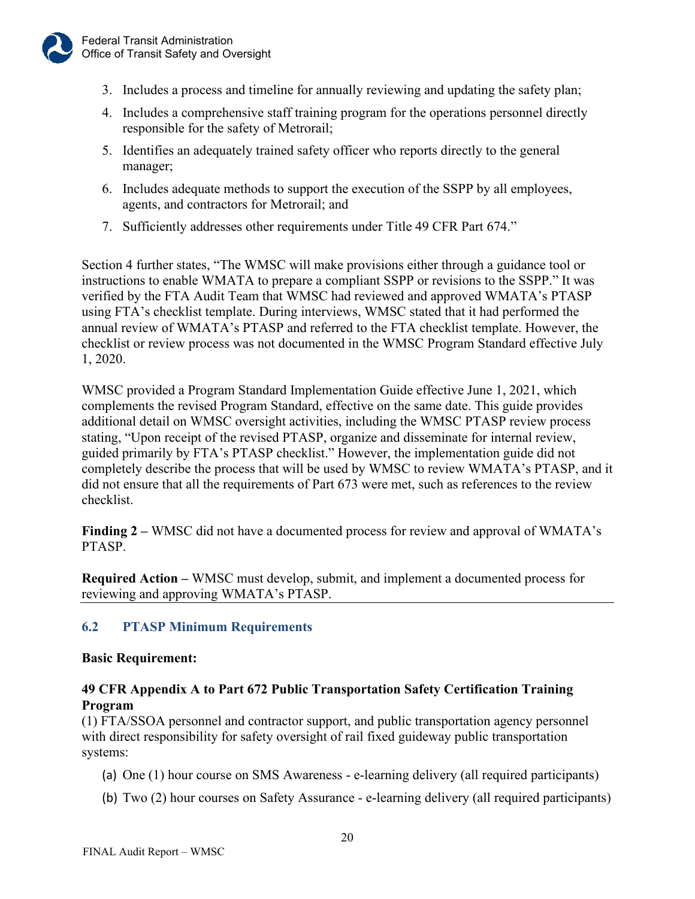3. Includes a process and timeline for annually reviewing and updating the safety plan;
4. Includes a comprehensive staff training program for the operations personnel directly responsible for the safety of Metrorail;
5. Identifies an adequately trained safety officer who reports directly to the general manager;
6. Includes adequate methods to support the execution of the SSPP by all employees, agents, and contractors for Metrorail; and
7. Sufficiently addresses other requirements under Title 49 CFR Part 674."

Section 4 further states, "The WMSC will make provisions either through a guidance tool or instructions to enable WMATA to prepare a compliant SSPP or revisions to the SSPP." It was verified by the FTA Audit Team that WMSC had reviewed and approved WMATA's PTASP using FTA's checklist template. During interviews, WMSC stated that it had performed the annual review of WMATA's PTASP and referred to the FTA checklist template. However, the checklist or review process was not documented in the WMSC Program Standard effective July 1, 2020.

WMSC provided a Program Standard Implementation Guide effective June 1, 2021, which complements the revised Program Standard, effective on the same date. This guide provides additional detail on WMSC oversight activities, including the WMSC PTASP review process stating, "Upon receipt of the revised PTASP, organize and disseminate for internal review, guided primarily by FTA's PTASP checklist." However, the implementation guide did not completely describe the process that will be used by WMSC to review WMATA's PTASP, and it did not ensure that all the requirements of Part 673 were met, such as references to the review checklist.

**Finding 2 –** WMSC did not have a documented process for review and approval of WMATA's PTASP.

**Required Action –** WMSC must develop, submit, and implement a documented process for reviewing and approving WMATA's PTASP.

## 6.2 PTASP Minimum Requirements

**Basic Requirement:**

**49 CFR Appendix A to Part 672 Public Transportation Safety Certification Training Program**

(1) FTA/SSOA personnel and contractor support, and public transportation agency personnel with direct responsibility for safety oversight of rail fixed guideway public transportation systems:

(a) One (1) hour course on SMS Awareness - e-learning delivery (all required participants)

(b) Two (2) hour courses on Safety Assurance - e-learning delivery (all required participants)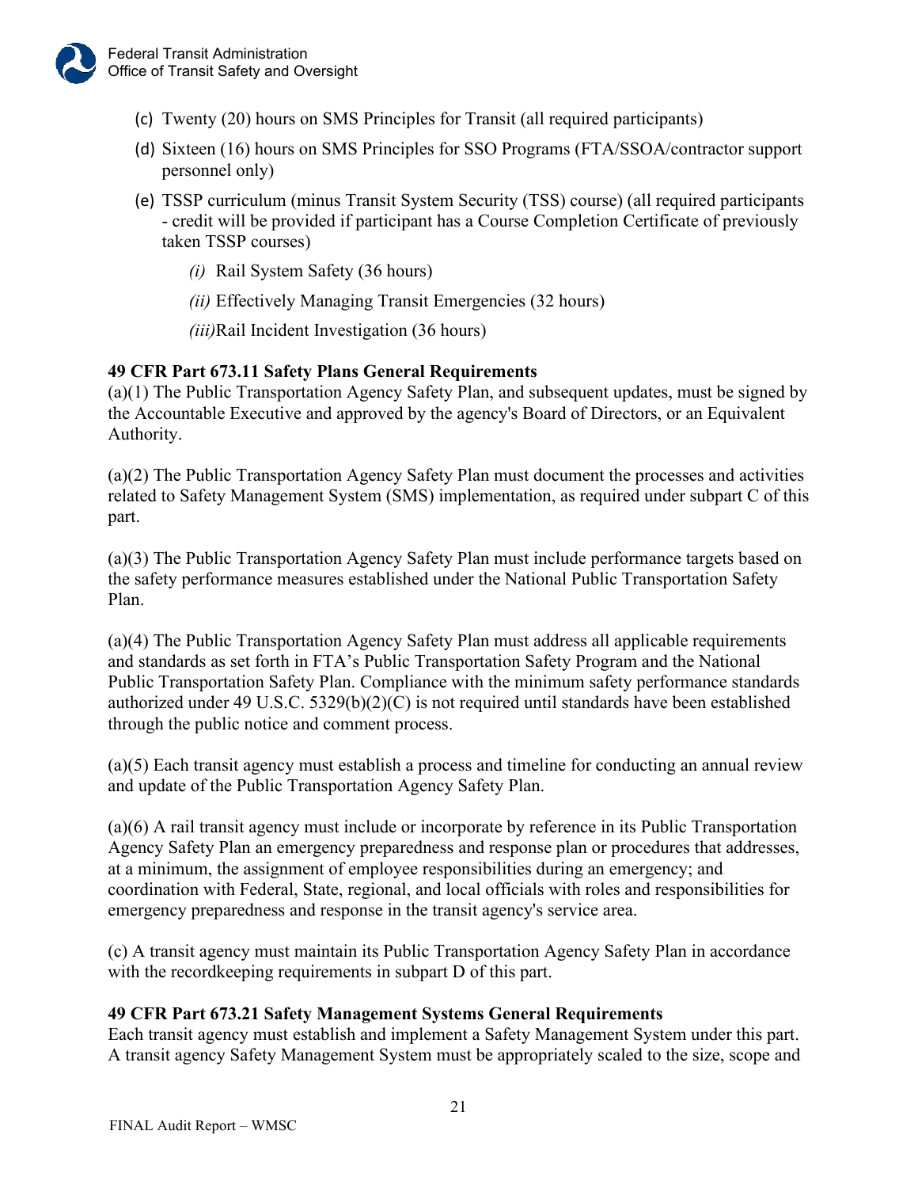(c) Twenty (20) hours on SMS Principles for Transit (all required participants)

(d) Sixteen (16) hours on SMS Principles for SSO Programs (FTA/SSOA/contractor support personnel only)

(e) TSSP curriculum (minus Transit System Security (TSS) course) (all required participants - credit will be provided if participant has a Course Completion Certificate of previously taken TSSP courses)

*(i)* Rail System Safety (36 hours)

*(ii)* Effectively Managing Transit Emergencies (32 hours)

*(iii)*Rail Incident Investigation (36 hours)

**49 CFR Part 673.11 Safety Plans General Requirements**

(a)(1) The Public Transportation Agency Safety Plan, and subsequent updates, must be signed by the Accountable Executive and approved by the agency's Board of Directors, or an Equivalent Authority.

(a)(2) The Public Transportation Agency Safety Plan must document the processes and activities related to Safety Management System (SMS) implementation, as required under subpart C of this part.

(a)(3) The Public Transportation Agency Safety Plan must include performance targets based on the safety performance measures established under the National Public Transportation Safety Plan.

(a)(4) The Public Transportation Agency Safety Plan must address all applicable requirements and standards as set forth in FTA's Public Transportation Safety Program and the National Public Transportation Safety Plan. Compliance with the minimum safety performance standards authorized under 49 U.S.C. 5329(b)(2)(C) is not required until standards have been established through the public notice and comment process.

(a)(5) Each transit agency must establish a process and timeline for conducting an annual review and update of the Public Transportation Agency Safety Plan.

(a)(6) A rail transit agency must include or incorporate by reference in its Public Transportation Agency Safety Plan an emergency preparedness and response plan or procedures that addresses, at a minimum, the assignment of employee responsibilities during an emergency; and coordination with Federal, State, regional, and local officials with roles and responsibilities for emergency preparedness and response in the transit agency's service area.

(c) A transit agency must maintain its Public Transportation Agency Safety Plan in accordance with the recordkeeping requirements in subpart D of this part.

**49 CFR Part 673.21 Safety Management Systems General Requirements**

Each transit agency must establish and implement a Safety Management System under this part. A transit agency Safety Management System must be appropriately scaled to the size, scope and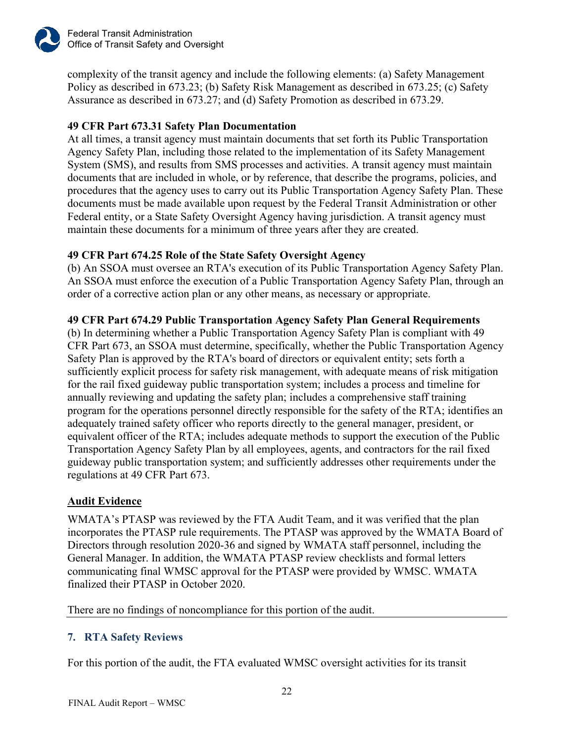complexity of the transit agency and include the following elements: (a) Safety Management Policy as described in 673.23; (b) Safety Risk Management as described in 673.25; (c) Safety Assurance as described in 673.27; and (d) Safety Promotion as described in 673.29.

**49 CFR Part 673.31 Safety Plan Documentation**

At all times, a transit agency must maintain documents that set forth its Public Transportation Agency Safety Plan, including those related to the implementation of its Safety Management System (SMS), and results from SMS processes and activities. A transit agency must maintain documents that are included in whole, or by reference, that describe the programs, policies, and procedures that the agency uses to carry out its Public Transportation Agency Safety Plan. These documents must be made available upon request by the Federal Transit Administration or other Federal entity, or a State Safety Oversight Agency having jurisdiction. A transit agency must maintain these documents for a minimum of three years after they are created.

**49 CFR Part 674.25 Role of the State Safety Oversight Agency**

(b) An SSOA must oversee an RTA's execution of its Public Transportation Agency Safety Plan. An SSOA must enforce the execution of a Public Transportation Agency Safety Plan, through an order of a corrective action plan or any other means, as necessary or appropriate.

**49 CFR Part 674.29 Public Transportation Agency Safety Plan General Requirements**

(b) In determining whether a Public Transportation Agency Safety Plan is compliant with 49 CFR Part 673, an SSOA must determine, specifically, whether the Public Transportation Agency Safety Plan is approved by the RTA's board of directors or equivalent entity; sets forth a sufficiently explicit process for safety risk management, with adequate means of risk mitigation for the rail fixed guideway public transportation system; includes a process and timeline for annually reviewing and updating the safety plan; includes a comprehensive staff training program for the operations personnel directly responsible for the safety of the RTA; identifies an adequately trained safety officer who reports directly to the general manager, president, or equivalent officer of the RTA; includes adequate methods to support the execution of the Public Transportation Agency Safety Plan by all employees, agents, and contractors for the rail fixed guideway public transportation system; and sufficiently addresses other requirements under the regulations at 49 CFR Part 673.

**Audit Evidence**

WMATA's PTASP was reviewed by the FTA Audit Team, and it was verified that the plan incorporates the PTASP rule requirements. The PTASP was approved by the WMATA Board of Directors through resolution 2020-36 and signed by WMATA staff personnel, including the General Manager. In addition, the WMATA PTASP review checklists and formal letters communicating final WMSC approval for the PTASP were provided by WMSC. WMATA finalized their PTASP in October 2020.

There are no findings of noncompliance for this portion of the audit.

## 7. RTA Safety Reviews

For this portion of the audit, the FTA evaluated WMSC oversight activities for its transit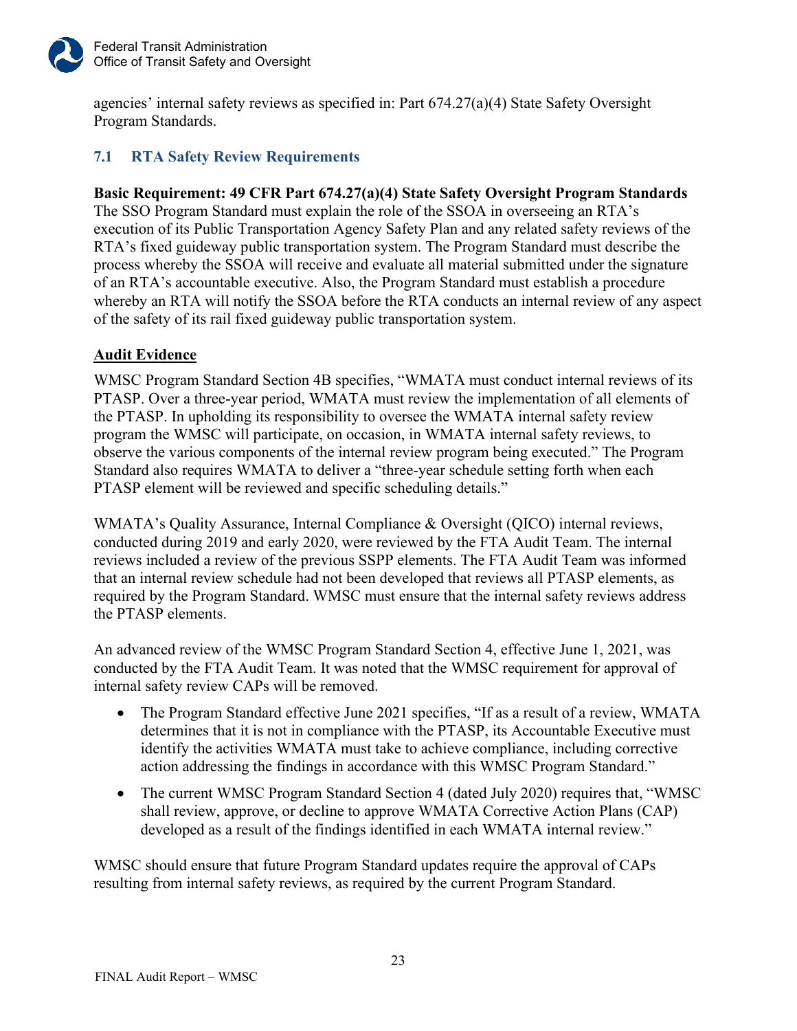agencies' internal safety reviews as specified in: Part 674.27(a)(4) State Safety Oversight Program Standards.

## 7.1 RTA Safety Review Requirements

**Basic Requirement: 49 CFR Part 674.27(a)(4) State Safety Oversight Program Standards**
The SSO Program Standard must explain the role of the SSOA in overseeing an RTA's execution of its Public Transportation Agency Safety Plan and any related safety reviews of the RTA's fixed guideway public transportation system. The Program Standard must describe the process whereby the SSOA will receive and evaluate all material submitted under the signature of an RTA's accountable executive. Also, the Program Standard must establish a procedure whereby an RTA will notify the SSOA before the RTA conducts an internal review of any aspect of the safety of its rail fixed guideway public transportation system.

**Audit Evidence**

WMSC Program Standard Section 4B specifies, "WMATA must conduct internal reviews of its PTASP. Over a three-year period, WMATA must review the implementation of all elements of the PTASP. In upholding its responsibility to oversee the WMATA internal safety review program the WMSC will participate, on occasion, in WMATA internal safety reviews, to observe the various components of the internal review program being executed." The Program Standard also requires WMATA to deliver a "three-year schedule setting forth when each PTASP element will be reviewed and specific scheduling details."

WMATA's Quality Assurance, Internal Compliance & Oversight (QICO) internal reviews, conducted during 2019 and early 2020, were reviewed by the FTA Audit Team. The internal reviews included a review of the previous SSPP elements. The FTA Audit Team was informed that an internal review schedule had not been developed that reviews all PTASP elements, as required by the Program Standard. WMSC must ensure that the internal safety reviews address the PTASP elements.

An advanced review of the WMSC Program Standard Section 4, effective June 1, 2021, was conducted by the FTA Audit Team. It was noted that the WMSC requirement for approval of internal safety review CAPs will be removed.

- The Program Standard effective June 2021 specifies, "If as a result of a review, WMATA determines that it is not in compliance with the PTASP, its Accountable Executive must identify the activities WMATA must take to achieve compliance, including corrective action addressing the findings in accordance with this WMSC Program Standard."
- The current WMSC Program Standard Section 4 (dated July 2020) requires that, "WMSC shall review, approve, or decline to approve WMATA Corrective Action Plans (CAP) developed as a result of the findings identified in each WMATA internal review."

WMSC should ensure that future Program Standard updates require the approval of CAPs resulting from internal safety reviews, as required by the current Program Standard.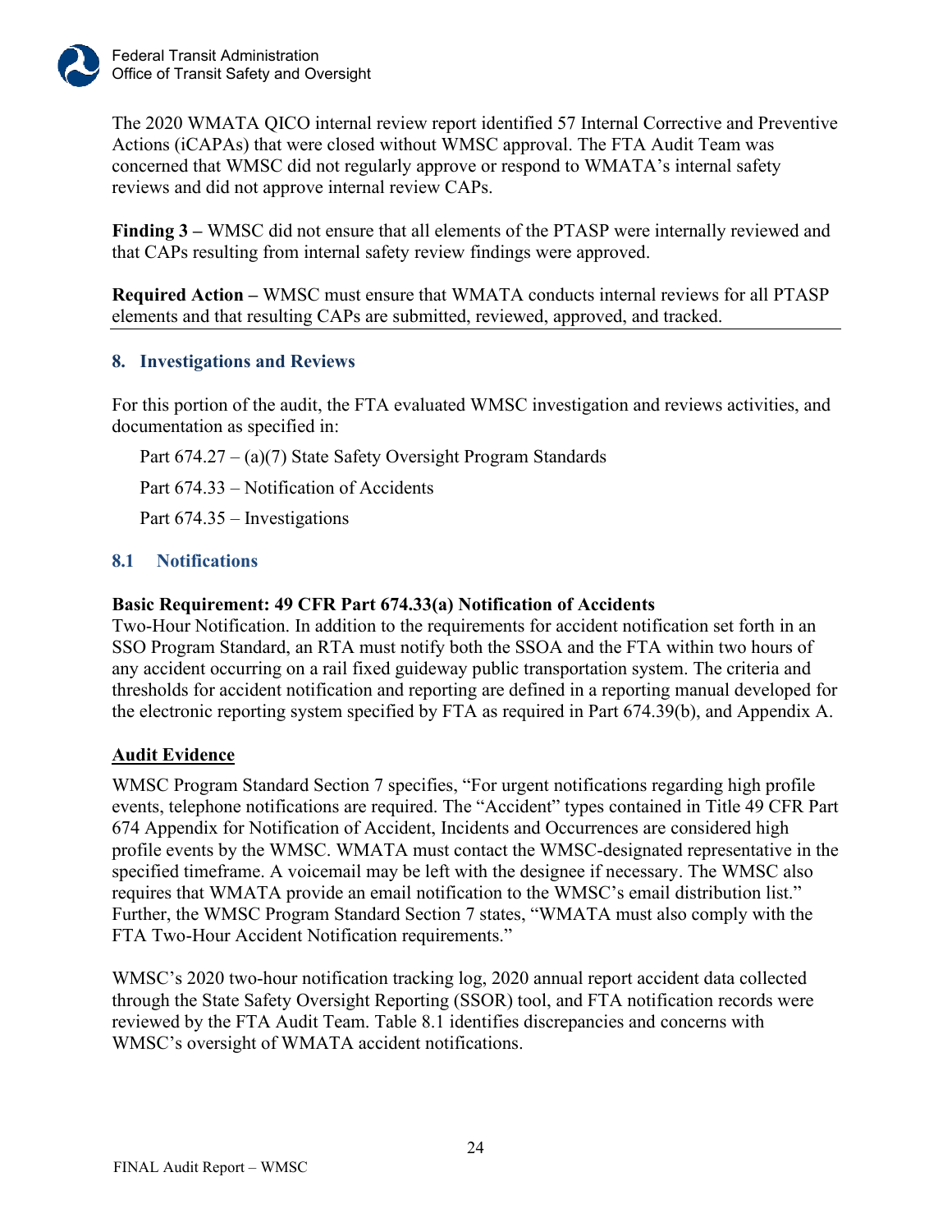The 2020 WMATA QICO internal review report identified 57 Internal Corrective and Preventive Actions (iCAPAs) that were closed without WMSC approval. The FTA Audit Team was concerned that WMSC did not regularly approve or respond to WMATA's internal safety reviews and did not approve internal review CAPs.

**Finding 3 –** WMSC did not ensure that all elements of the PTASP were internally reviewed and that CAPs resulting from internal safety review findings were approved.

**Required Action –** WMSC must ensure that WMATA conducts internal reviews for all PTASP elements and that resulting CAPs are submitted, reviewed, approved, and tracked.

## 8. Investigations and Reviews

For this portion of the audit, the FTA evaluated WMSC investigation and reviews activities, and documentation as specified in:

Part 674.27 – (a)(7) State Safety Oversight Program Standards

Part 674.33 – Notification of Accidents

Part 674.35 – Investigations

### 8.1 Notifications

**Basic Requirement: 49 CFR Part 674.33(a) Notification of Accidents**
Two-Hour Notification. In addition to the requirements for accident notification set forth in an SSO Program Standard, an RTA must notify both the SSOA and the FTA within two hours of any accident occurring on a rail fixed guideway public transportation system. The criteria and thresholds for accident notification and reporting are defined in a reporting manual developed for the electronic reporting system specified by FTA as required in Part 674.39(b), and Appendix A.

**Audit Evidence**

WMSC Program Standard Section 7 specifies, "For urgent notifications regarding high profile events, telephone notifications are required. The "Accident" types contained in Title 49 CFR Part 674 Appendix for Notification of Accident, Incidents and Occurrences are considered high profile events by the WMSC. WMATA must contact the WMSC-designated representative in the specified timeframe. A voicemail may be left with the designee if necessary. The WMSC also requires that WMATA provide an email notification to the WMSC's email distribution list." Further, the WMSC Program Standard Section 7 states, "WMATA must also comply with the FTA Two-Hour Accident Notification requirements."

WMSC's 2020 two-hour notification tracking log, 2020 annual report accident data collected through the State Safety Oversight Reporting (SSOR) tool, and FTA notification records were reviewed by the FTA Audit Team. Table 8.1 identifies discrepancies and concerns with WMSC's oversight of WMATA accident notifications.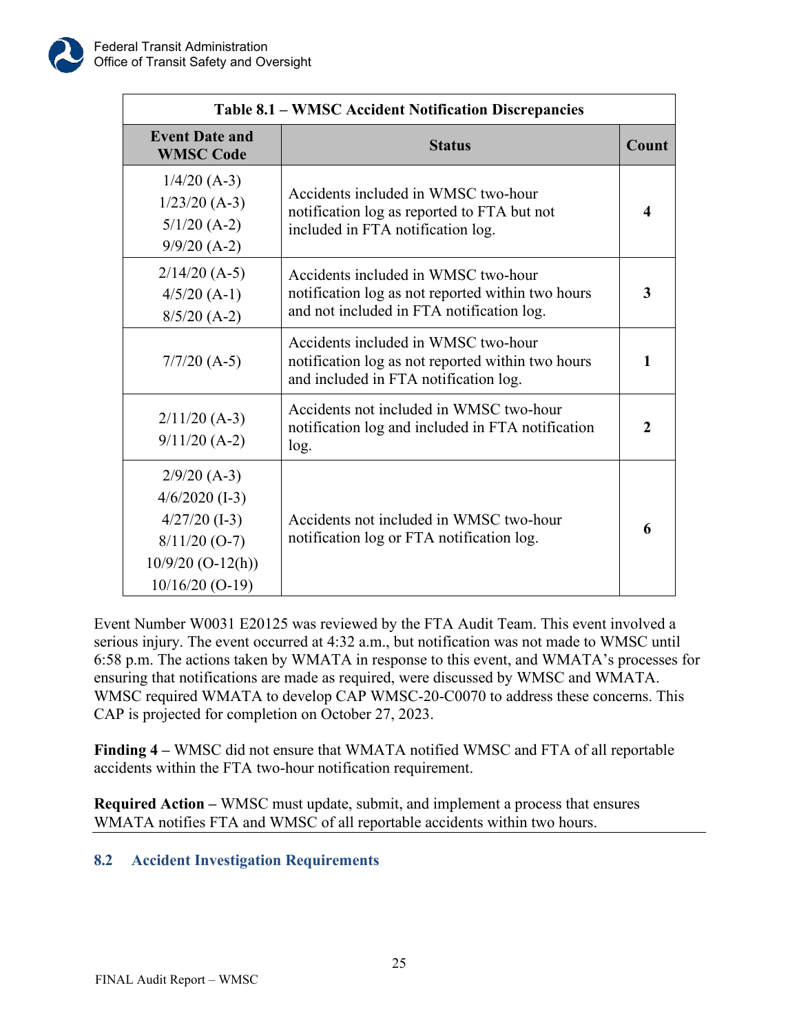| Table 8.1 – WMSC Accident Notification Discrepancies | | |
|---|---|---|
| **Event Date and WMSC Code** | **Status** | **Count** |
| 1/4/20 (A-3)<br>1/23/20 (A-3)<br>5/1/20 (A-2)<br>9/9/20 (A-2) | Accidents included in WMSC two-hour notification log as reported to FTA but not included in FTA notification log. | **4** |
| 2/14/20 (A-5)<br>4/5/20 (A-1)<br>8/5/20 (A-2) | Accidents included in WMSC two-hour notification log as not reported within two hours and not included in FTA notification log. | **3** |
| 7/7/20 (A-5) | Accidents included in WMSC two-hour notification log as not reported within two hours and included in FTA notification log. | **1** |
| 2/11/20 (A-3)<br>9/11/20 (A-2) | Accidents not included in WMSC two-hour notification log and included in FTA notification log. | **2** |
| 2/9/20 (A-3)<br>4/6/2020 (I-3)<br>4/27/20 (I-3)<br>8/11/20 (O-7)<br>10/9/20 (O-12(h))<br>10/16/20 (O-19) | Accidents not included in WMSC two-hour notification log or FTA notification log. | **6** |

Event Number W0031 E20125 was reviewed by the FTA Audit Team. This event involved a serious injury. The event occurred at 4:32 a.m., but notification was not made to WMSC until 6:58 p.m. The actions taken by WMATA in response to this event, and WMATA's processes for ensuring that notifications are made as required, were discussed by WMSC and WMATA. WMSC required WMATA to develop CAP WMSC-20-C0070 to address these concerns. This CAP is projected for completion on October 27, 2023.

**Finding 4 –** WMSC did not ensure that WMATA notified WMSC and FTA of all reportable accidents within the FTA two-hour notification requirement.

**Required Action –** WMSC must update, submit, and implement a process that ensures WMATA notifies FTA and WMSC of all reportable accidents within two hours.

## 8.2 Accident Investigation Requirements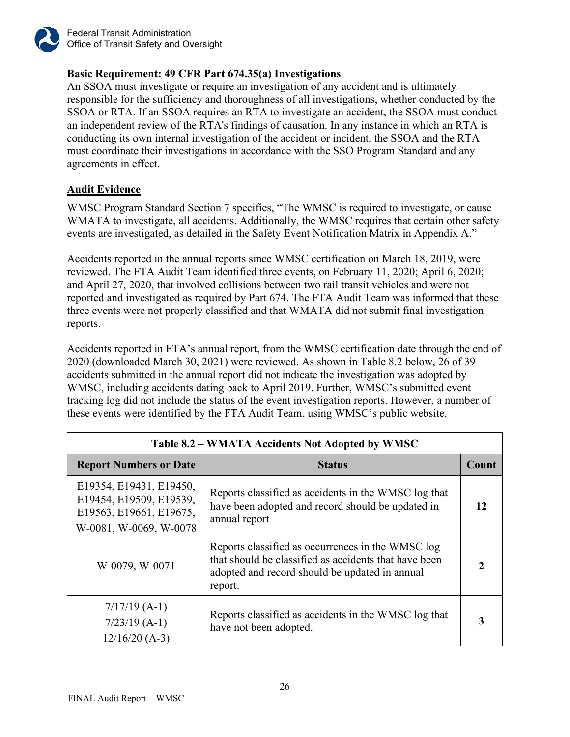**Basic Requirement: 49 CFR Part 674.35(a) Investigations**

An SSOA must investigate or require an investigation of any accident and is ultimately responsible for the sufficiency and thoroughness of all investigations, whether conducted by the SSOA or RTA. If an SSOA requires an RTA to investigate an accident, the SSOA must conduct an independent review of the RTA's findings of causation. In any instance in which an RTA is conducting its own internal investigation of the accident or incident, the SSOA and the RTA must coordinate their investigations in accordance with the SSO Program Standard and any agreements in effect.

**Audit Evidence**

WMSC Program Standard Section 7 specifies, "The WMSC is required to investigate, or cause WMATA to investigate, all accidents. Additionally, the WMSC requires that certain other safety events are investigated, as detailed in the Safety Event Notification Matrix in Appendix A."

Accidents reported in the annual reports since WMSC certification on March 18, 2019, were reviewed. The FTA Audit Team identified three events, on February 11, 2020; April 6, 2020; and April 27, 2020, that involved collisions between two rail transit vehicles and were not reported and investigated as required by Part 674. The FTA Audit Team was informed that these three events were not properly classified and that WMATA did not submit final investigation reports.

Accidents reported in FTA's annual report, from the WMSC certification date through the end of 2020 (downloaded March 30, 2021) were reviewed. As shown in Table 8.2 below, 26 of 39 accidents submitted in the annual report did not indicate the investigation was adopted by WMSC, including accidents dating back to April 2019. Further, WMSC's submitted event tracking log did not include the status of the event investigation reports. However, a number of these events were identified by the FTA Audit Team, using WMSC's public website.

**Table 8.2 – WMATA Accidents Not Adopted by WMSC**

| Report Numbers or Date | Status | Count |
|---|---|---|
| E19354, E19431, E19450, E19454, E19509, E19539, E19563, E19661, E19675, W-0081, W-0069, W-0078 | Reports classified as accidents in the WMSC log that have been adopted and record should be updated in annual report | **12** |
| W-0079, W-0071 | Reports classified as occurrences in the WMSC log that should be classified as accidents that have been adopted and record should be updated in annual report. | **2** |
| 7/17/19 (A-1)<br>7/23/19 (A-1)<br>12/16/20 (A-3) | Reports classified as accidents in the WMSC log that have not been adopted. | **3** |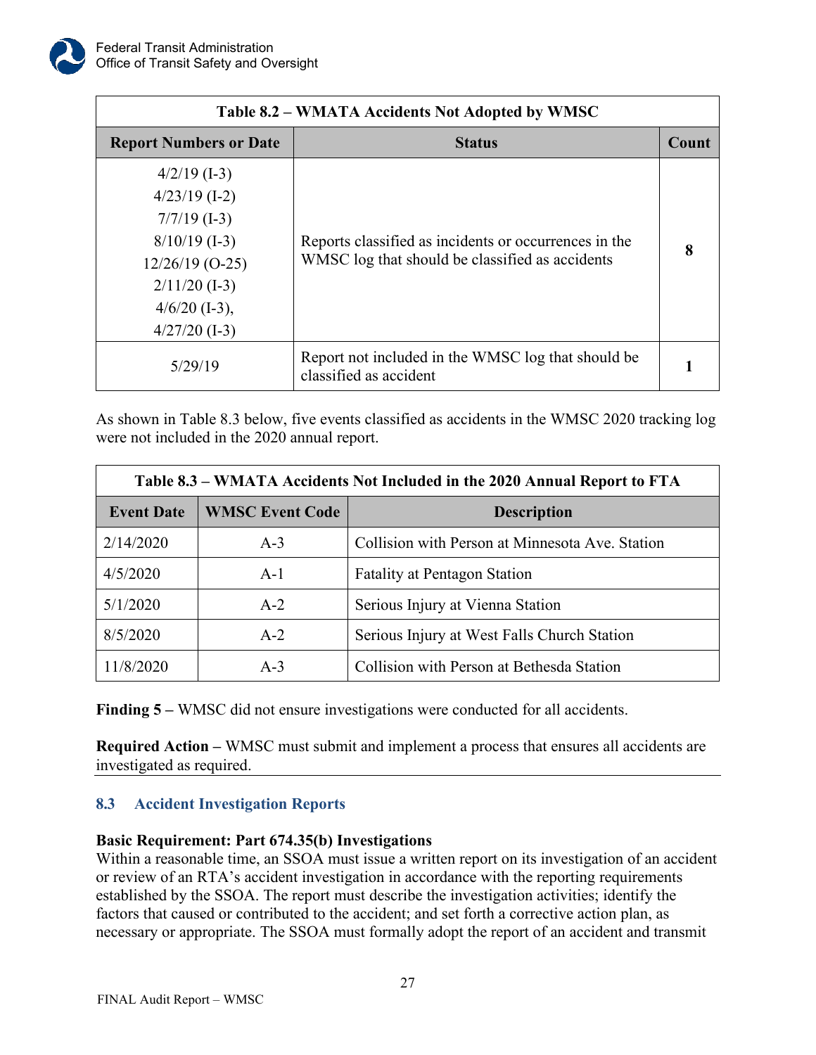| Table 8.2 – WMATA Accidents Not Adopted by WMSC | | |
|---|---|---|
| **Report Numbers or Date** | **Status** | **Count** |
| 4/2/19 (I-3)<br>4/23/19 (I-2)<br>7/7/19 (I-3)<br>8/10/19 (I-3)<br>12/26/19 (O-25)<br>2/11/20 (I-3)<br>4/6/20 (I-3),<br>4/27/20 (I-3) | Reports classified as incidents or occurrences in the WMSC log that should be classified as accidents | **8** |
| 5/29/19 | Report not included in the WMSC log that should be classified as accident | **1** |

As shown in Table 8.3 below, five events classified as accidents in the WMSC 2020 tracking log were not included in the 2020 annual report.

| Table 8.3 – WMATA Accidents Not Included in the 2020 Annual Report to FTA | | |
|---|---|---|
| **Event Date** | **WMSC Event Code** | **Description** |
| 2/14/2020 | A-3 | Collision with Person at Minnesota Ave. Station |
| 4/5/2020 | A-1 | Fatality at Pentagon Station |
| 5/1/2020 | A-2 | Serious Injury at Vienna Station |
| 8/5/2020 | A-2 | Serious Injury at West Falls Church Station |
| 11/8/2020 | A-3 | Collision with Person at Bethesda Station |

**Finding 5 –** WMSC did not ensure investigations were conducted for all accidents.

**Required Action –** WMSC must submit and implement a process that ensures all accidents are investigated as required.

## 8.3 Accident Investigation Reports

**Basic Requirement: Part 674.35(b) Investigations**

Within a reasonable time, an SSOA must issue a written report on its investigation of an accident or review of an RTA's accident investigation in accordance with the reporting requirements established by the SSOA. The report must describe the investigation activities; identify the factors that caused or contributed to the accident; and set forth a corrective action plan, as necessary or appropriate. The SSOA must formally adopt the report of an accident and transmit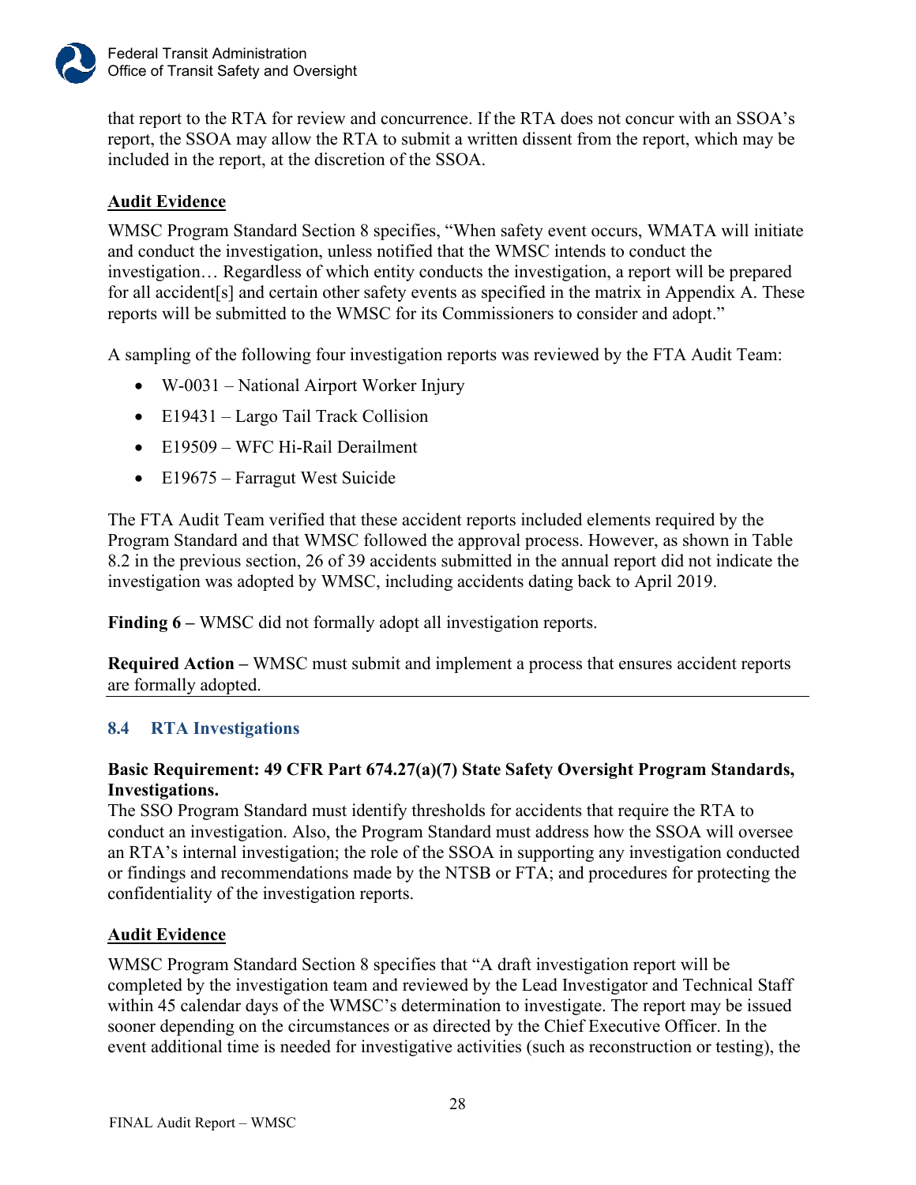that report to the RTA for review and concurrence. If the RTA does not concur with an SSOA's report, the SSOA may allow the RTA to submit a written dissent from the report, which may be included in the report, at the discretion of the SSOA.

**Audit Evidence**

WMSC Program Standard Section 8 specifies, "When safety event occurs, WMATA will initiate and conduct the investigation, unless notified that the WMSC intends to conduct the investigation… Regardless of which entity conducts the investigation, a report will be prepared for all accident[s] and certain other safety events as specified in the matrix in Appendix A. These reports will be submitted to the WMSC for its Commissioners to consider and adopt."

A sampling of the following four investigation reports was reviewed by the FTA Audit Team:

- W-0031 – National Airport Worker Injury
- E19431 – Largo Tail Track Collision
- E19509 – WFC Hi-Rail Derailment
- E19675 – Farragut West Suicide

The FTA Audit Team verified that these accident reports included elements required by the Program Standard and that WMSC followed the approval process. However, as shown in Table 8.2 in the previous section, 26 of 39 accidents submitted in the annual report did not indicate the investigation was adopted by WMSC, including accidents dating back to April 2019.

**Finding 6 –** WMSC did not formally adopt all investigation reports.

**Required Action –** WMSC must submit and implement a process that ensures accident reports are formally adopted.

---

## 8.4 RTA Investigations

**Basic Requirement: 49 CFR Part 674.27(a)(7) State Safety Oversight Program Standards, Investigations.**

The SSO Program Standard must identify thresholds for accidents that require the RTA to conduct an investigation. Also, the Program Standard must address how the SSOA will oversee an RTA's internal investigation; the role of the SSOA in supporting any investigation conducted or findings and recommendations made by the NTSB or FTA; and procedures for protecting the confidentiality of the investigation reports.

**Audit Evidence**

WMSC Program Standard Section 8 specifies that "A draft investigation report will be completed by the investigation team and reviewed by the Lead Investigator and Technical Staff within 45 calendar days of the WMSC's determination to investigate. The report may be issued sooner depending on the circumstances or as directed by the Chief Executive Officer. In the event additional time is needed for investigative activities (such as reconstruction or testing), the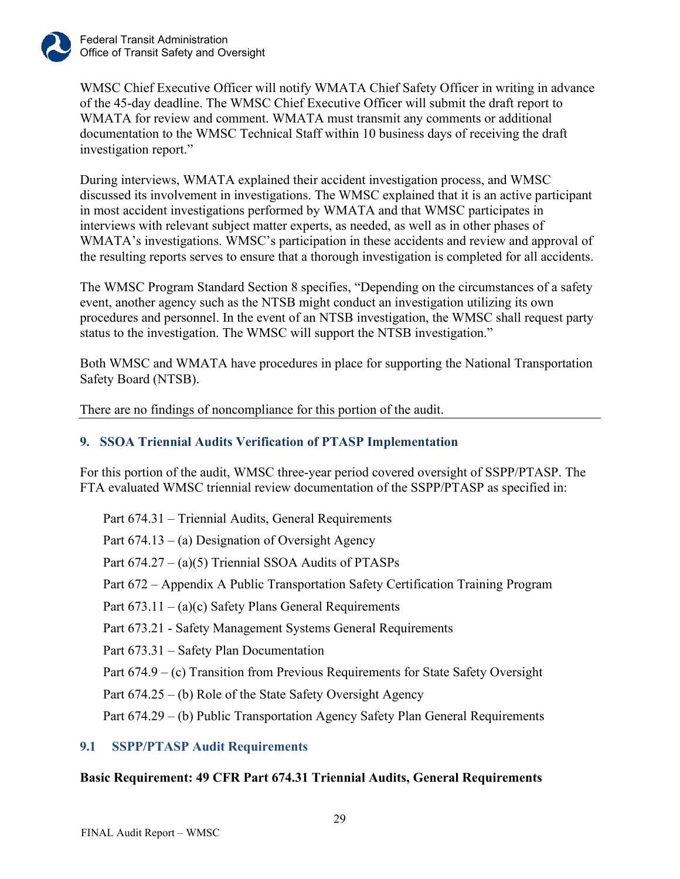WMSC Chief Executive Officer will notify WMATA Chief Safety Officer in writing in advance of the 45-day deadline. The WMSC Chief Executive Officer will submit the draft report to WMATA for review and comment. WMATA must transmit any comments or additional documentation to the WMSC Technical Staff within 10 business days of receiving the draft investigation report."

During interviews, WMATA explained their accident investigation process, and WMSC discussed its involvement in investigations. The WMSC explained that it is an active participant in most accident investigations performed by WMATA and that WMSC participates in interviews with relevant subject matter experts, as needed, as well as in other phases of WMATA's investigations. WMSC's participation in these accidents and review and approval of the resulting reports serves to ensure that a thorough investigation is completed for all accidents.

The WMSC Program Standard Section 8 specifies, "Depending on the circumstances of a safety event, another agency such as the NTSB might conduct an investigation utilizing its own procedures and personnel. In the event of an NTSB investigation, the WMSC shall request party status to the investigation. The WMSC will support the NTSB investigation."

Both WMSC and WMATA have procedures in place for supporting the National Transportation Safety Board (NTSB).

There are no findings of noncompliance for this portion of the audit.

## 9. SSOA Triennial Audits Verification of PTASP Implementation

For this portion of the audit, WMSC three-year period covered oversight of SSPP/PTASP. The FTA evaluated WMSC triennial review documentation of the SSPP/PTASP as specified in:

- Part 674.31 – Triennial Audits, General Requirements
- Part 674.13 – (a) Designation of Oversight Agency
- Part 674.27 – (a)(5) Triennial SSOA Audits of PTASPs
- Part 672 – Appendix A Public Transportation Safety Certification Training Program
- Part 673.11 – (a)(c) Safety Plans General Requirements
- Part 673.21 - Safety Management Systems General Requirements
- Part 673.31 – Safety Plan Documentation
- Part 674.9 – (c) Transition from Previous Requirements for State Safety Oversight
- Part 674.25 – (b) Role of the State Safety Oversight Agency
- Part 674.29 – (b) Public Transportation Agency Safety Plan General Requirements

### 9.1 SSPP/PTASP Audit Requirements

**Basic Requirement: 49 CFR Part 674.31 Triennial Audits, General Requirements**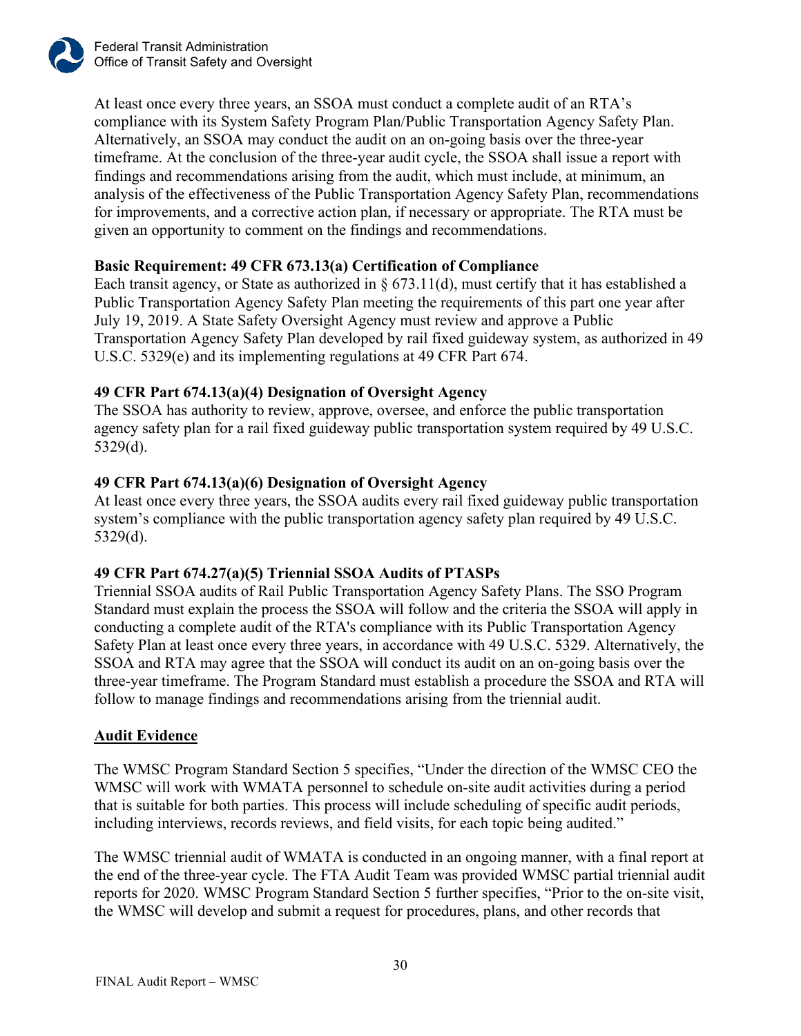At least once every three years, an SSOA must conduct a complete audit of an RTA's compliance with its System Safety Program Plan/Public Transportation Agency Safety Plan. Alternatively, an SSOA may conduct the audit on an on-going basis over the three-year timeframe. At the conclusion of the three-year audit cycle, the SSOA shall issue a report with findings and recommendations arising from the audit, which must include, at minimum, an analysis of the effectiveness of the Public Transportation Agency Safety Plan, recommendations for improvements, and a corrective action plan, if necessary or appropriate. The RTA must be given an opportunity to comment on the findings and recommendations.

**Basic Requirement: 49 CFR 673.13(a) Certification of Compliance**
Each transit agency, or State as authorized in § 673.11(d), must certify that it has established a Public Transportation Agency Safety Plan meeting the requirements of this part one year after July 19, 2019. A State Safety Oversight Agency must review and approve a Public Transportation Agency Safety Plan developed by rail fixed guideway system, as authorized in 49 U.S.C. 5329(e) and its implementing regulations at 49 CFR Part 674.

**49 CFR Part 674.13(a)(4) Designation of Oversight Agency**
The SSOA has authority to review, approve, oversee, and enforce the public transportation agency safety plan for a rail fixed guideway public transportation system required by 49 U.S.C. 5329(d).

**49 CFR Part 674.13(a)(6) Designation of Oversight Agency**
At least once every three years, the SSOA audits every rail fixed guideway public transportation system's compliance with the public transportation agency safety plan required by 49 U.S.C. 5329(d).

**49 CFR Part 674.27(a)(5) Triennial SSOA Audits of PTASPs**
Triennial SSOA audits of Rail Public Transportation Agency Safety Plans. The SSO Program Standard must explain the process the SSOA will follow and the criteria the SSOA will apply in conducting a complete audit of the RTA's compliance with its Public Transportation Agency Safety Plan at least once every three years, in accordance with 49 U.S.C. 5329. Alternatively, the SSOA and RTA may agree that the SSOA will conduct its audit on an on-going basis over the three-year timeframe. The Program Standard must establish a procedure the SSOA and RTA will follow to manage findings and recommendations arising from the triennial audit.

**Audit Evidence**

The WMSC Program Standard Section 5 specifies, "Under the direction of the WMSC CEO the WMSC will work with WMATA personnel to schedule on-site audit activities during a period that is suitable for both parties. This process will include scheduling of specific audit periods, including interviews, records reviews, and field visits, for each topic being audited."

The WMSC triennial audit of WMATA is conducted in an ongoing manner, with a final report at the end of the three-year cycle. The FTA Audit Team was provided WMSC partial triennial audit reports for 2020. WMSC Program Standard Section 5 further specifies, "Prior to the on-site visit, the WMSC will develop and submit a request for procedures, plans, and other records that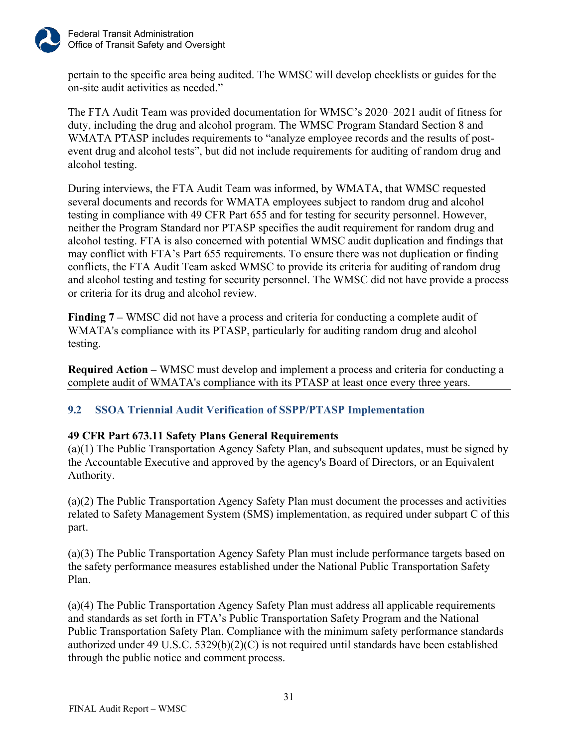pertain to the specific area being audited. The WMSC will develop checklists or guides for the on-site audit activities as needed."

The FTA Audit Team was provided documentation for WMSC's 2020–2021 audit of fitness for duty, including the drug and alcohol program. The WMSC Program Standard Section 8 and WMATA PTASP includes requirements to "analyze employee records and the results of post-event drug and alcohol tests", but did not include requirements for auditing of random drug and alcohol testing.

During interviews, the FTA Audit Team was informed, by WMATA, that WMSC requested several documents and records for WMATA employees subject to random drug and alcohol testing in compliance with 49 CFR Part 655 and for testing for security personnel. However, neither the Program Standard nor PTASP specifies the audit requirement for random drug and alcohol testing. FTA is also concerned with potential WMSC audit duplication and findings that may conflict with FTA's Part 655 requirements. To ensure there was not duplication or finding conflicts, the FTA Audit Team asked WMSC to provide its criteria for auditing of random drug and alcohol testing and testing for security personnel. The WMSC did not have provide a process or criteria for its drug and alcohol review.

**Finding 7 –** WMSC did not have a process and criteria for conducting a complete audit of WMATA's compliance with its PTASP, particularly for auditing random drug and alcohol testing.

**Required Action –** WMSC must develop and implement a process and criteria for conducting a complete audit of WMATA's compliance with its PTASP at least once every three years.

## 9.2 SSOA Triennial Audit Verification of SSPP/PTASP Implementation

**49 CFR Part 673.11 Safety Plans General Requirements**
(a)(1) The Public Transportation Agency Safety Plan, and subsequent updates, must be signed by the Accountable Executive and approved by the agency's Board of Directors, or an Equivalent Authority.

(a)(2) The Public Transportation Agency Safety Plan must document the processes and activities related to Safety Management System (SMS) implementation, as required under subpart C of this part.

(a)(3) The Public Transportation Agency Safety Plan must include performance targets based on the safety performance measures established under the National Public Transportation Safety Plan.

(a)(4) The Public Transportation Agency Safety Plan must address all applicable requirements and standards as set forth in FTA's Public Transportation Safety Program and the National Public Transportation Safety Plan. Compliance with the minimum safety performance standards authorized under 49 U.S.C. 5329(b)(2)(C) is not required until standards have been established through the public notice and comment process.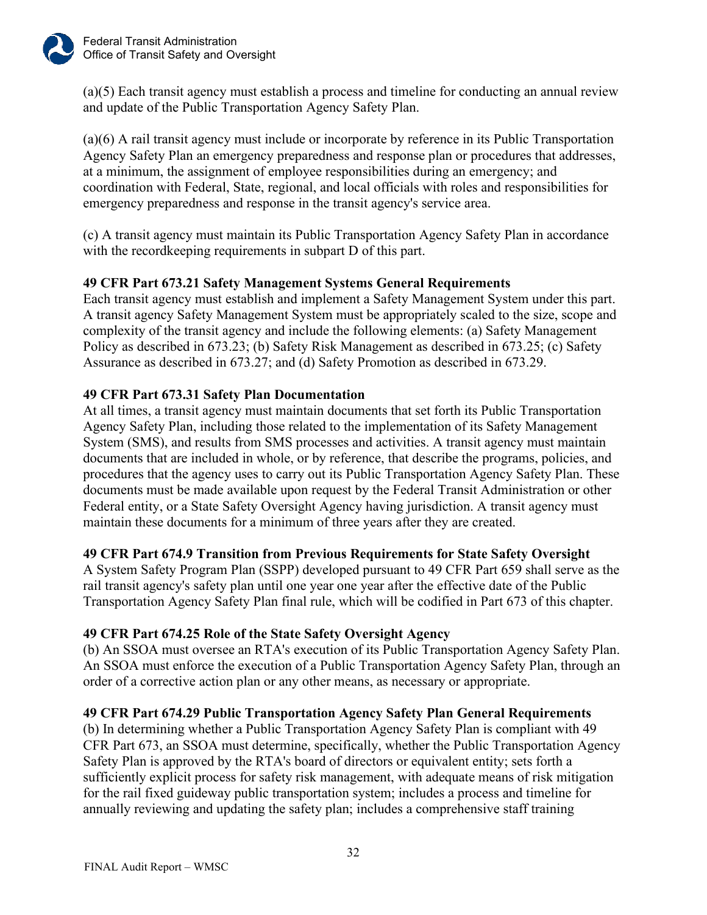(a)(5) Each transit agency must establish a process and timeline for conducting an annual review and update of the Public Transportation Agency Safety Plan.

(a)(6) A rail transit agency must include or incorporate by reference in its Public Transportation Agency Safety Plan an emergency preparedness and response plan or procedures that addresses, at a minimum, the assignment of employee responsibilities during an emergency; and coordination with Federal, State, regional, and local officials with roles and responsibilities for emergency preparedness and response in the transit agency's service area.

(c) A transit agency must maintain its Public Transportation Agency Safety Plan in accordance with the recordkeeping requirements in subpart D of this part.

**49 CFR Part 673.21 Safety Management Systems General Requirements**
Each transit agency must establish and implement a Safety Management System under this part. A transit agency Safety Management System must be appropriately scaled to the size, scope and complexity of the transit agency and include the following elements: (a) Safety Management Policy as described in 673.23; (b) Safety Risk Management as described in 673.25; (c) Safety Assurance as described in 673.27; and (d) Safety Promotion as described in 673.29.

**49 CFR Part 673.31 Safety Plan Documentation**
At all times, a transit agency must maintain documents that set forth its Public Transportation Agency Safety Plan, including those related to the implementation of its Safety Management System (SMS), and results from SMS processes and activities. A transit agency must maintain documents that are included in whole, or by reference, that describe the programs, policies, and procedures that the agency uses to carry out its Public Transportation Agency Safety Plan. These documents must be made available upon request by the Federal Transit Administration or other Federal entity, or a State Safety Oversight Agency having jurisdiction. A transit agency must maintain these documents for a minimum of three years after they are created.

**49 CFR Part 674.9 Transition from Previous Requirements for State Safety Oversight**
A System Safety Program Plan (SSPP) developed pursuant to 49 CFR Part 659 shall serve as the rail transit agency's safety plan until one year one year after the effective date of the Public Transportation Agency Safety Plan final rule, which will be codified in Part 673 of this chapter.

**49 CFR Part 674.25 Role of the State Safety Oversight Agency**
(b) An SSOA must oversee an RTA's execution of its Public Transportation Agency Safety Plan. An SSOA must enforce the execution of a Public Transportation Agency Safety Plan, through an order of a corrective action plan or any other means, as necessary or appropriate.

**49 CFR Part 674.29 Public Transportation Agency Safety Plan General Requirements**
(b) In determining whether a Public Transportation Agency Safety Plan is compliant with 49 CFR Part 673, an SSOA must determine, specifically, whether the Public Transportation Agency Safety Plan is approved by the RTA's board of directors or equivalent entity; sets forth a sufficiently explicit process for safety risk management, with adequate means of risk mitigation for the rail fixed guideway public transportation system; includes a process and timeline for annually reviewing and updating the safety plan; includes a comprehensive staff training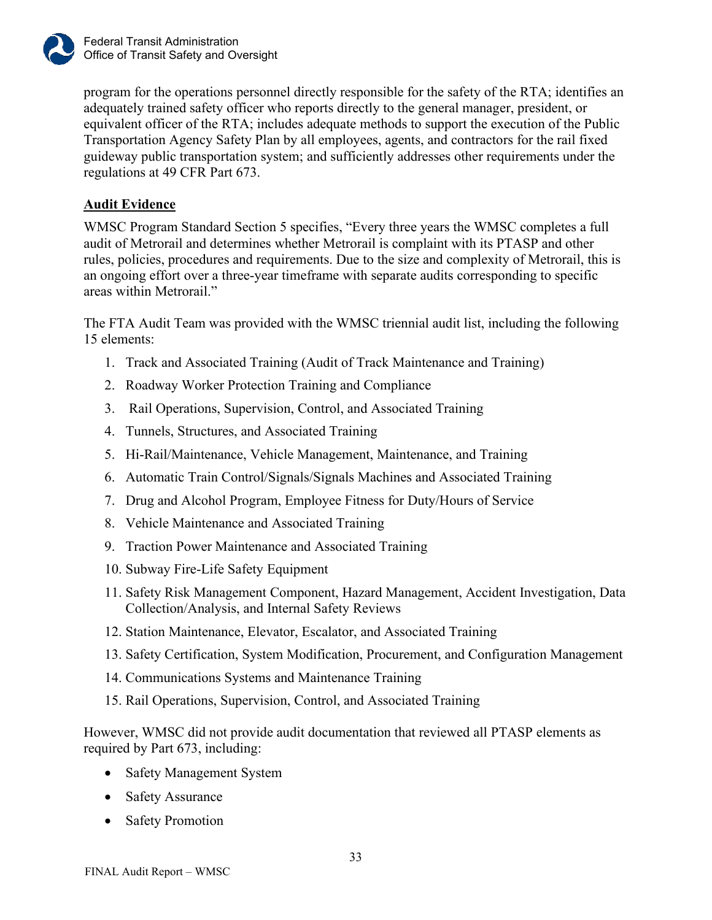program for the operations personnel directly responsible for the safety of the RTA; identifies an adequately trained safety officer who reports directly to the general manager, president, or equivalent officer of the RTA; includes adequate methods to support the execution of the Public Transportation Agency Safety Plan by all employees, agents, and contractors for the rail fixed guideway public transportation system; and sufficiently addresses other requirements under the regulations at 49 CFR Part 673.

**Audit Evidence**

WMSC Program Standard Section 5 specifies, "Every three years the WMSC completes a full audit of Metrorail and determines whether Metrorail is complaint with its PTASP and other rules, policies, procedures and requirements. Due to the size and complexity of Metrorail, this is an ongoing effort over a three-year timeframe with separate audits corresponding to specific areas within Metrorail."

The FTA Audit Team was provided with the WMSC triennial audit list, including the following 15 elements:

1. Track and Associated Training (Audit of Track Maintenance and Training)
2. Roadway Worker Protection Training and Compliance
3. Rail Operations, Supervision, Control, and Associated Training
4. Tunnels, Structures, and Associated Training
5. Hi-Rail/Maintenance, Vehicle Management, Maintenance, and Training
6. Automatic Train Control/Signals/Signals Machines and Associated Training
7. Drug and Alcohol Program, Employee Fitness for Duty/Hours of Service
8. Vehicle Maintenance and Associated Training
9. Traction Power Maintenance and Associated Training
10. Subway Fire-Life Safety Equipment
11. Safety Risk Management Component, Hazard Management, Accident Investigation, Data Collection/Analysis, and Internal Safety Reviews
12. Station Maintenance, Elevator, Escalator, and Associated Training
13. Safety Certification, System Modification, Procurement, and Configuration Management
14. Communications Systems and Maintenance Training
15. Rail Operations, Supervision, Control, and Associated Training

However, WMSC did not provide audit documentation that reviewed all PTASP elements as required by Part 673, including:

- Safety Management System
- Safety Assurance
- Safety Promotion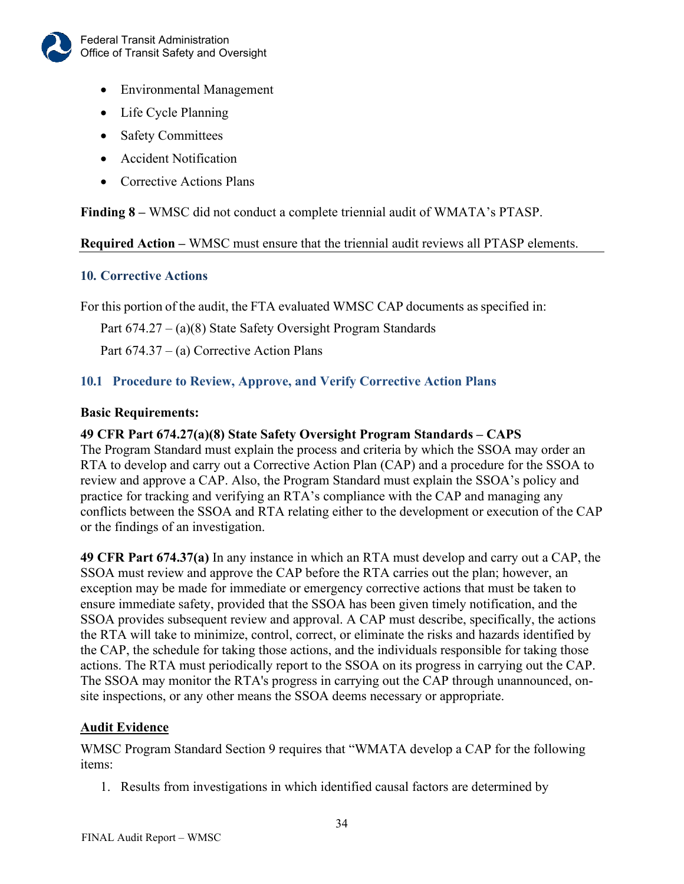- Environmental Management
- Life Cycle Planning
- Safety Committees
- Accident Notification
- Corrective Actions Plans

**Finding 8 –** WMSC did not conduct a complete triennial audit of WMATA's PTASP.

**Required Action –** WMSC must ensure that the triennial audit reviews all PTASP elements.

## 10. Corrective Actions

For this portion of the audit, the FTA evaluated WMSC CAP documents as specified in:

Part 674.27 – (a)(8) State Safety Oversight Program Standards

Part 674.37 – (a) Corrective Action Plans

### 10.1 Procedure to Review, Approve, and Verify Corrective Action Plans

**Basic Requirements:**

**49 CFR Part 674.27(a)(8) State Safety Oversight Program Standards – CAPS**
The Program Standard must explain the process and criteria by which the SSOA may order an RTA to develop and carry out a Corrective Action Plan (CAP) and a procedure for the SSOA to review and approve a CAP. Also, the Program Standard must explain the SSOA's policy and practice for tracking and verifying an RTA's compliance with the CAP and managing any conflicts between the SSOA and RTA relating either to the development or execution of the CAP or the findings of an investigation.

**49 CFR Part 674.37(a)** In any instance in which an RTA must develop and carry out a CAP, the SSOA must review and approve the CAP before the RTA carries out the plan; however, an exception may be made for immediate or emergency corrective actions that must be taken to ensure immediate safety, provided that the SSOA has been given timely notification, and the SSOA provides subsequent review and approval. A CAP must describe, specifically, the actions the RTA will take to minimize, control, correct, or eliminate the risks and hazards identified by the CAP, the schedule for taking those actions, and the individuals responsible for taking those actions. The RTA must periodically report to the SSOA on its progress in carrying out the CAP. The SSOA may monitor the RTA's progress in carrying out the CAP through unannounced, on-site inspections, or any other means the SSOA deems necessary or appropriate.

**Audit Evidence**

WMSC Program Standard Section 9 requires that "WMATA develop a CAP for the following items:

1. Results from investigations in which identified causal factors are determined by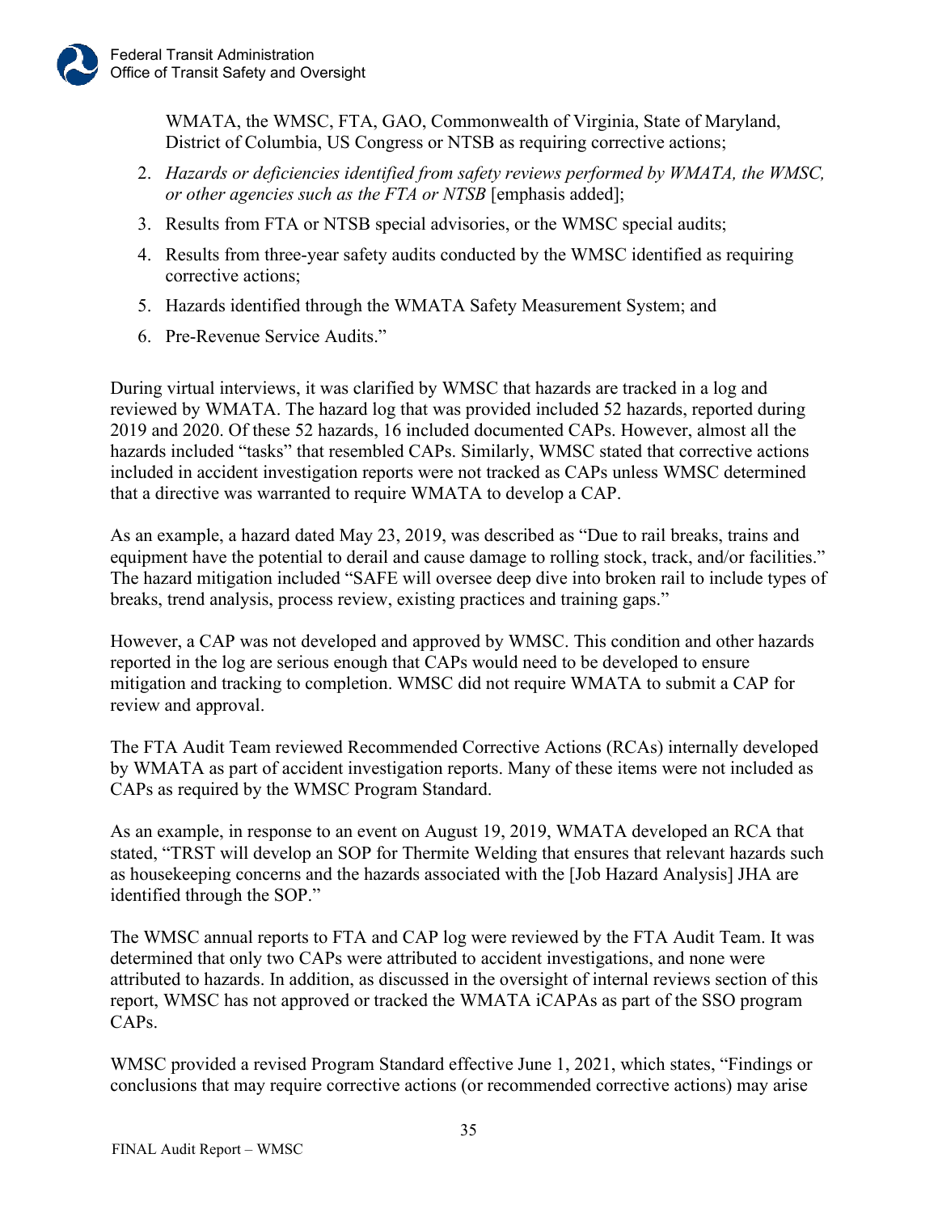WMATA, the WMSC, FTA, GAO, Commonwealth of Virginia, State of Maryland, District of Columbia, US Congress or NTSB as requiring corrective actions;

2. *Hazards or deficiencies identified from safety reviews performed by WMATA, the WMSC, or other agencies such as the FTA or NTSB* [emphasis added];
3. Results from FTA or NTSB special advisories, or the WMSC special audits;
4. Results from three-year safety audits conducted by the WMSC identified as requiring corrective actions;
5. Hazards identified through the WMATA Safety Measurement System; and
6. Pre-Revenue Service Audits."

During virtual interviews, it was clarified by WMSC that hazards are tracked in a log and reviewed by WMATA. The hazard log that was provided included 52 hazards, reported during 2019 and 2020. Of these 52 hazards, 16 included documented CAPs. However, almost all the hazards included "tasks" that resembled CAPs. Similarly, WMSC stated that corrective actions included in accident investigation reports were not tracked as CAPs unless WMSC determined that a directive was warranted to require WMATA to develop a CAP.

As an example, a hazard dated May 23, 2019, was described as "Due to rail breaks, trains and equipment have the potential to derail and cause damage to rolling stock, track, and/or facilities." The hazard mitigation included "SAFE will oversee deep dive into broken rail to include types of breaks, trend analysis, process review, existing practices and training gaps."

However, a CAP was not developed and approved by WMSC. This condition and other hazards reported in the log are serious enough that CAPs would need to be developed to ensure mitigation and tracking to completion. WMSC did not require WMATA to submit a CAP for review and approval.

The FTA Audit Team reviewed Recommended Corrective Actions (RCAs) internally developed by WMATA as part of accident investigation reports. Many of these items were not included as CAPs as required by the WMSC Program Standard.

As an example, in response to an event on August 19, 2019, WMATA developed an RCA that stated, "TRST will develop an SOP for Thermite Welding that ensures that relevant hazards such as housekeeping concerns and the hazards associated with the [Job Hazard Analysis] JHA are identified through the SOP."

The WMSC annual reports to FTA and CAP log were reviewed by the FTA Audit Team. It was determined that only two CAPs were attributed to accident investigations, and none were attributed to hazards. In addition, as discussed in the oversight of internal reviews section of this report, WMSC has not approved or tracked the WMATA iCAPAs as part of the SSO program CAPs.

WMSC provided a revised Program Standard effective June 1, 2021, which states, "Findings or conclusions that may require corrective actions (or recommended corrective actions) may arise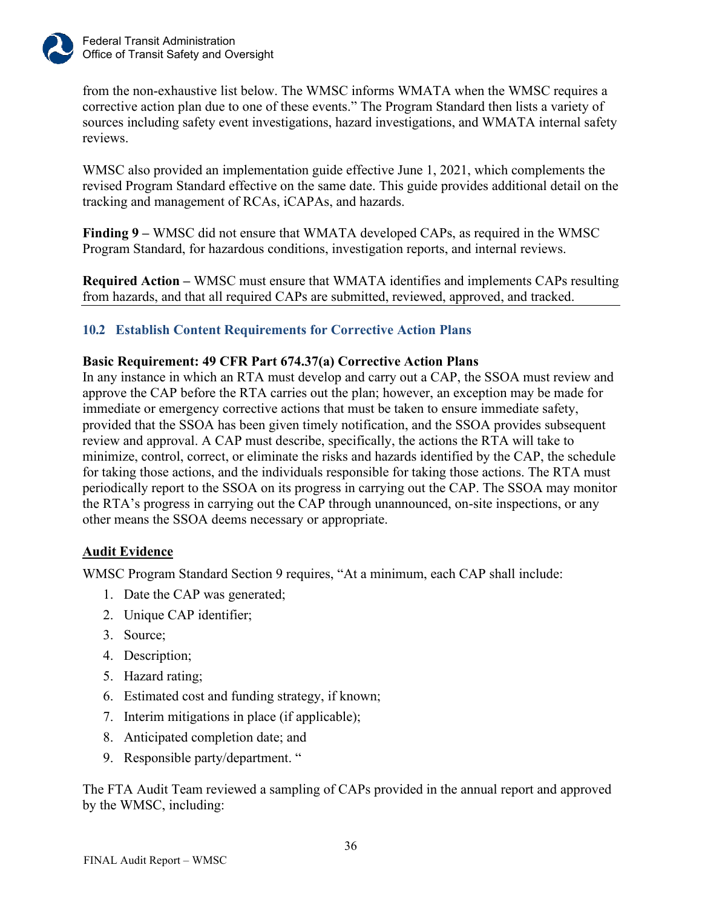from the non-exhaustive list below. The WMSC informs WMATA when the WMSC requires a corrective action plan due to one of these events." The Program Standard then lists a variety of sources including safety event investigations, hazard investigations, and WMATA internal safety reviews.

WMSC also provided an implementation guide effective June 1, 2021, which complements the revised Program Standard effective on the same date. This guide provides additional detail on the tracking and management of RCAs, iCAPAs, and hazards.

**Finding 9 –** WMSC did not ensure that WMATA developed CAPs, as required in the WMSC Program Standard, for hazardous conditions, investigation reports, and internal reviews.

**Required Action –** WMSC must ensure that WMATA identifies and implements CAPs resulting from hazards, and that all required CAPs are submitted, reviewed, approved, and tracked.

## 10.2 Establish Content Requirements for Corrective Action Plans

**Basic Requirement: 49 CFR Part 674.37(a) Corrective Action Plans**

In any instance in which an RTA must develop and carry out a CAP, the SSOA must review and approve the CAP before the RTA carries out the plan; however, an exception may be made for immediate or emergency corrective actions that must be taken to ensure immediate safety, provided that the SSOA has been given timely notification, and the SSOA provides subsequent review and approval. A CAP must describe, specifically, the actions the RTA will take to minimize, control, correct, or eliminate the risks and hazards identified by the CAP, the schedule for taking those actions, and the individuals responsible for taking those actions. The RTA must periodically report to the SSOA on its progress in carrying out the CAP. The SSOA may monitor the RTA's progress in carrying out the CAP through unannounced, on-site inspections, or any other means the SSOA deems necessary or appropriate.

**Audit Evidence**

WMSC Program Standard Section 9 requires, "At a minimum, each CAP shall include:

1. Date the CAP was generated;
2. Unique CAP identifier;
3. Source;
4. Description;
5. Hazard rating;
6. Estimated cost and funding strategy, if known;
7. Interim mitigations in place (if applicable);
8. Anticipated completion date; and
9. Responsible party/department. "

The FTA Audit Team reviewed a sampling of CAPs provided in the annual report and approved by the WMSC, including: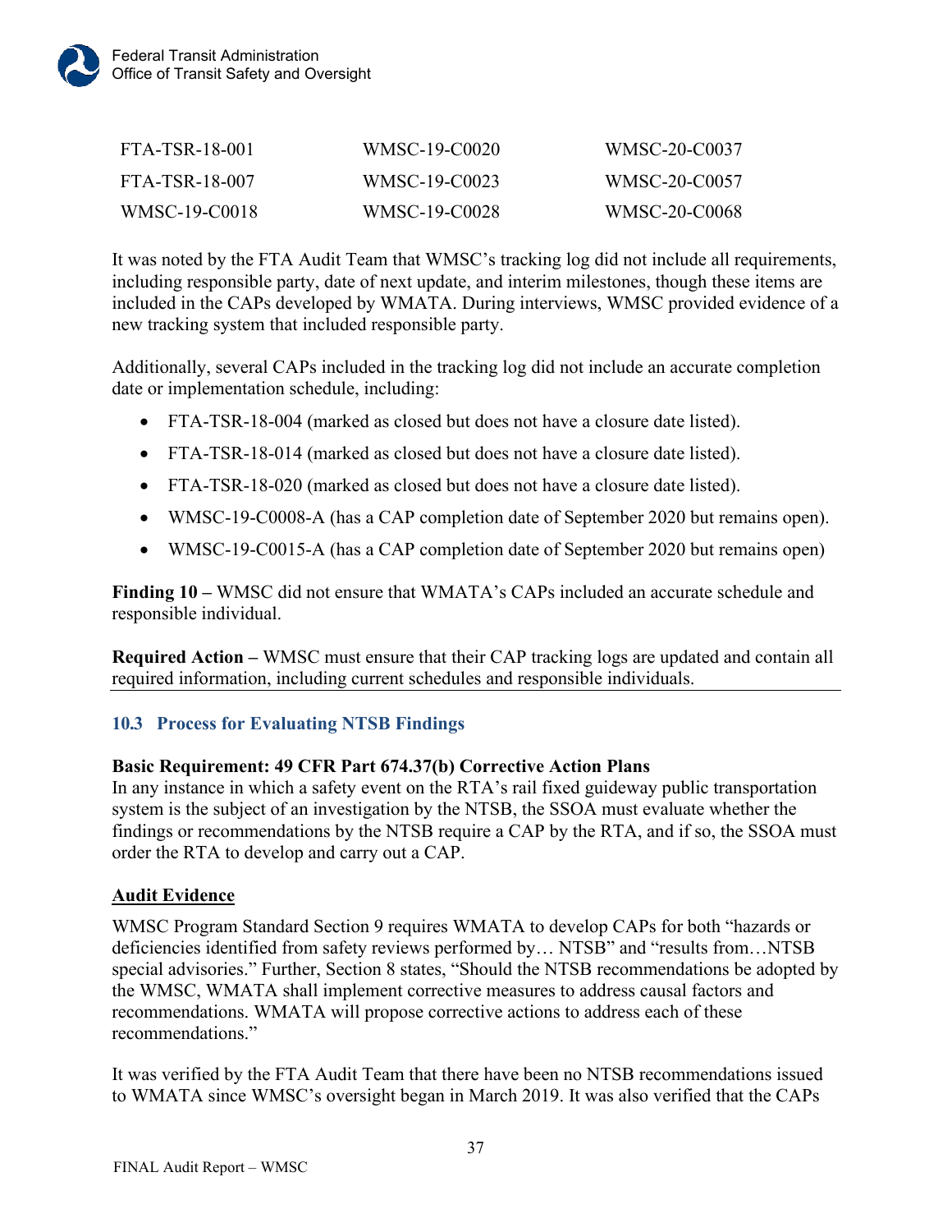| | | |
|---|---|---|
| FTA-TSR-18-001 | WMSC-19-C0020 | WMSC-20-C0037 |
| FTA-TSR-18-007 | WMSC-19-C0023 | WMSC-20-C0057 |
| WMSC-19-C0018 | WMSC-19-C0028 | WMSC-20-C0068 |

It was noted by the FTA Audit Team that WMSC's tracking log did not include all requirements, including responsible party, date of next update, and interim milestones, though these items are included in the CAPs developed by WMATA. During interviews, WMSC provided evidence of a new tracking system that included responsible party.

Additionally, several CAPs included in the tracking log did not include an accurate completion date or implementation schedule, including:

- FTA-TSR-18-004 (marked as closed but does not have a closure date listed).
- FTA-TSR-18-014 (marked as closed but does not have a closure date listed).
- FTA-TSR-18-020 (marked as closed but does not have a closure date listed).
- WMSC-19-C0008-A (has a CAP completion date of September 2020 but remains open).
- WMSC-19-C0015-A (has a CAP completion date of September 2020 but remains open)

**Finding 10 –** WMSC did not ensure that WMATA's CAPs included an accurate schedule and responsible individual.

**Required Action –** WMSC must ensure that their CAP tracking logs are updated and contain all required information, including current schedules and responsible individuals.

### 10.3 Process for Evaluating NTSB Findings

**Basic Requirement: 49 CFR Part 674.37(b) Corrective Action Plans**
In any instance in which a safety event on the RTA's rail fixed guideway public transportation system is the subject of an investigation by the NTSB, the SSOA must evaluate whether the findings or recommendations by the NTSB require a CAP by the RTA, and if so, the SSOA must order the RTA to develop and carry out a CAP.

**Audit Evidence**

WMSC Program Standard Section 9 requires WMATA to develop CAPs for both "hazards or deficiencies identified from safety reviews performed by… NTSB" and "results from…NTSB special advisories." Further, Section 8 states, "Should the NTSB recommendations be adopted by the WMSC, WMATA shall implement corrective measures to address causal factors and recommendations. WMATA will propose corrective actions to address each of these recommendations."

It was verified by the FTA Audit Team that there have been no NTSB recommendations issued to WMATA since WMSC's oversight began in March 2019. It was also verified that the CAPs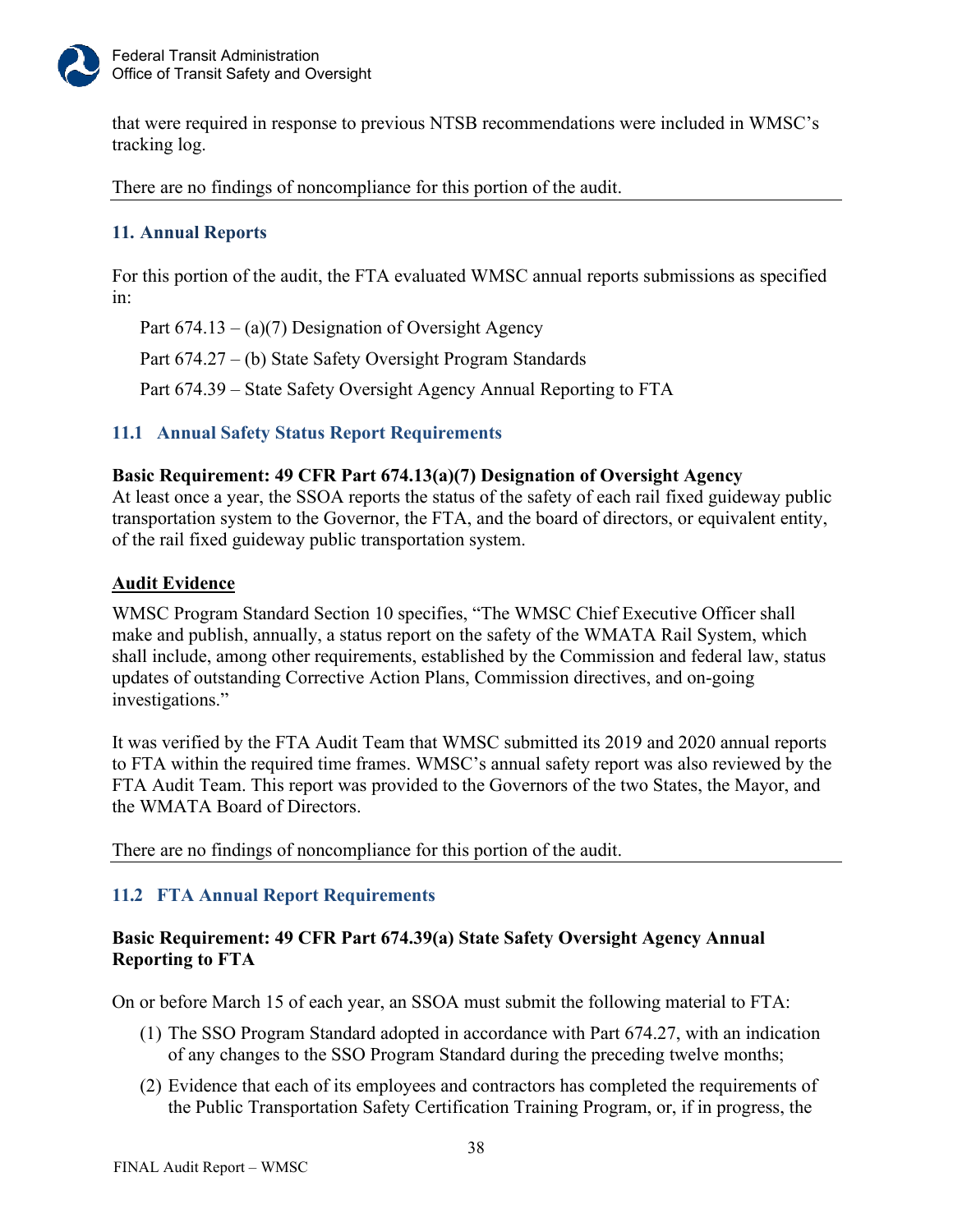that were required in response to previous NTSB recommendations were included in WMSC's tracking log.

There are no findings of noncompliance for this portion of the audit.

## 11. Annual Reports

For this portion of the audit, the FTA evaluated WMSC annual reports submissions as specified in:

Part 674.13 – (a)(7) Designation of Oversight Agency

Part 674.27 – (b) State Safety Oversight Program Standards

Part 674.39 – State Safety Oversight Agency Annual Reporting to FTA

### 11.1 Annual Safety Status Report Requirements

**Basic Requirement: 49 CFR Part 674.13(a)(7) Designation of Oversight Agency**
At least once a year, the SSOA reports the status of the safety of each rail fixed guideway public transportation system to the Governor, the FTA, and the board of directors, or equivalent entity, of the rail fixed guideway public transportation system.

**Audit Evidence**

WMSC Program Standard Section 10 specifies, "The WMSC Chief Executive Officer shall make and publish, annually, a status report on the safety of the WMATA Rail System, which shall include, among other requirements, established by the Commission and federal law, status updates of outstanding Corrective Action Plans, Commission directives, and on-going investigations."

It was verified by the FTA Audit Team that WMSC submitted its 2019 and 2020 annual reports to FTA within the required time frames. WMSC's annual safety report was also reviewed by the FTA Audit Team. This report was provided to the Governors of the two States, the Mayor, and the WMATA Board of Directors.

There are no findings of noncompliance for this portion of the audit.

### 11.2 FTA Annual Report Requirements

**Basic Requirement: 49 CFR Part 674.39(a) State Safety Oversight Agency Annual Reporting to FTA**

On or before March 15 of each year, an SSOA must submit the following material to FTA:

(1) The SSO Program Standard adopted in accordance with Part 674.27, with an indication of any changes to the SSO Program Standard during the preceding twelve months;

(2) Evidence that each of its employees and contractors has completed the requirements of the Public Transportation Safety Certification Training Program, or, if in progress, the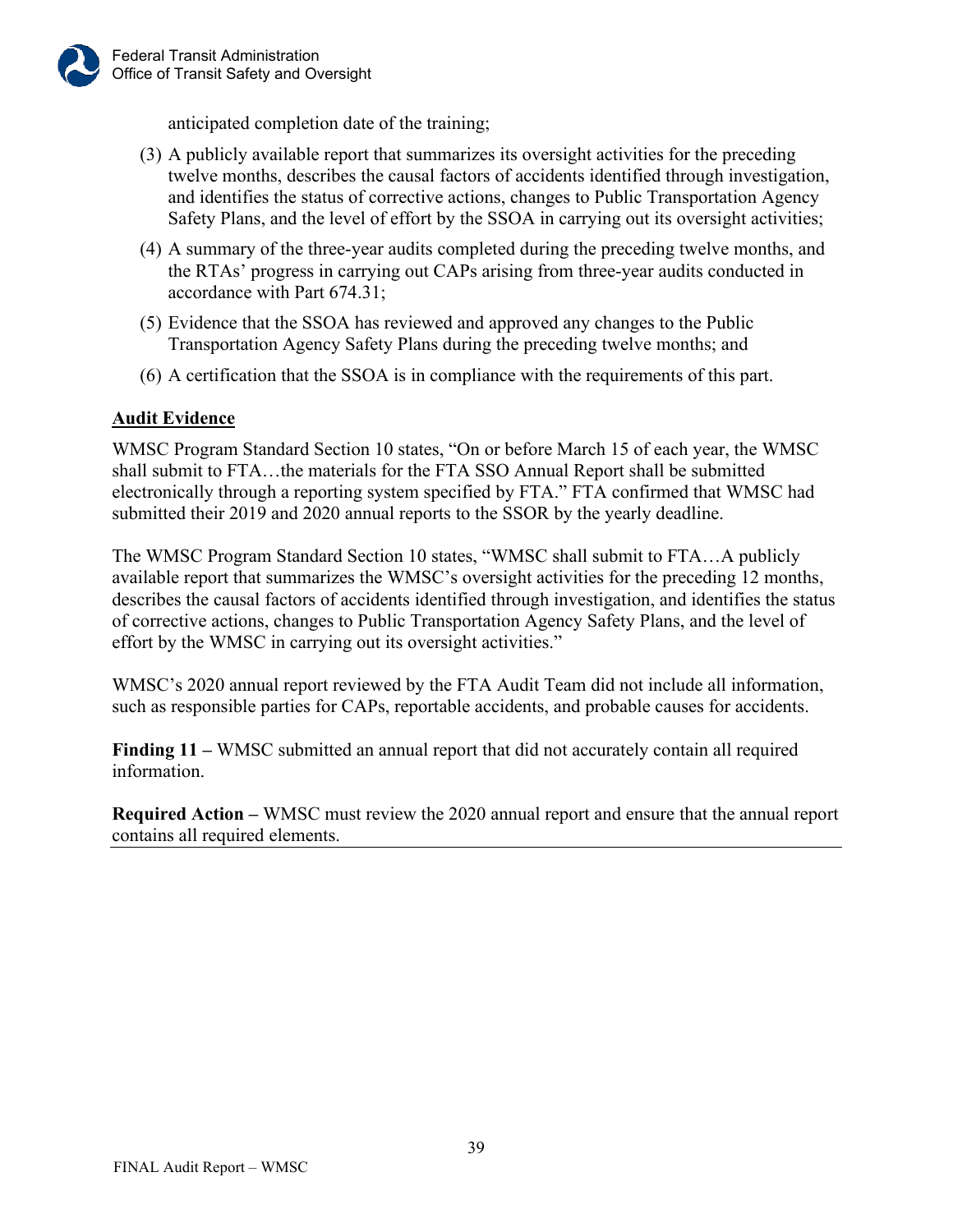anticipated completion date of the training;

(3) A publicly available report that summarizes its oversight activities for the preceding twelve months, describes the causal factors of accidents identified through investigation, and identifies the status of corrective actions, changes to Public Transportation Agency Safety Plans, and the level of effort by the SSOA in carrying out its oversight activities;

(4) A summary of the three-year audits completed during the preceding twelve months, and the RTAs' progress in carrying out CAPs arising from three-year audits conducted in accordance with Part 674.31;

(5) Evidence that the SSOA has reviewed and approved any changes to the Public Transportation Agency Safety Plans during the preceding twelve months; and

(6) A certification that the SSOA is in compliance with the requirements of this part.

**Audit Evidence**

WMSC Program Standard Section 10 states, "On or before March 15 of each year, the WMSC shall submit to FTA…the materials for the FTA SSO Annual Report shall be submitted electronically through a reporting system specified by FTA." FTA confirmed that WMSC had submitted their 2019 and 2020 annual reports to the SSOR by the yearly deadline.

The WMSC Program Standard Section 10 states, "WMSC shall submit to FTA…A publicly available report that summarizes the WMSC's oversight activities for the preceding 12 months, describes the causal factors of accidents identified through investigation, and identifies the status of corrective actions, changes to Public Transportation Agency Safety Plans, and the level of effort by the WMSC in carrying out its oversight activities."

WMSC's 2020 annual report reviewed by the FTA Audit Team did not include all information, such as responsible parties for CAPs, reportable accidents, and probable causes for accidents.

**Finding 11 –** WMSC submitted an annual report that did not accurately contain all required information.

**Required Action –** WMSC must review the 2020 annual report and ensure that the annual report contains all required elements.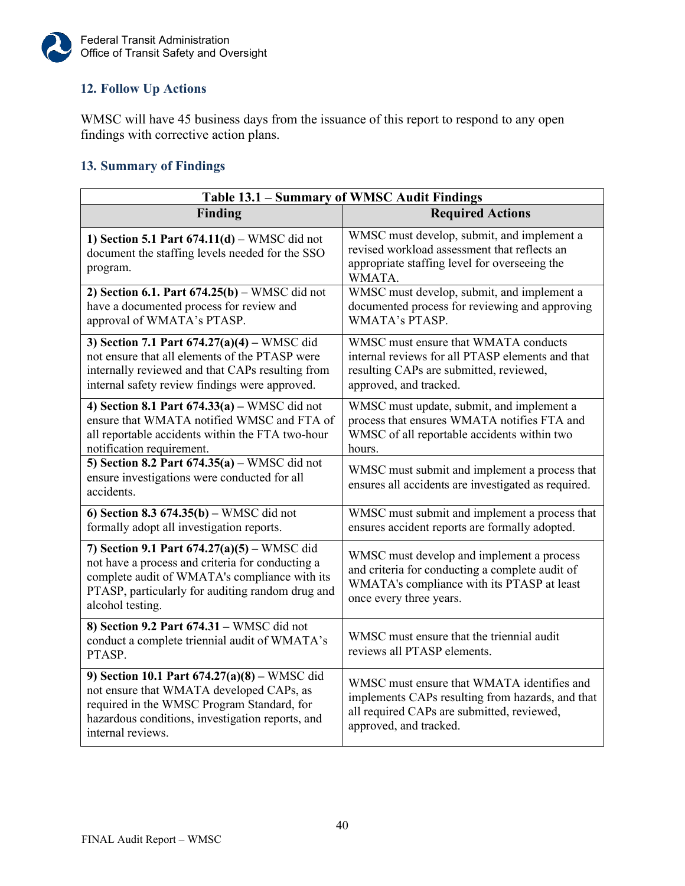## 12. Follow Up Actions

WMSC will have 45 business days from the issuance of this report to respond to any open findings with corrective action plans.

## 13. Summary of Findings

| Table 13.1 – Summary of WMSC Audit Findings | |
|---|---|
| **Finding** | **Required Actions** |
| **1) Section 5.1 Part 674.11(d)** – WMSC did not document the staffing levels needed for the SSO program. | WMSC must develop, submit, and implement a revised workload assessment that reflects an appropriate staffing level for overseeing the WMATA. |
| **2) Section 6.1. Part 674.25(b)** – WMSC did not have a documented process for review and approval of WMATA's PTASP. | WMSC must develop, submit, and implement a documented process for reviewing and approving WMATA's PTASP. |
| **3) Section 7.1 Part 674.27(a)(4) –** WMSC did not ensure that all elements of the PTASP were internally reviewed and that CAPs resulting from internal safety review findings were approved. | WMSC must ensure that WMATA conducts internal reviews for all PTASP elements and that resulting CAPs are submitted, reviewed, approved, and tracked. |
| **4) Section 8.1 Part 674.33(a) –** WMSC did not ensure that WMATA notified WMSC and FTA of all reportable accidents within the FTA two-hour notification requirement. | WMSC must update, submit, and implement a process that ensures WMATA notifies FTA and WMSC of all reportable accidents within two hours. |
| **5) Section 8.2 Part 674.35(a) –** WMSC did not ensure investigations were conducted for all accidents. | WMSC must submit and implement a process that ensures all accidents are investigated as required. |
| **6) Section 8.3 674.35(b) –** WMSC did not formally adopt all investigation reports. | WMSC must submit and implement a process that ensures accident reports are formally adopted. |
| **7) Section 9.1 Part 674.27(a)(5) –** WMSC did not have a process and criteria for conducting a complete audit of WMATA's compliance with its PTASP, particularly for auditing random drug and alcohol testing. | WMSC must develop and implement a process and criteria for conducting a complete audit of WMATA's compliance with its PTASP at least once every three years. |
| **8) Section 9.2 Part 674.31 –** WMSC did not conduct a complete triennial audit of WMATA's PTASP. | WMSC must ensure that the triennial audit reviews all PTASP elements. |
| **9) Section 10.1 Part 674.27(a)(8) –** WMSC did not ensure that WMATA developed CAPs, as required in the WMSC Program Standard, for hazardous conditions, investigation reports, and internal reviews. | WMSC must ensure that WMATA identifies and implements CAPs resulting from hazards, and that all required CAPs are submitted, reviewed, approved, and tracked. |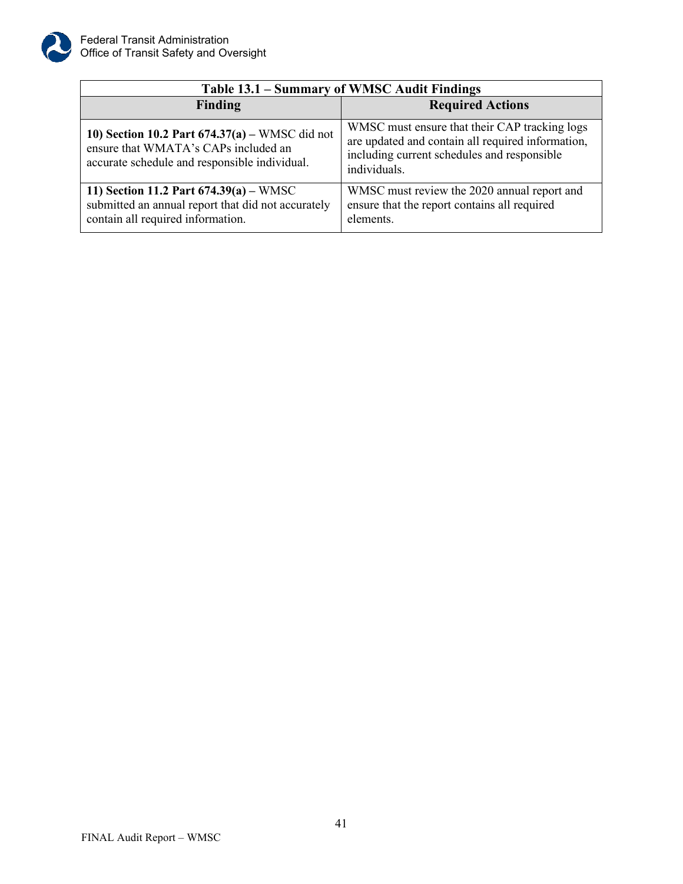| Table 13.1 – Summary of WMSC Audit Findings | |
|---|---|
| **Finding** | **Required Actions** |
| **10) Section 10.2 Part 674.37(a) –** WMSC did not ensure that WMATA's CAPs included an accurate schedule and responsible individual. | WMSC must ensure that their CAP tracking logs are updated and contain all required information, including current schedules and responsible individuals. |
| **11) Section 11.2 Part 674.39(a) –** WMSC submitted an annual report that did not accurately contain all required information. | WMSC must review the 2020 annual report and ensure that the report contains all required elements. |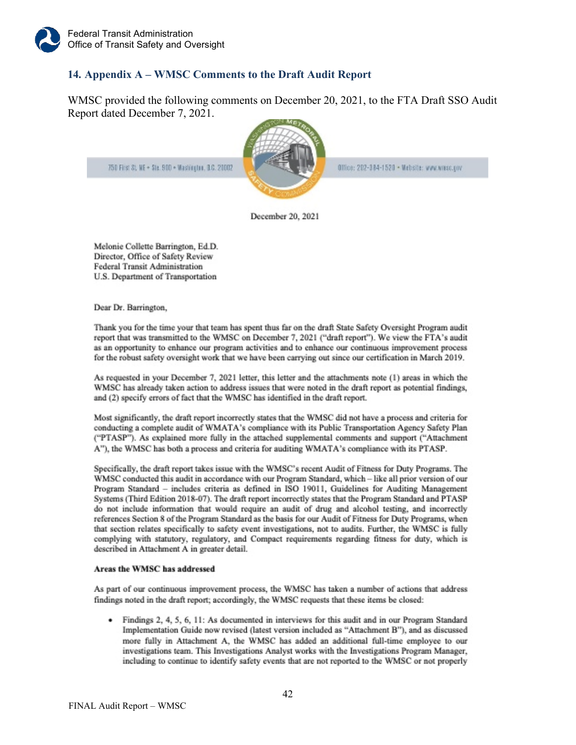## 14. Appendix A – WMSC Comments to the Draft Audit Report

WMSC provided the following comments on December 20, 2021, to the FTA Draft SSO Audit Report dated December 7, 2021.

750 First St. NE • Ste. 900 • Washington, D.C. 20002 | Office: 202-384-1520 • Website: www.wmsc.gov

December 20, 2021

Melonie Collette Barrington, Ed.D.
Director, Office of Safety Review
Federal Transit Administration
U.S. Department of Transportation

Dear Dr. Barrington,

Thank you for the time your that team has spent thus far on the draft State Safety Oversight Program audit report that was transmitted to the WMSC on December 7, 2021 ("draft report"). We view the FTA's audit as an opportunity to enhance our program activities and to enhance our continuous improvement process for the robust safety oversight work that we have been carrying out since our certification in March 2019.

As requested in your December 7, 2021 letter, this letter and the attachments note (1) areas in which the WMSC has already taken action to address issues that were noted in the draft report as potential findings, and (2) specify errors of fact that the WMSC has identified in the draft report.

Most significantly, the draft report incorrectly states that the WMSC did not have a process and criteria for conducting a complete audit of WMATA's compliance with its Public Transportation Agency Safety Plan ("PTASP"). As explained more fully in the attached supplemental comments and support ("Attachment A"), the WMSC has both a process and criteria for auditing WMATA's compliance with its PTASP.

Specifically, the draft report takes issue with the WMSC's recent Audit of Fitness for Duty Programs. The WMSC conducted this audit in accordance with our Program Standard, which – like all prior version of our Program Standard – includes criteria as defined in ISO 19011, Guidelines for Auditing Management Systems (Third Edition 2018-07). The draft report incorrectly states that the Program Standard and PTASP do not include information that would require an audit of drug and alcohol testing, and incorrectly references Section 8 of the Program Standard as the basis for our Audit of Fitness for Duty Programs, when that section relates specifically to safety event investigations, not to audits. Further, the WMSC is fully complying with statutory, regulatory, and Compact requirements regarding fitness for duty, which is described in Attachment A in greater detail.

**Areas the WMSC has addressed**

As part of our continuous improvement process, the WMSC has taken a number of actions that address findings noted in the draft report; accordingly, the WMSC requests that these items be closed:

- Findings 2, 4, 5, 6, 11: As documented in interviews for this audit and in our Program Standard Implementation Guide now revised (latest version included as "Attachment B"), and as discussed more fully in Attachment A, the WMSC has added an additional full-time employee to our investigations team. This Investigations Analyst works with the Investigations Program Manager, including to continue to identify safety events that are not reported to the WMSC or not properly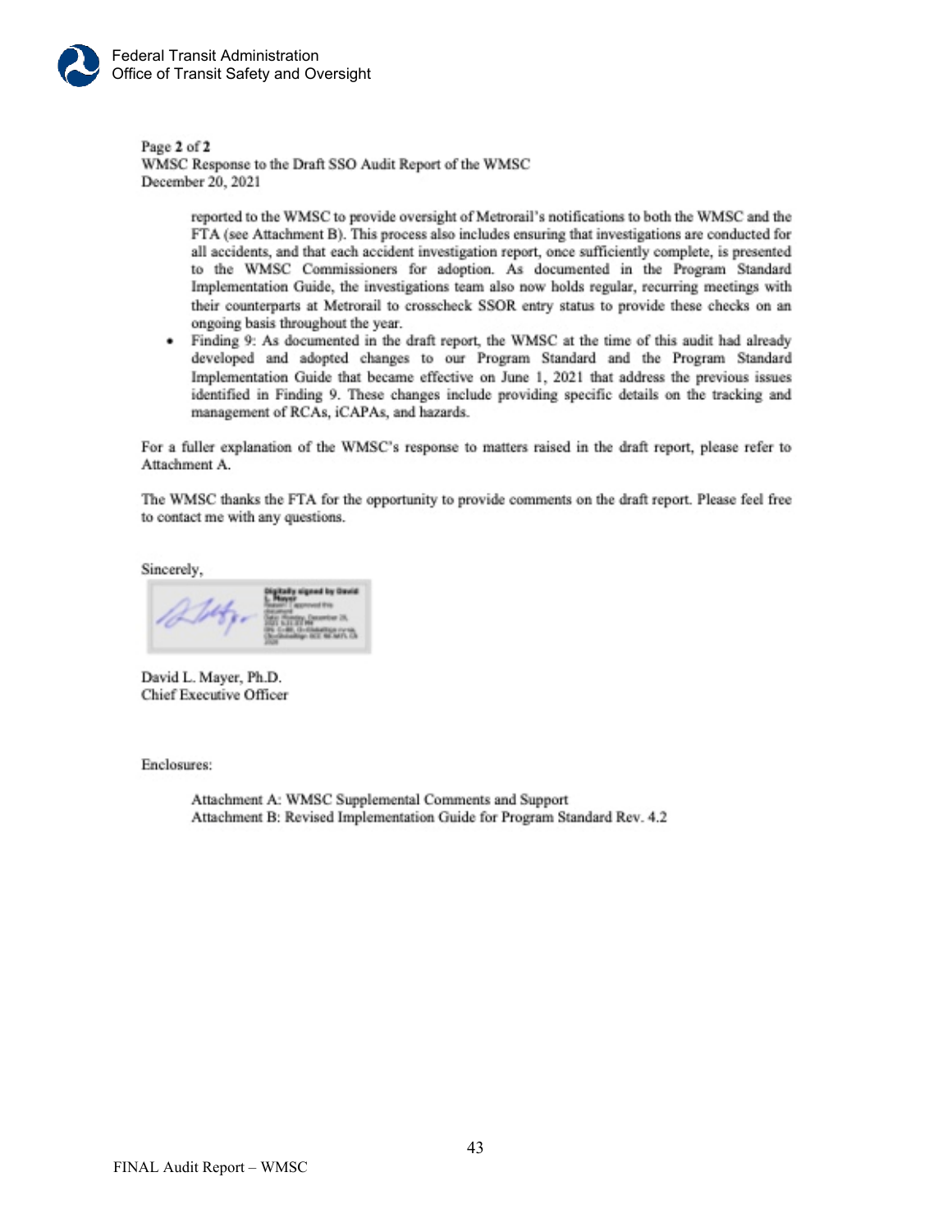Page **2** of **2**
WMSC Response to the Draft SSO Audit Report of the WMSC
December 20, 2021

reported to the WMSC to provide oversight of Metrorail's notifications to both the WMSC and the FTA (see Attachment B). This process also includes ensuring that investigations are conducted for all accidents, and that each accident investigation report, once sufficiently complete, is presented to the WMSC Commissioners for adoption. As documented in the Program Standard Implementation Guide, the investigations team also now holds regular, recurring meetings with their counterparts at Metrorail to crosscheck SSOR entry status to provide these checks on an ongoing basis throughout the year.

- Finding 9: As documented in the draft report, the WMSC at the time of this audit had already developed and adopted changes to our Program Standard and the Program Standard Implementation Guide that became effective on June 1, 2021 that address the previous issues identified in Finding 9. These changes include providing specific details on the tracking and management of RCAs, iCAPAs, and hazards.

For a fuller explanation of the WMSC's response to matters raised in the draft report, please refer to Attachment A.

The WMSC thanks the FTA for the opportunity to provide comments on the draft report. Please feel free to contact me with any questions.

Sincerely,

David L. Mayer, Ph.D.
Chief Executive Officer

Enclosures:

Attachment A: WMSC Supplemental Comments and Support
Attachment B: Revised Implementation Guide for Program Standard Rev. 4.2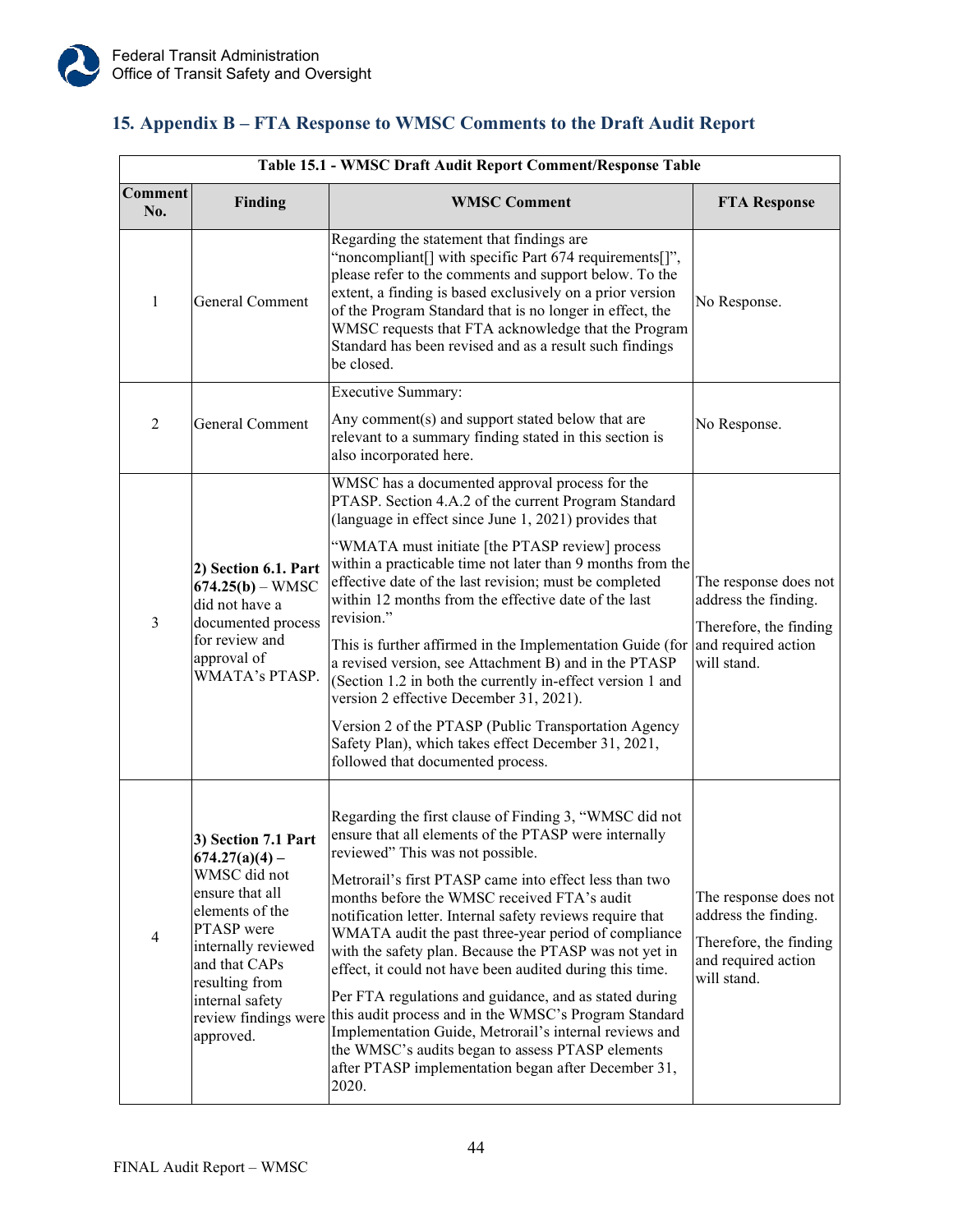## 15. Appendix B – FTA Response to WMSC Comments to the Draft Audit Report

**Table 15.1 - WMSC Draft Audit Report Comment/Response Table**

| Comment No. | Finding | WMSC Comment | FTA Response |
|---|---|---|---|
| 1 | General Comment | Regarding the statement that findings are "noncompliant[] with specific Part 674 requirements[]", please refer to the comments and support below. To the extent, a finding is based exclusively on a prior version of the Program Standard that is no longer in effect, the WMSC requests that FTA acknowledge that the Program Standard has been revised and as a result such findings be closed. | No Response. |
| 2 | General Comment | Executive Summary:<br><br>Any comment(s) and support stated below that are relevant to a summary finding stated in this section is also incorporated here. | No Response. |
| 3 | **2) Section 6.1. Part 674.25(b)** – WMSC did not have a documented process for review and approval of WMATA's PTASP. | WMSC has a documented approval process for the PTASP. Section 4.A.2 of the current Program Standard (language in effect since June 1, 2021) provides that<br><br>"WMATA must initiate [the PTASP review] process within a practicable time not later than 9 months from the effective date of the last revision; must be completed within 12 months from the effective date of the last revision."<br><br>This is further affirmed in the Implementation Guide (for a revised version, see Attachment B) and in the PTASP (Section 1.2 in both the currently in-effect version 1 and version 2 effective December 31, 2021).<br><br>Version 2 of the PTASP (Public Transportation Agency Safety Plan), which takes effect December 31, 2021, followed that documented process. | The response does not address the finding.<br><br>Therefore, the finding and required action will stand. |
| 4 | **3) Section 7.1 Part 674.27(a)(4) –** WMSC did not ensure that all elements of the PTASP were internally reviewed and that CAPs resulting from internal safety review findings were approved. | Regarding the first clause of Finding 3, "WMSC did not ensure that all elements of the PTASP were internally reviewed" This was not possible.<br><br>Metrorail's first PTASP came into effect less than two months before the WMSC received FTA's audit notification letter. Internal safety reviews require that WMATA audit the past three-year period of compliance with the safety plan. Because the PTASP was not yet in effect, it could not have been audited during this time.<br><br>Per FTA regulations and guidance, and as stated during this audit process and in the WMSC's Program Standard Implementation Guide, Metrorail's internal reviews and the WMSC's audits began to assess PTASP elements after PTASP implementation began after December 31, 2020. | The response does not address the finding.<br><br>Therefore, the finding and required action will stand. |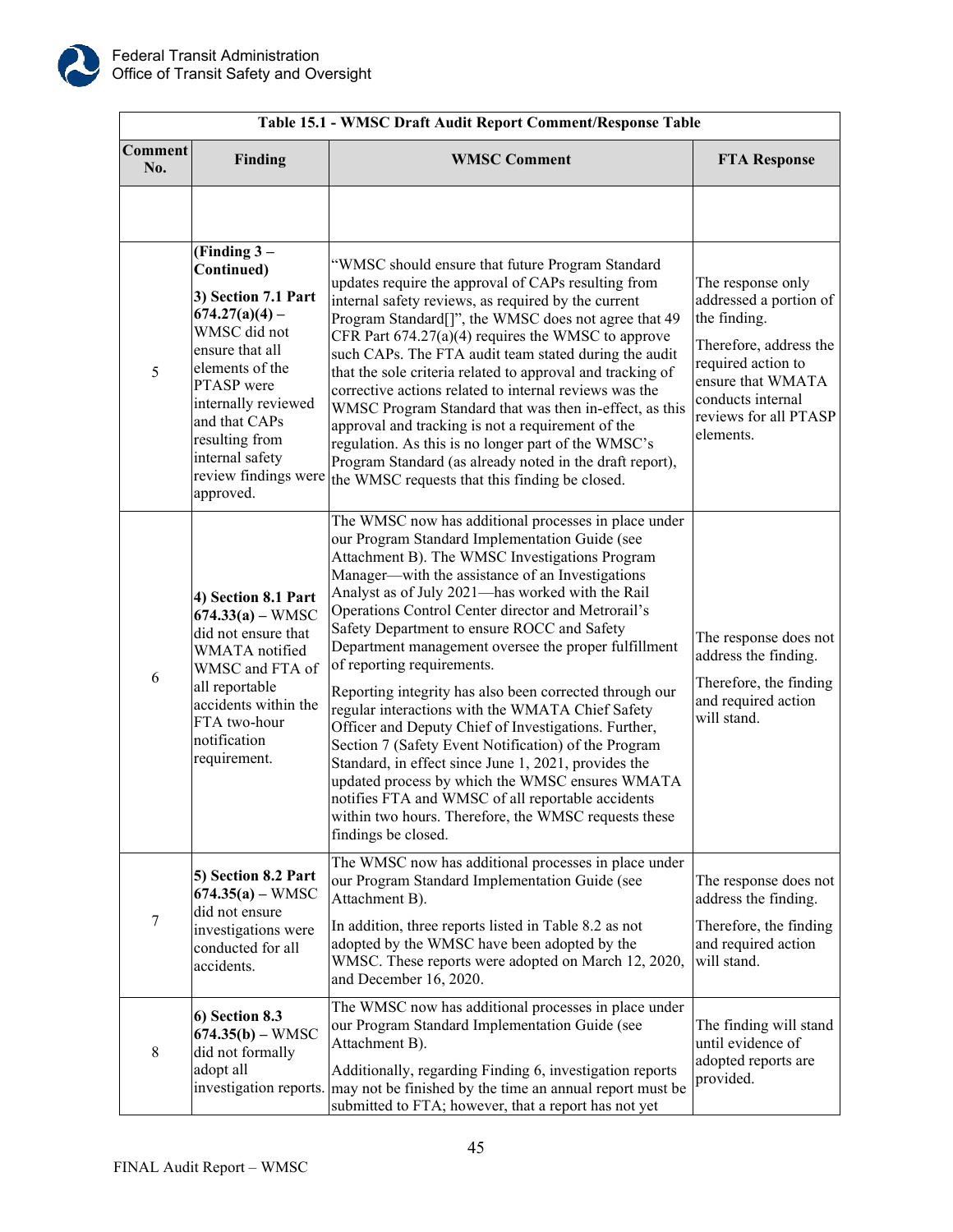| Table 15.1 - WMSC Draft Audit Report Comment/Response Table | | | |
|---|---|---|---|
| **Comment No.** | **Finding** | **WMSC Comment** | **FTA Response** |
| | | | |
| 5 | **(Finding 3 – Continued)** **3) Section 7.1 Part 674.27(a)(4) –** WMSC did not ensure that all elements of the PTASP were internally reviewed and that CAPs resulting from internal safety review findings were approved. | "WMSC should ensure that future Program Standard updates require the approval of CAPs resulting from internal safety reviews, as required by the current Program Standard[]", the WMSC does not agree that 49 CFR Part 674.27(a)(4) requires the WMSC to approve such CAPs. The FTA audit team stated during the audit that the sole criteria related to approval and tracking of corrective actions related to internal reviews was the WMSC Program Standard that was then in-effect, as this approval and tracking is not a requirement of the regulation. As this is no longer part of the WMSC's Program Standard (as already noted in the draft report), the WMSC requests that this finding be closed. | The response only addressed a portion of the finding. Therefore, address the required action to ensure that WMATA conducts internal reviews for all PTASP elements. |
| 6 | **4) Section 8.1 Part 674.33(a) –** WMSC did not ensure that WMATA notified WMSC and FTA of all reportable accidents within the FTA two-hour notification requirement. | The WMSC now has additional processes in place under our Program Standard Implementation Guide (see Attachment B). The WMSC Investigations Program Manager—with the assistance of an Investigations Analyst as of July 2021—has worked with the Rail Operations Control Center director and Metrorail's Safety Department to ensure ROCC and Safety Department management oversee the proper fulfillment of reporting requirements. Reporting integrity has also been corrected through our regular interactions with the WMATA Chief Safety Officer and Deputy Chief of Investigations. Further, Section 7 (Safety Event Notification) of the Program Standard, in effect since June 1, 2021, provides the updated process by which the WMSC ensures WMATA notifies FTA and WMSC of all reportable accidents within two hours. Therefore, the WMSC requests these findings be closed. | The response does not address the finding. Therefore, the finding and required action will stand. |
| 7 | **5) Section 8.2 Part 674.35(a) –** WMSC did not ensure investigations were conducted for all accidents. | The WMSC now has additional processes in place under our Program Standard Implementation Guide (see Attachment B). In addition, three reports listed in Table 8.2 as not adopted by the WMSC have been adopted by the WMSC. These reports were adopted on March 12, 2020, and December 16, 2020. | The response does not address the finding. Therefore, the finding and required action will stand. |
| 8 | **6) Section 8.3 674.35(b) –** WMSC did not formally adopt all investigation reports. | The WMSC now has additional processes in place under our Program Standard Implementation Guide (see Attachment B). Additionally, regarding Finding 6, investigation reports may not be finished by the time an annual report must be submitted to FTA; however, that a report has not yet | The finding will stand until evidence of adopted reports are provided. |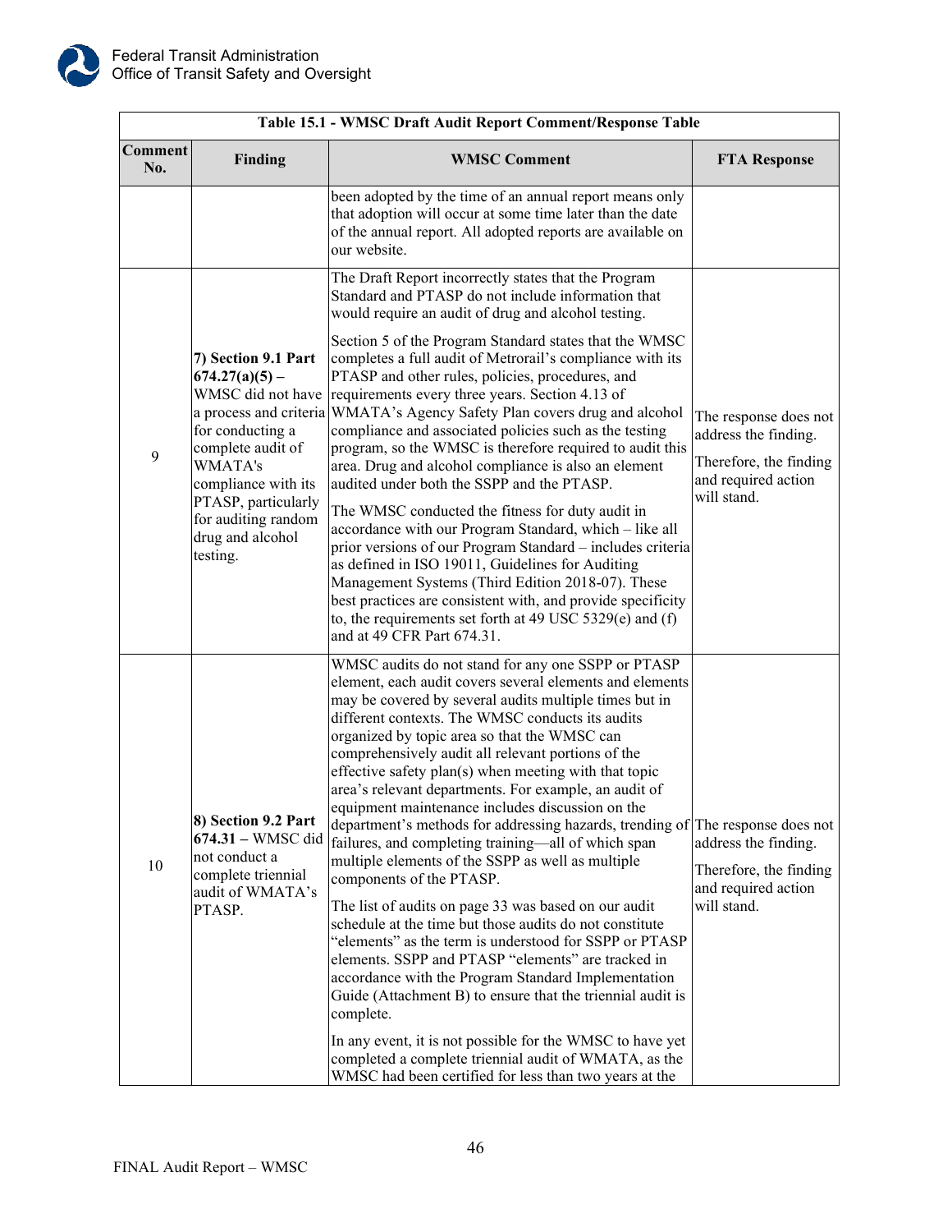| Table 15.1 - WMSC Draft Audit Report Comment/Response Table | | | |
|---|---|---|---|
| **Comment No.** | **Finding** | **WMSC Comment** | **FTA Response** |
| | | been adopted by the time of an annual report means only that adoption will occur at some time later than the date of the annual report. All adopted reports are available on our website. | |
| 9 | **7) Section 9.1 Part 674.27(a)(5) –** WMSC did not have a process and criteria for conducting a complete audit of WMATA's compliance with its PTASP, particularly for auditing random drug and alcohol testing. | The Draft Report incorrectly states that the Program Standard and PTASP do not include information that would require an audit of drug and alcohol testing.<br><br>Section 5 of the Program Standard states that the WMSC completes a full audit of Metrorail's compliance with its PTASP and other rules, policies, procedures, and requirements every three years. Section 4.13 of WMATA's Agency Safety Plan covers drug and alcohol compliance and associated policies such as the testing program, so the WMSC is therefore required to audit this area. Drug and alcohol compliance is also an element audited under both the SSPP and the PTASP.<br><br>The WMSC conducted the fitness for duty audit in accordance with our Program Standard, which – like all prior versions of our Program Standard – includes criteria as defined in ISO 19011, Guidelines for Auditing Management Systems (Third Edition 2018-07). These best practices are consistent with, and provide specificity to, the requirements set forth at 49 USC 5329(e) and (f) and at 49 CFR Part 674.31. | The response does not address the finding.<br><br>Therefore, the finding and required action will stand. |
| 10 | **8) Section 9.2 Part 674.31 –** WMSC did not conduct a complete triennial audit of WMATA's PTASP. | WMSC audits do not stand for any one SSPP or PTASP element, each audit covers several elements and elements may be covered by several audits multiple times but in different contexts. The WMSC conducts its audits organized by topic area so that the WMSC can comprehensively audit all relevant portions of the effective safety plan(s) when meeting with that topic area's relevant departments. For example, an audit of equipment maintenance includes discussion on the department's methods for addressing hazards, trending of failures, and completing training—all of which span multiple elements of the SSPP as well as multiple components of the PTASP.<br><br>The list of audits on page 33 was based on our audit schedule at the time but those audits do not constitute "elements" as the term is understood for SSPP or PTASP elements. SSPP and PTASP "elements" are tracked in accordance with the Program Standard Implementation Guide (Attachment B) to ensure that the triennial audit is complete.<br><br>In any event, it is not possible for the WMSC to have yet completed a complete triennial audit of WMATA, as the WMSC had been certified for less than two years at the | The response does not address the finding.<br><br>Therefore, the finding and required action will stand. |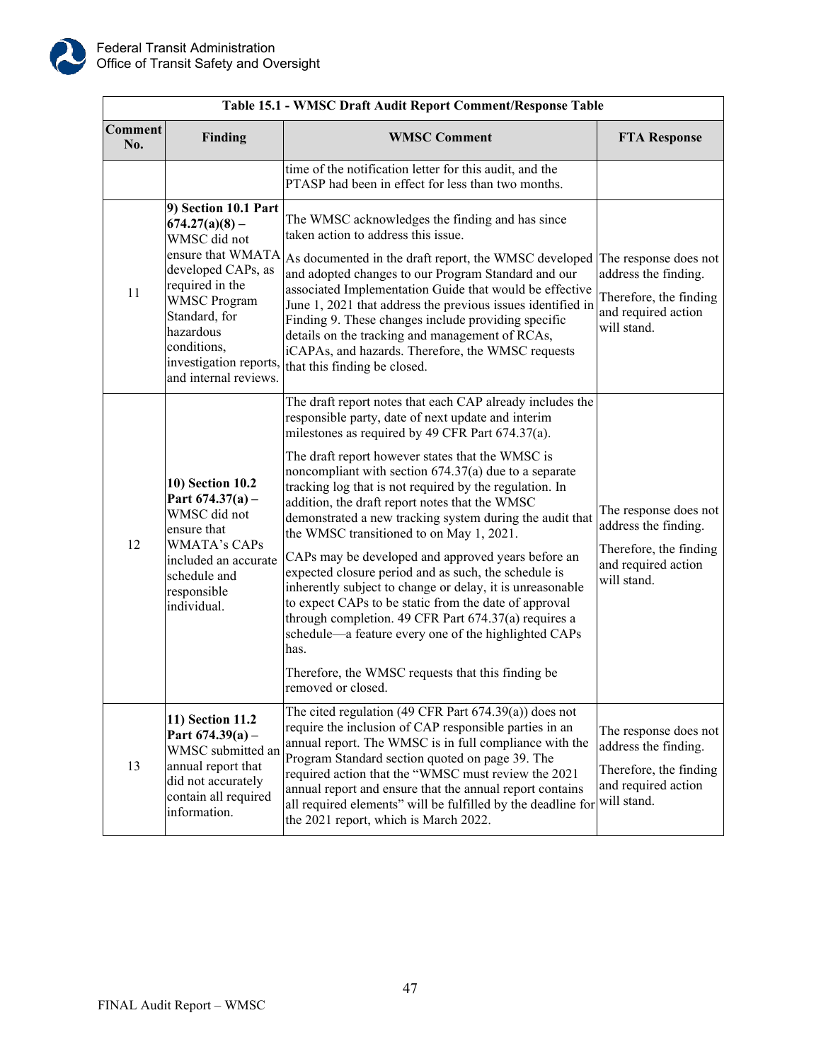| Table 15.1 - WMSC Draft Audit Report Comment/Response Table | | | |
|---|---|---|---|
| **Comment No.** | **Finding** | **WMSC Comment** | **FTA Response** |
| | | time of the notification letter for this audit, and the PTASP had been in effect for less than two months. | |
| 11 | **9) Section 10.1 Part 674.27(a)(8) –** WMSC did not ensure that WMATA developed CAPs, as required in the WMSC Program Standard, for hazardous conditions, investigation reports, and internal reviews. | The WMSC acknowledges the finding and has since taken action to address this issue.<br><br>As documented in the draft report, the WMSC developed and adopted changes to our Program Standard and our associated Implementation Guide that would be effective June 1, 2021 that address the previous issues identified in Finding 9. These changes include providing specific details on the tracking and management of RCAs, iCAPAs, and hazards. Therefore, the WMSC requests that this finding be closed. | The response does not address the finding.<br><br>Therefore, the finding and required action will stand. |
| 12 | **10) Section 10.2 Part 674.37(a) –** WMSC did not ensure that WMATA's CAPs included an accurate schedule and responsible individual. | The draft report notes that each CAP already includes the responsible party, date of next update and interim milestones as required by 49 CFR Part 674.37(a).<br><br>The draft report however states that the WMSC is noncompliant with section 674.37(a) due to a separate tracking log that is not required by the regulation. In addition, the draft report notes that the WMSC demonstrated a new tracking system during the audit that the WMSC transitioned to on May 1, 2021.<br><br>CAPs may be developed and approved years before an expected closure period and as such, the schedule is inherently subject to change or delay, it is unreasonable to expect CAPs to be static from the date of approval through completion. 49 CFR Part 674.37(a) requires a schedule—a feature every one of the highlighted CAPs has.<br><br>Therefore, the WMSC requests that this finding be removed or closed. | The response does not address the finding.<br><br>Therefore, the finding and required action will stand. |
| 13 | **11) Section 11.2 Part 674.39(a) –** WMSC submitted an annual report that did not accurately contain all required information. | The cited regulation (49 CFR Part 674.39(a)) does not require the inclusion of CAP responsible parties in an annual report. The WMSC is in full compliance with the Program Standard section quoted on page 39. The required action that the "WMSC must review the 2021 annual report and ensure that the annual report contains all required elements" will be fulfilled by the deadline for the 2021 report, which is March 2022. | The response does not address the finding.<br><br>Therefore, the finding and required action will stand. |